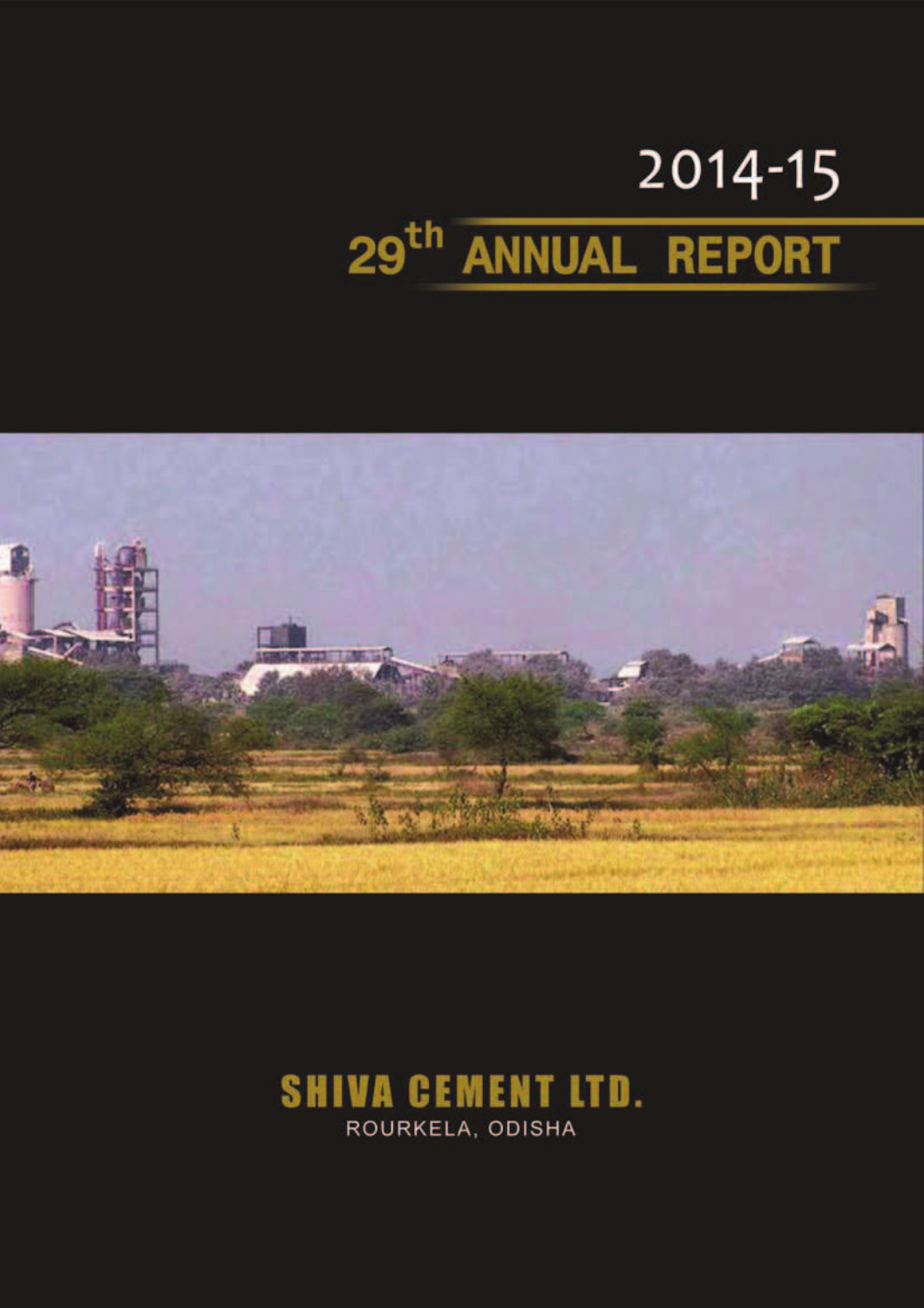# 2014-15

# 29th ANNUAL REPORT

## SHIVA CEMENT LTD.

ROURKELA, ODISHA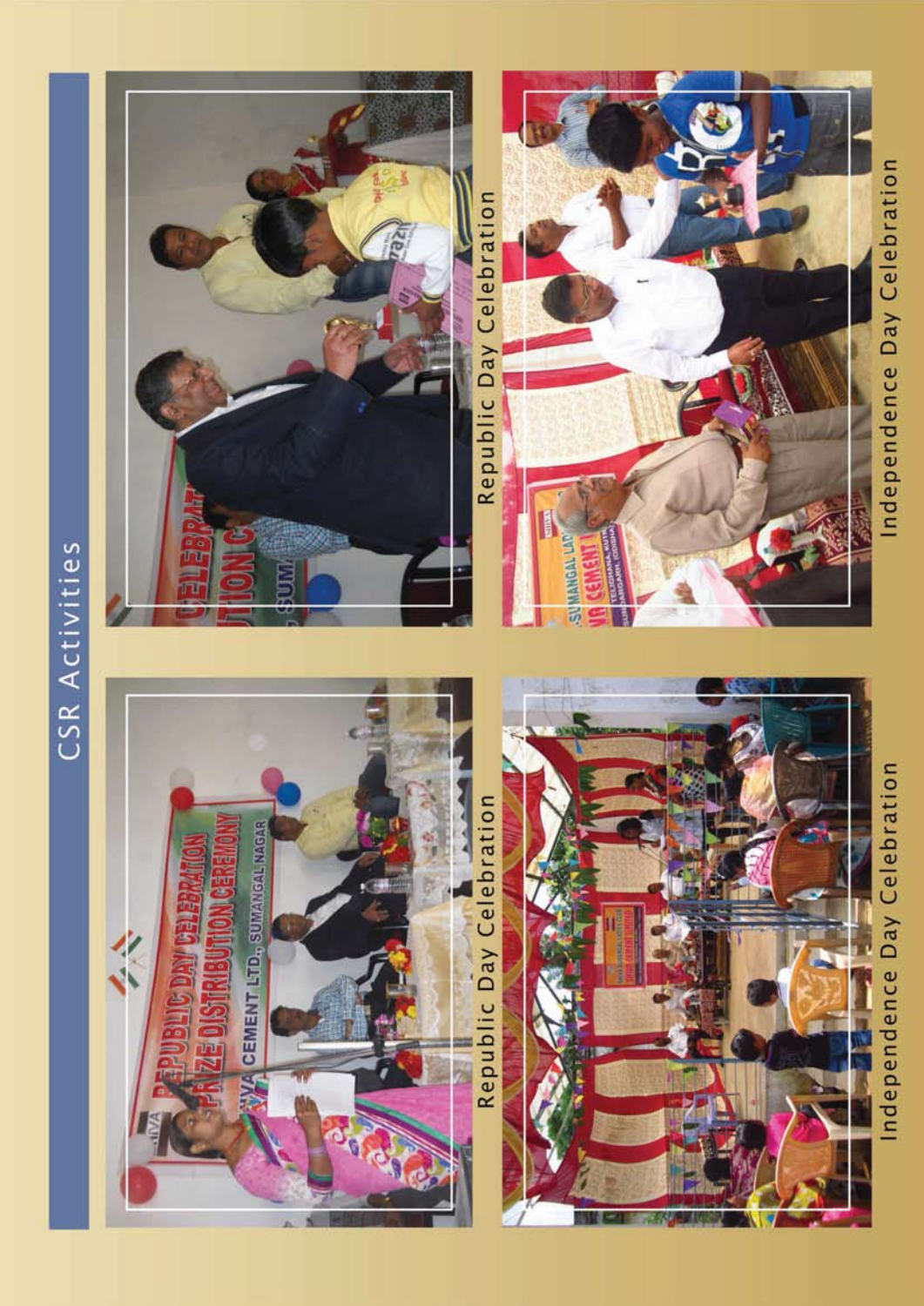# CSR Activities

Republic Day Celebration

Republic Day Celebration

Independence Day Celebration

Independence Day Celebration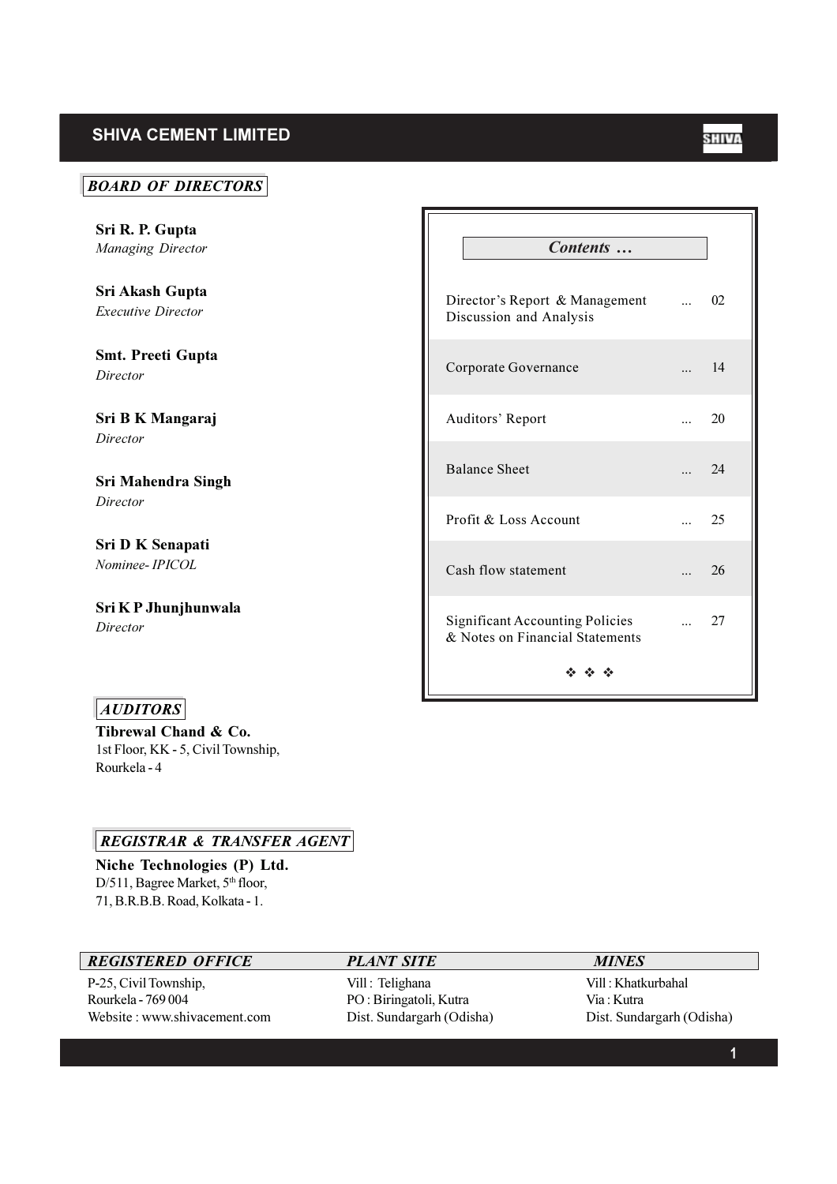# SHIVA CEMENT LIMITED

## BOARD OF DIRECTORS

**Sri R. P. Gupta**
*Managing Director*

**Sri Akash Gupta**
*Executive Director*

**Smt. Preeti Gupta**
*Director*

**Sri B K Mangaraj**
*Director*

**Sri Mahendra Singh**
*Director*

**Sri D K Senapati**
*Nominee- IPICOL*

**Sri K P Jhunjhunwala**
*Director*

## *Contents …*

| | |
|---|---|
| Director's Report & Management Discussion and Analysis | ... 02 |
| Corporate Governance | ... 14 |
| Auditors' Report | ... 20 |
| Balance Sheet | ... 24 |
| Profit & Loss Account | ... 25 |
| Cash flow statement | ... 26 |
| Significant Accounting Policies & Notes on Financial Statements | ... 27 |

## AUDITORS

**Tibrewal Chand & Co.**
1st Floor, KK - 5, Civil Township,
Rourkela - 4

## REGISTRAR & TRANSFER AGENT

**Niche Technologies (P) Ltd.**
D/511, Bagree Market, 5th floor,
71, B.R.B.B. Road, Kolkata - 1.

| *REGISTERED OFFICE* | *PLANT SITE* | *MINES* |
|---|---|---|
| P-25, Civil Township, | Vill : Telighana | Vill : Khatkurbahal |
| Rourkela - 769 004 | PO : Biringatoli, Kutra | Via : Kutra |
| Website : www.shivacement.com | Dist. Sundargarh (Odisha) | Dist. Sundargarh (Odisha) |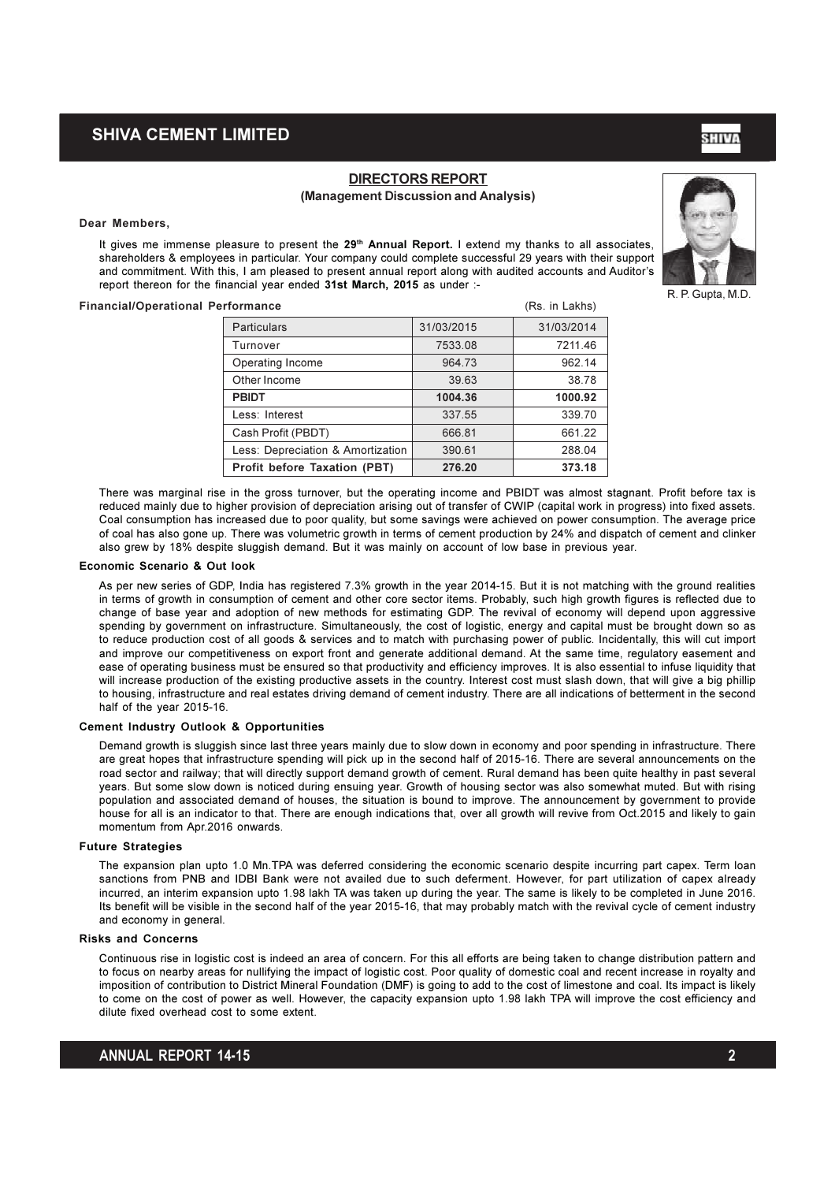## DIRECTORS REPORT

### (Management Discussion and Analysis)

R. P. Gupta, M.D.

**Dear Members,**

It gives me immense pleasure to present the **29th Annual Report.** I extend my thanks to all associates, shareholders & employees in particular. Your company could complete successful 29 years with their support and commitment. With this, I am pleased to present annual report along with audited accounts and Auditor's report thereon for the financial year ended **31st March, 2015** as under :-

**Financial/Operational Performance** (Rs. in Lakhs)

| Particulars | 31/03/2015 | 31/03/2014 |
|---|---|---|
| Turnover | 7533.08 | 7211.46 |
| Operating Income | 964.73 | 962.14 |
| Other Income | 39.63 | 38.78 |
| **PBIDT** | **1004.36** | **1000.92** |
| Less: Interest | 337.55 | 339.70 |
| Cash Profit (PBDT) | 666.81 | 661.22 |
| Less: Depreciation & Amortization | 390.61 | 288.04 |
| **Profit before Taxation (PBT)** | **276.20** | **373.18** |

There was marginal rise in the gross turnover, but the operating income and PBIDT was almost stagnant. Profit before tax is reduced mainly due to higher provision of depreciation arising out of transfer of CWIP (capital work in progress) into fixed assets. Coal consumption has increased due to poor quality, but some savings were achieved on power consumption. The average price of coal has also gone up. There was volumetric growth in terms of cement production by 24% and dispatch of cement and clinker also grew by 18% despite sluggish demand. But it was mainly on account of low base in previous year.

**Economic Scenario & Out look**

As per new series of GDP, India has registered 7.3% growth in the year 2014-15. But it is not matching with the ground realities in terms of growth in consumption of cement and other core sector items. Probably, such high growth figures is reflected due to change of base year and adoption of new methods for estimating GDP. The revival of economy will depend upon aggressive spending by government on infrastructure. Simultaneously, the cost of logistic, energy and capital must be brought down so as to reduce production cost of all goods & services and to match with purchasing power of public. Incidentally, this will cut import and improve our competitiveness on export front and generate additional demand. At the same time, regulatory easement and ease of operating business must be ensured so that productivity and efficiency improves. It is also essential to infuse liquidity that will increase production of the existing productive assets in the country. Interest cost must slash down, that will give a big phillip to housing, infrastructure and real estates driving demand of cement industry. There are all indications of betterment in the second half of the year 2015-16.

**Cement Industry Outlook & Opportunities**

Demand growth is sluggish since last three years mainly due to slow down in economy and poor spending in infrastructure. There are great hopes that infrastructure spending will pick up in the second half of 2015-16. There are several announcements on the road sector and railway; that will directly support demand growth of cement. Rural demand has been quite healthy in past several years. But some slow down is noticed during ensuing year. Growth of housing sector was also somewhat muted. But with rising population and associated demand of houses, the situation is bound to improve. The announcement by government to provide house for all is an indicator to that. There are enough indications that, over all growth will revive from Oct.2015 and likely to gain momentum from Apr.2016 onwards.

**Future Strategies**

The expansion plan upto 1.0 Mn.TPA was deferred considering the economic scenario despite incurring part capex. Term loan sanctions from PNB and IDBI Bank were not availed due to such deferment. However, for part utilization of capex already incurred, an interim expansion upto 1.98 lakh TA was taken up during the year. The same is likely to be completed in June 2016. Its benefit will be visible in the second half of the year 2015-16, that may probably match with the revival cycle of cement industry and economy in general.

**Risks and Concerns**

Continuous rise in logistic cost is indeed an area of concern. For this all efforts are being taken to change distribution pattern and to focus on nearby areas for nullifying the impact of logistic cost. Poor quality of domestic coal and recent increase in royalty and imposition of contribution to District Mineral Foundation (DMF) is going to add to the cost of limestone and coal. Its impact is likely to come on the cost of power as well. However, the capacity expansion upto 1.98 lakh TPA will improve the cost efficiency and dilute fixed overhead cost to some extent.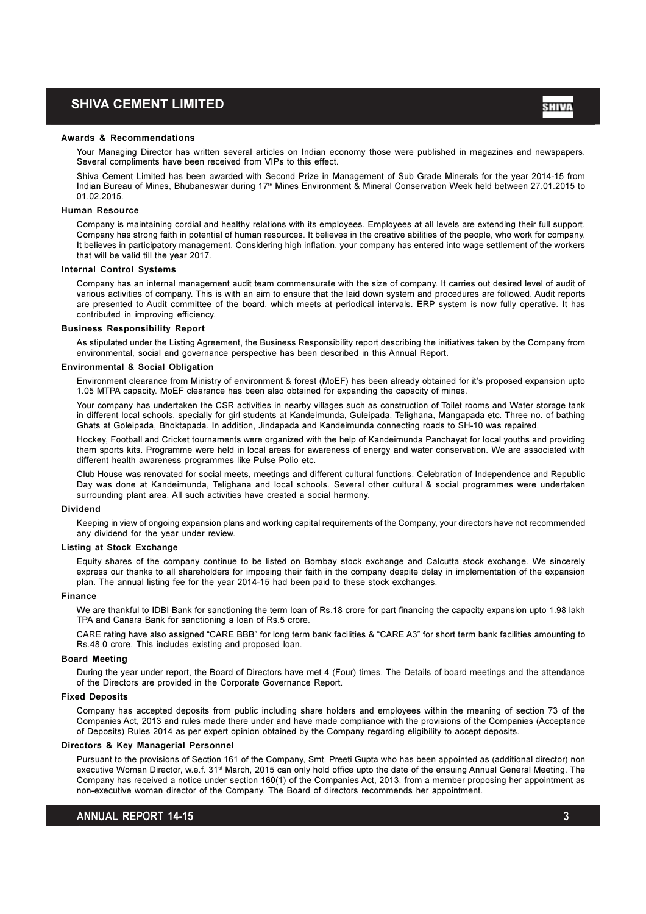### Awards & Recommendations

Your Managing Director has written several articles on Indian economy those were published in magazines and newspapers. Several compliments have been received from VIPs to this effect.

Shiva Cement Limited has been awarded with Second Prize in Management of Sub Grade Minerals for the year 2014-15 from Indian Bureau of Mines, Bhubaneswar during 17th Mines Environment & Mineral Conservation Week held between 27.01.2015 to 01.02.2015.

### Human Resource

Company is maintaining cordial and healthy relations with its employees. Employees at all levels are extending their full support. Company has strong faith in potential of human resources. It believes in the creative abilities of the people, who work for company. It believes in participatory management. Considering high inflation, your company has entered into wage settlement of the workers that will be valid till the year 2017.

### Internal Control Systems

Company has an internal management audit team commensurate with the size of company. It carries out desired level of audit of various activities of company. This is with an aim to ensure that the laid down system and procedures are followed. Audit reports are presented to Audit committee of the board, which meets at periodical intervals. ERP system is now fully operative. It has contributed in improving efficiency.

### Business Responsibility Report

As stipulated under the Listing Agreement, the Business Responsibility report describing the initiatives taken by the Company from environmental, social and governance perspective has been described in this Annual Report.

### Environmental & Social Obligation

Environment clearance from Ministry of environment & forest (MoEF) has been already obtained for it's proposed expansion upto 1.05 MTPA capacity. MoEF clearance has been also obtained for expanding the capacity of mines.

Your company has undertaken the CSR activities in nearby villages such as construction of Toilet rooms and Water storage tank in different local schools, specially for girl students at Kandeimunda, Guleipada, Telighana, Mangapada etc. Three no. of bathing Ghats at Goleipada, Bhoktapada. In addition, Jindapada and Kandeimunda connecting roads to SH-10 was repaired.

Hockey, Football and Cricket tournaments were organized with the help of Kandeimunda Panchayat for local youths and providing them sports kits. Programme were held in local areas for awareness of energy and water conservation. We are associated with different health awareness programmes like Pulse Polio etc.

Club House was renovated for social meets, meetings and different cultural functions. Celebration of Independence and Republic Day was done at Kandeimunda, Telighana and local schools. Several other cultural & social programmes were undertaken surrounding plant area. All such activities have created a social harmony.

### Dividend

Keeping in view of ongoing expansion plans and working capital requirements of the Company, your directors have not recommended any dividend for the year under review.

### Listing at Stock Exchange

Equity shares of the company continue to be listed on Bombay stock exchange and Calcutta stock exchange. We sincerely express our thanks to all shareholders for imposing their faith in the company despite delay in implementation of the expansion plan. The annual listing fee for the year 2014-15 had been paid to these stock exchanges.

### Finance

We are thankful to IDBI Bank for sanctioning the term loan of Rs.18 crore for part financing the capacity expansion upto 1.98 lakh TPA and Canara Bank for sanctioning a loan of Rs.5 crore.

CARE rating have also assigned "CARE BBB" for long term bank facilities & "CARE A3" for short term bank facilities amounting to Rs.48.0 crore. This includes existing and proposed loan.

### Board Meeting

During the year under report, the Board of Directors have met 4 (Four) times. The Details of board meetings and the attendance of the Directors are provided in the Corporate Governance Report.

### Fixed Deposits

Company has accepted deposits from public including share holders and employees within the meaning of section 73 of the Companies Act, 2013 and rules made there under and have made compliance with the provisions of the Companies (Acceptance of Deposits) Rules 2014 as per expert opinion obtained by the Company regarding eligibility to accept deposits.

### Directors & Key Managerial Personnel

Pursuant to the provisions of Section 161 of the Company, Smt. Preeti Gupta who has been appointed as (additional director) non executive Woman Director, w.e.f. 31st March, 2015 can only hold office upto the date of the ensuing Annual General Meeting. The Company has received a notice under section 160(1) of the Companies Act, 2013, from a member proposing her appointment as non-executive woman director of the Company. The Board of directors recommends her appointment.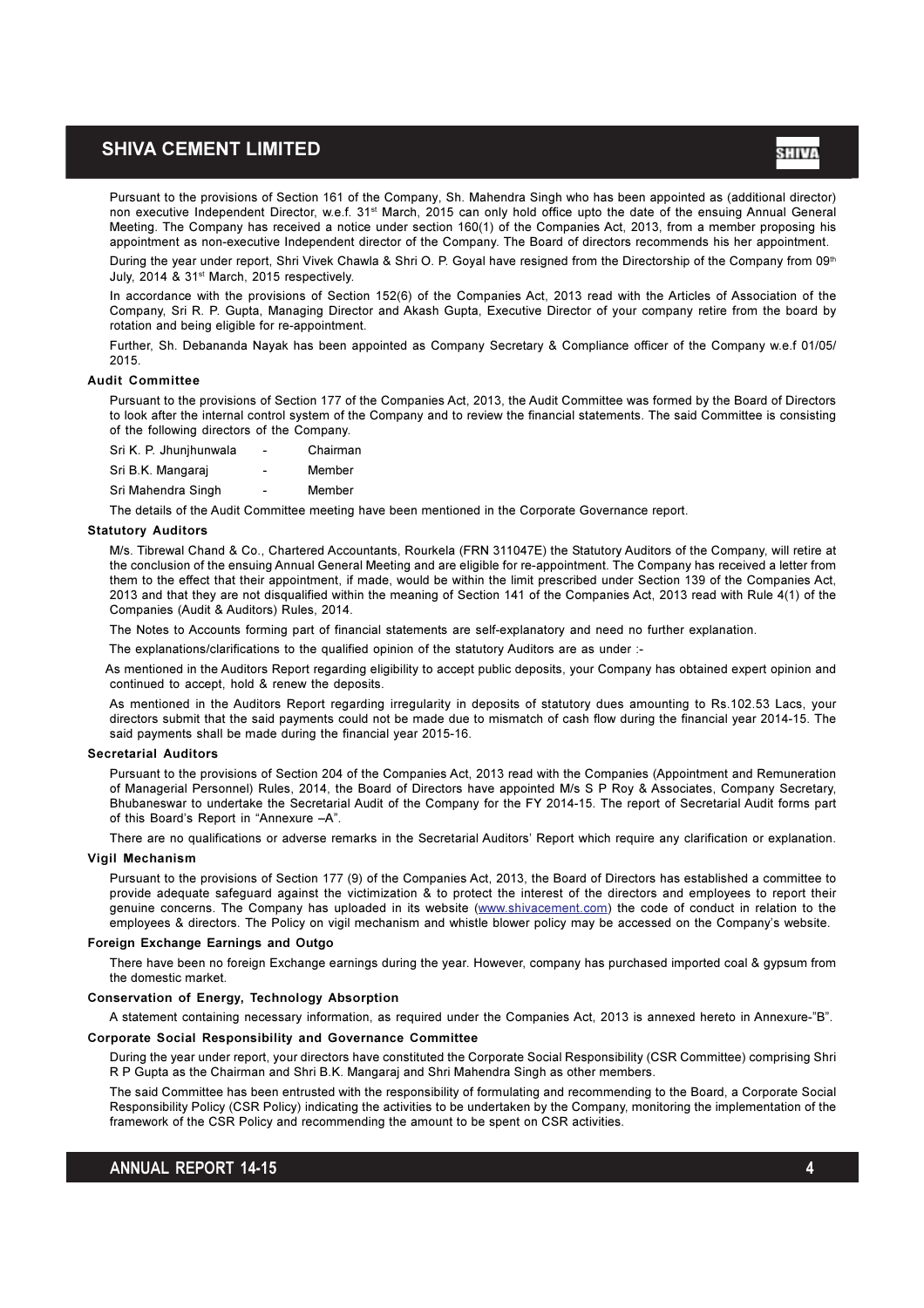Pursuant to the provisions of Section 161 of the Company, Sh. Mahendra Singh who has been appointed as (additional director) non executive Independent Director, w.e.f. 31st March, 2015 can only hold office upto the date of the ensuing Annual General Meeting. The Company has received a notice under section 160(1) of the Companies Act, 2013, from a member proposing his appointment as non-executive Independent director of the Company. The Board of directors recommends his her appointment.

During the year under report, Shri Vivek Chawla & Shri O. P. Goyal have resigned from the Directorship of the Company from 09th July, 2014 & 31st March, 2015 respectively.

In accordance with the provisions of Section 152(6) of the Companies Act, 2013 read with the Articles of Association of the Company, Sri R. P. Gupta, Managing Director and Akash Gupta, Executive Director of your company retire from the board by rotation and being eligible for re-appointment.

Further, Sh. Debananda Nayak has been appointed as Company Secretary & Compliance officer of the Company w.e.f 01/05/2015.

### Audit Committee

Pursuant to the provisions of Section 177 of the Companies Act, 2013, the Audit Committee was formed by the Board of Directors to look after the internal control system of the Company and to review the financial statements. The said Committee is consisting of the following directors of the Company.

| | | |
|---|---|---|
| Sri K. P. Jhunjhunwala | - | Chairman |
| Sri B.K. Mangaraj | - | Member |
| Sri Mahendra Singh | - | Member |

The details of the Audit Committee meeting have been mentioned in the Corporate Governance report.

### Statutory Auditors

M/s. Tibrewal Chand & Co., Chartered Accountants, Rourkela (FRN 311047E) the Statutory Auditors of the Company, will retire at the conclusion of the ensuing Annual General Meeting and are eligible for re-appointment. The Company has received a letter from them to the effect that their appointment, if made, would be within the limit prescribed under Section 139 of the Companies Act, 2013 and that they are not disqualified within the meaning of Section 141 of the Companies Act, 2013 read with Rule 4(1) of the Companies (Audit & Auditors) Rules, 2014.

The Notes to Accounts forming part of financial statements are self-explanatory and need no further explanation.

The explanations/clarifications to the qualified opinion of the statutory Auditors are as under :-

As mentioned in the Auditors Report regarding eligibility to accept public deposits, your Company has obtained expert opinion and continued to accept, hold & renew the deposits.

As mentioned in the Auditors Report regarding irregularity in deposits of statutory dues amounting to Rs.102.53 Lacs, your directors submit that the said payments could not be made due to mismatch of cash flow during the financial year 2014-15. The said payments shall be made during the financial year 2015-16.

### Secretarial Auditors

Pursuant to the provisions of Section 204 of the Companies Act, 2013 read with the Companies (Appointment and Remuneration of Managerial Personnel) Rules, 2014, the Board of Directors have appointed M/s S P Roy & Associates, Company Secretary, Bhubaneswar to undertake the Secretarial Audit of the Company for the FY 2014-15. The report of Secretarial Audit forms part of this Board's Report in "Annexure –A".

There are no qualifications or adverse remarks in the Secretarial Auditors' Report which require any clarification or explanation.

### Vigil Mechanism

Pursuant to the provisions of Section 177 (9) of the Companies Act, 2013, the Board of Directors has established a committee to provide adequate safeguard against the victimization & to protect the interest of the directors and employees to report their genuine concerns. The Company has uploaded in its website (www.shivacement.com) the code of conduct in relation to the employees & directors. The Policy on vigil mechanism and whistle blower policy may be accessed on the Company's website.

### Foreign Exchange Earnings and Outgo

There have been no foreign Exchange earnings during the year. However, company has purchased imported coal & gypsum from the domestic market.

### Conservation of Energy, Technology Absorption

A statement containing necessary information, as required under the Companies Act, 2013 is annexed hereto in Annexure-"B".

### Corporate Social Responsibility and Governance Committee

During the year under report, your directors have constituted the Corporate Social Responsibility (CSR Committee) comprising Shri R P Gupta as the Chairman and Shri B.K. Mangaraj and Shri Mahendra Singh as other members.

The said Committee has been entrusted with the responsibility of formulating and recommending to the Board, a Corporate Social Responsibility Policy (CSR Policy) indicating the activities to be undertaken by the Company, monitoring the implementation of the framework of the CSR Policy and recommending the amount to be spent on CSR activities.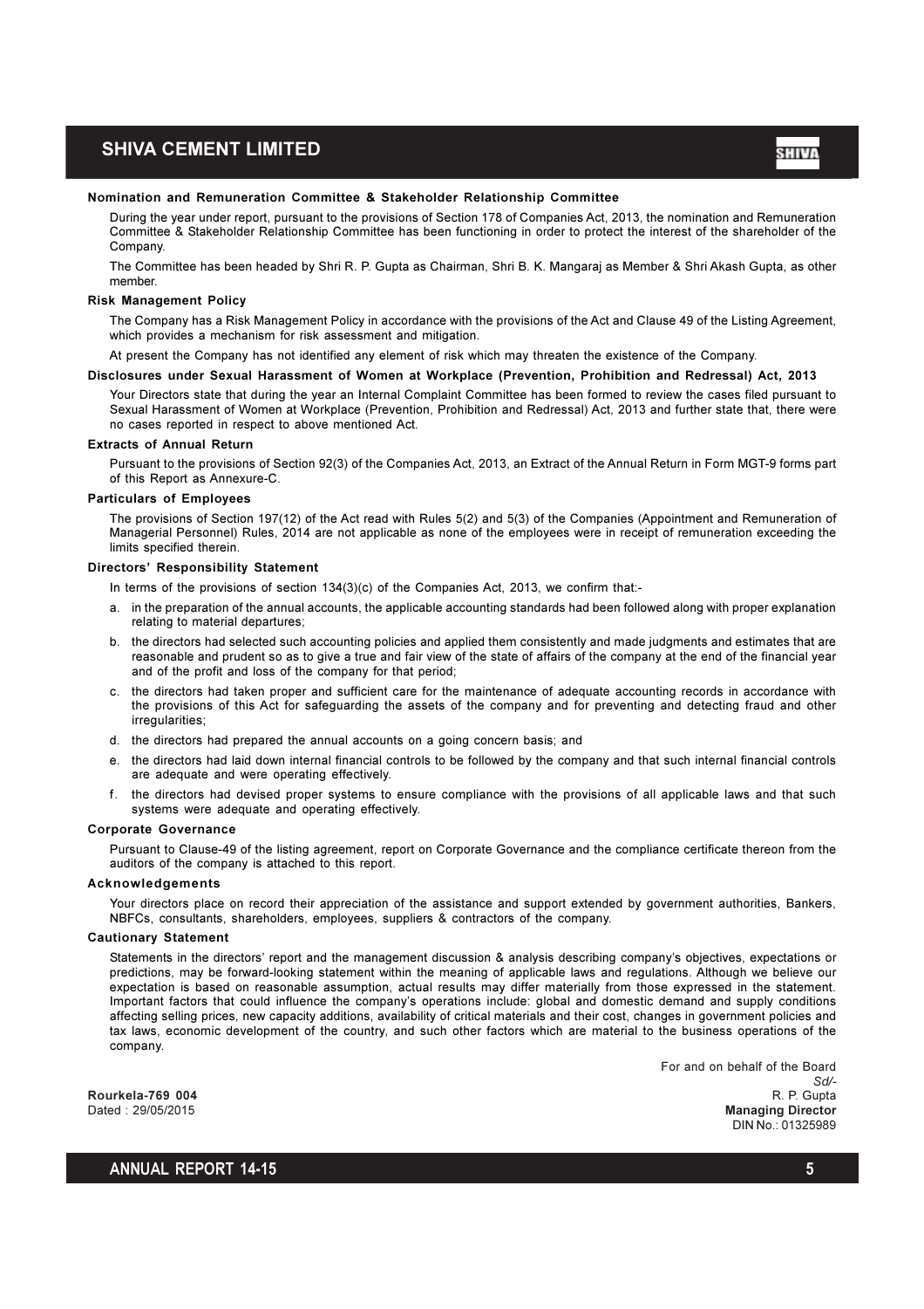## Nomination and Remuneration Committee & Stakeholder Relationship Committee

During the year under report, pursuant to the provisions of Section 178 of Companies Act, 2013, the nomination and Remuneration Committee & Stakeholder Relationship Committee has been functioning in order to protect the interest of the shareholder of the Company.

The Committee has been headed by Shri R. P. Gupta as Chairman, Shri B. K. Mangaraj as Member & Shri Akash Gupta, as other member.

## Risk Management Policy

The Company has a Risk Management Policy in accordance with the provisions of the Act and Clause 49 of the Listing Agreement, which provides a mechanism for risk assessment and mitigation.

At present the Company has not identified any element of risk which may threaten the existence of the Company.

## Disclosures under Sexual Harassment of Women at Workplace (Prevention, Prohibition and Redressal) Act, 2013

Your Directors state that during the year an Internal Complaint Committee has been formed to review the cases filed pursuant to Sexual Harassment of Women at Workplace (Prevention, Prohibition and Redressal) Act, 2013 and further state that, there were no cases reported in respect to above mentioned Act.

## Extracts of Annual Return

Pursuant to the provisions of Section 92(3) of the Companies Act, 2013, an Extract of the Annual Return in Form MGT-9 forms part of this Report as Annexure-C.

## Particulars of Employees

The provisions of Section 197(12) of the Act read with Rules 5(2) and 5(3) of the Companies (Appointment and Remuneration of Managerial Personnel) Rules, 2014 are not applicable as none of the employees were in receipt of remuneration exceeding the limits specified therein.

## Directors' Responsibility Statement

In terms of the provisions of section 134(3)(c) of the Companies Act, 2013, we confirm that:-

a. in the preparation of the annual accounts, the applicable accounting standards had been followed along with proper explanation relating to material departures;

b. the directors had selected such accounting policies and applied them consistently and made judgments and estimates that are reasonable and prudent so as to give a true and fair view of the state of affairs of the company at the end of the financial year and of the profit and loss of the company for that period;

c. the directors had taken proper and sufficient care for the maintenance of adequate accounting records in accordance with the provisions of this Act for safeguarding the assets of the company and for preventing and detecting fraud and other irregularities;

d. the directors had prepared the annual accounts on a going concern basis; and

e. the directors had laid down internal financial controls to be followed by the company and that such internal financial controls are adequate and were operating effectively.

f. the directors had devised proper systems to ensure compliance with the provisions of all applicable laws and that such systems were adequate and operating effectively.

## Corporate Governance

Pursuant to Clause-49 of the listing agreement, report on Corporate Governance and the compliance certificate thereon from the auditors of the company is attached to this report.

## Acknowledgements

Your directors place on record their appreciation of the assistance and support extended by government authorities, Bankers, NBFCs, consultants, shareholders, employees, suppliers & contractors of the company.

## Cautionary Statement

Statements in the directors' report and the management discussion & analysis describing company's objectives, expectations or predictions, may be forward-looking statement within the meaning of applicable laws and regulations. Although we believe our expectation is based on reasonable assumption, actual results may differ materially from those expressed in the statement. Important factors that could influence the company's operations include: global and domestic demand and supply conditions affecting selling prices, new capacity additions, availability of critical materials and their cost, changes in government policies and tax laws, economic development of the country, and such other factors which are material to the business operations of the company.

For and on behalf of the Board
*Sd/-*
R. P. Gupta
**Managing Director**
DIN No.: 01325989

**Rourkela-769 004**
Dated : 29/05/2015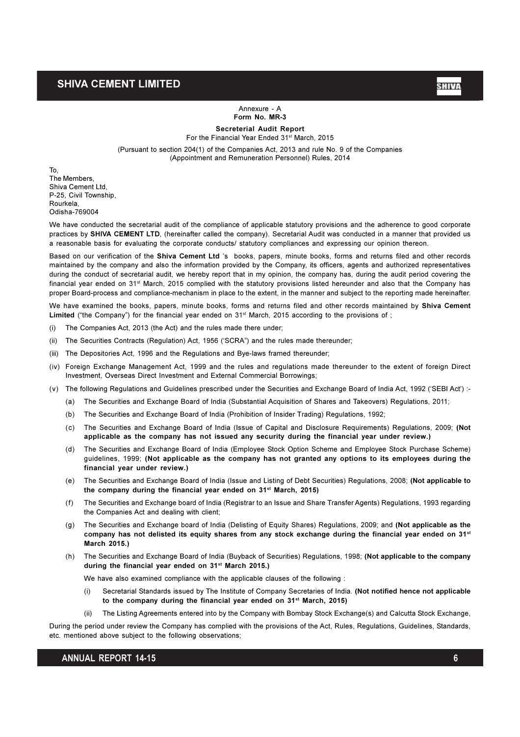Annexure - A

**Form No. MR-3**

**Secreterial Audit Report**

For the Financial Year Ended 31st March, 2015

(Pursuant to section 204(1) of the Companies Act, 2013 and rule No. 9 of the Companies (Appointment and Remuneration Personnel) Rules, 2014

To,
The Members,
Shiva Cement Ltd,
P-25, Civil Township,
Rourkela,
Odisha-769004

We have conducted the secretarial audit of the compliance of applicable statutory provisions and the adherence to good corporate practices by **SHIVA CEMENT LTD**, (hereinafter called the company). Secretarial Audit was conducted in a manner that provided us a reasonable basis for evaluating the corporate conducts/ statutory compliances and expressing our opinion thereon.

Based on our verification of the **Shiva Cement Ltd** 's books, papers, minute books, forms and returns filed and other records maintained by the company and also the information provided by the Company, its officers, agents and authorized representatives during the conduct of secretarial audit, we hereby report that in my opinion, the company has, during the audit period covering the financial year ended on 31st March, 2015 complied with the statutory provisions listed hereunder and also that the Company has proper Board-process and compliance-mechanism in place to the extent, in the manner and subject to the reporting made hereinafter.

We have examined the books, papers, minute books, forms and returns filed and other records maintained by **Shiva Cement Limited** ("the Company") for the financial year ended on 31st March, 2015 according to the provisions of ;

(i) The Companies Act, 2013 (the Act) and the rules made there under;

(ii) The Securities Contracts (Regulation) Act, 1956 ('SCRA") and the rules made thereunder;

(iii) The Depositories Act, 1996 and the Regulations and Bye-laws framed thereunder;

(iv) Foreign Exchange Management Act, 1999 and the rules and regulations made thereunder to the extent of foreign Direct Investment, Overseas Direct Investment and External Commercial Borrowings;

(v) The following Regulations and Guidelines prescribed under the Securities and Exchange Board of India Act, 1992 ('SEBI Act') :-

(a) The Securities and Exchange Board of India (Substantial Acquisition of Shares and Takeovers) Regulations, 2011;

(b) The Securities and Exchange Board of India (Prohibition of Insider Trading) Regulations, 1992;

(c) The Securities and Exchange Board of India (Issue of Capital and Disclosure Requirements) Regulations, 2009; **(Not applicable as the company has not issued any security during the financial year under review.)**

(d) The Securities and Exchange Board of India (Employee Stock Option Scheme and Employee Stock Purchase Scheme) guidelines, 1999; **(Not applicable as the company has not granted any options to its employees during the financial year under review.)**

(e) The Securities and Exchange Board of India (Issue and Listing of Debt Securities) Regulations, 2008; **(Not applicable to the company during the financial year ended on 31st March, 2015)**

(f) The Securities and Exchange board of India (Registrar to an Issue and Share Transfer Agents) Regulations, 1993 regarding the Companies Act and dealing with client;

(g) The Securities and Exchange board of India (Delisting of Equity Shares) Regulations, 2009; and **(Not applicable as the company has not delisted its equity shares from any stock exchange during the financial year ended on 31st March 2015.)**

(h) The Securities and Exchange Board of India (Buyback of Securities) Regulations, 1998; **(Not applicable to the company during the financial year ended on 31st March 2015.)**

We have also examined compliance with the applicable clauses of the following :

(i) Secretarial Standards issued by The Institute of Company Secretaries of India. **(Not notified hence not applicable to the company during the financial year ended on 31st March, 2015)**

(ii) The Listing Agreements entered into by the Company with Bombay Stock Exchange(s) and Calcutta Stock Exchange,

During the period under review the Company has complied with the provisions of the Act, Rules, Regulations, Guidelines, Standards, etc. mentioned above subject to the following observations;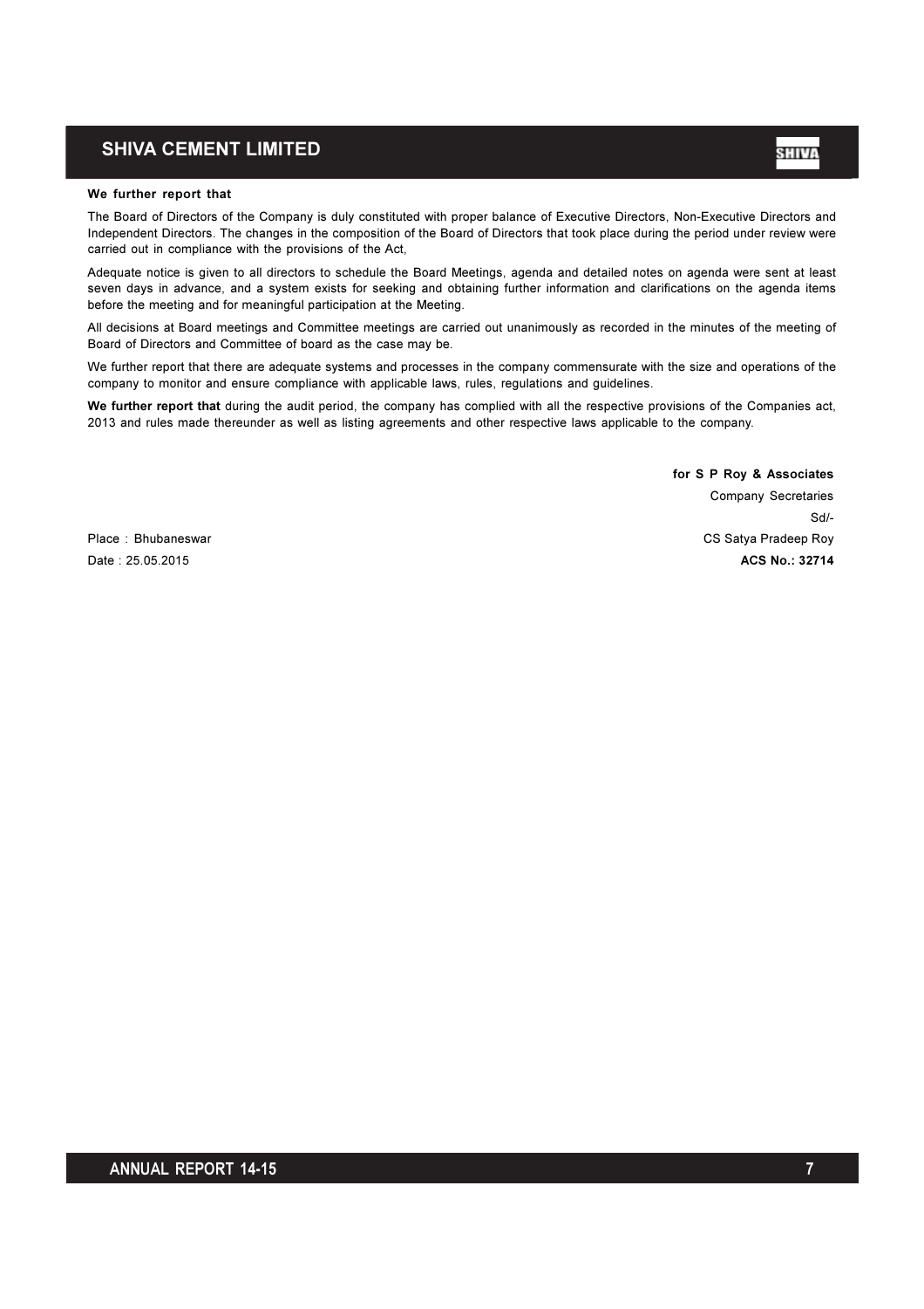**We further report that**

The Board of Directors of the Company is duly constituted with proper balance of Executive Directors, Non-Executive Directors and Independent Directors. The changes in the composition of the Board of Directors that took place during the period under review were carried out in compliance with the provisions of the Act,

Adequate notice is given to all directors to schedule the Board Meetings, agenda and detailed notes on agenda were sent at least seven days in advance, and a system exists for seeking and obtaining further information and clarifications on the agenda items before the meeting and for meaningful participation at the Meeting.

All decisions at Board meetings and Committee meetings are carried out unanimously as recorded in the minutes of the meeting of Board of Directors and Committee of board as the case may be.

We further report that there are adequate systems and processes in the company commensurate with the size and operations of the company to monitor and ensure compliance with applicable laws, rules, regulations and guidelines.

**We further report that** during the audit period, the company has complied with all the respective provisions of the Companies act, 2013 and rules made thereunder as well as listing agreements and other respective laws applicable to the company.

**for S P Roy & Associates**
Company Secretaries
Sd/-
CS Satya Pradeep Roy
**ACS No.: 32714**

Place : Bhubaneswar
Date : 25.05.2015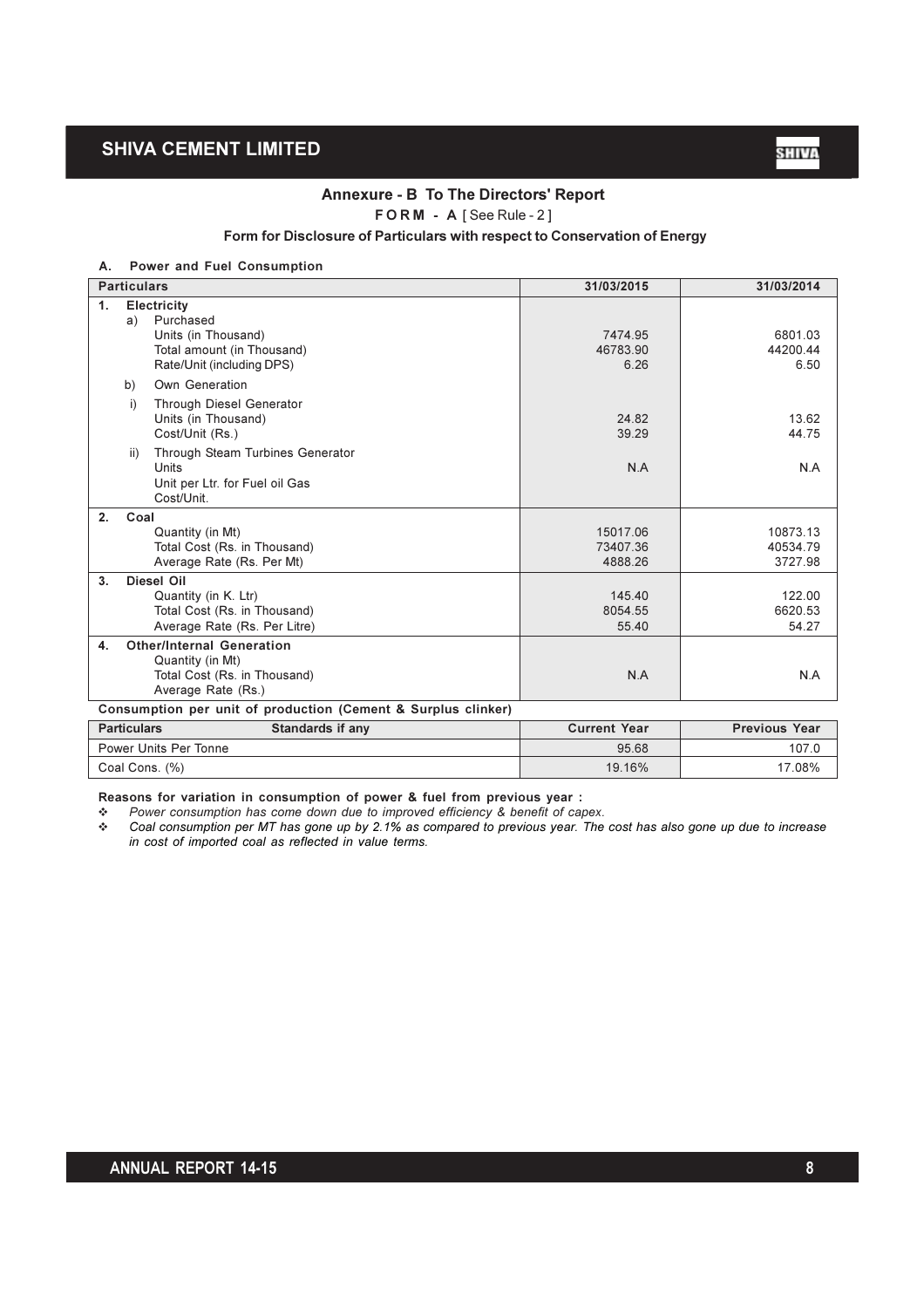## Annexure - B To The Directors' Report

**FORM - A** [ See Rule - 2 ]

**Form for Disclosure of Particulars with respect to Conservation of Energy**

**A. Power and Fuel Consumption**

| Particulars | 31/03/2015 | 31/03/2014 |
|---|---|---|
| **1. Electricity** | | |
| a) Purchased | | |
| Units (in Thousand) | 7474.95 | 6801.03 |
| Total amount (in Thousand) | 46783.90 | 44200.44 |
| Rate/Unit (including DPS) | 6.26 | 6.50 |
| b) Own Generation | | |
| i) Through Diesel Generator | | |
| Units (in Thousand) | 24.82 | 13.62 |
| Cost/Unit (Rs.) | 39.29 | 44.75 |
| ii) Through Steam Turbines Generator | | |
| Units | N.A | N.A |
| Unit per Ltr. for Fuel oil Gas | | |
| Cost/Unit. | | |
| **2. Coal** | | |
| Quantity (in Mt) | 15017.06 | 10873.13 |
| Total Cost (Rs. in Thousand) | 73407.36 | 40534.79 |
| Average Rate (Rs. Per Mt) | 4888.26 | 3727.98 |
| **3. Diesel Oil** | | |
| Quantity (in K. Ltr) | 145.40 | 122.00 |
| Total Cost (Rs. in Thousand) | 8054.55 | 6620.53 |
| Average Rate (Rs. Per Litre) | 55.40 | 54.27 |
| **4. Other/Internal Generation** | | |
| Quantity (in Mt) | | |
| Total Cost (Rs. in Thousand) | N.A | N.A |
| Average Rate (Rs.) | | |

**Consumption per unit of production (Cement & Surplus clinker)**

| Particulars | Standards if any | Current Year | Previous Year |
|---|---|---|---|
| Power Units Per Tonne | | 95.68 | 107.0 |
| Coal Cons. (%) | | 19.16% | 17.08% |

**Reasons for variation in consumption of power & fuel from previous year :**

- *Power consumption has come down due to improved efficiency & benefit of capex.*
- *Coal consumption per MT has gone up by 2.1% as compared to previous year. The cost has also gone up due to increase in cost of imported coal as reflected in value terms.*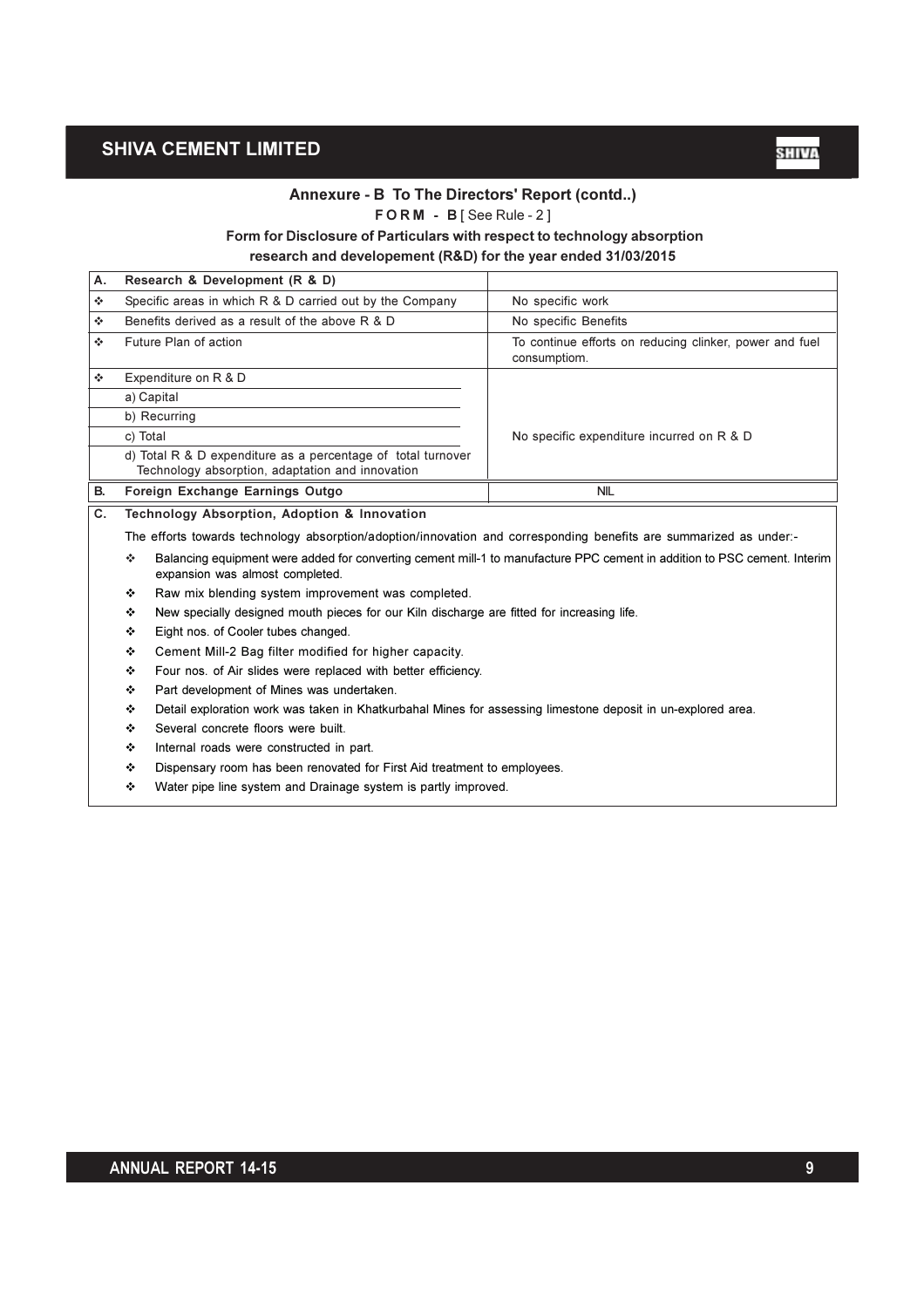## Annexure - B To The Directors' Report (contd..)

**FORM - B** [ See Rule - 2 ]

**Form for Disclosure of Particulars with respect to technology absorption research and developement (R&D) for the year ended 31/03/2015**

| | | |
|---|---|---|
| **A.** | **Research & Development (R & D)** | |
| ❖ | Specific areas in which R & D carried out by the Company | No specific work |
| ❖ | Benefits derived as a result of the above R & D | No specific Benefits |
| ❖ | Future Plan of action | To continue efforts on reducing clinker, power and fuel consumptiom. |
| ❖ | Expenditure on R & D | |
| | a) Capital | |
| | b) Recurring | |
| | c) Total | No specific expenditure incurred on R & D |
| | d) Total R & D expenditure as a percentage of total turnover Technology absorption, adaptation and innovation | |
| **B.** | **Foreign Exchange Earnings Outgo** | NIL |

**C. Technology Absorption, Adoption & Innovation**

The efforts towards technology absorption/adoption/innovation and corresponding benefits are summarized as under:-

- ❖ Balancing equipment were added for converting cement mill-1 to manufacture PPC cement in addition to PSC cement. Interim expansion was almost completed.
- ❖ Raw mix blending system improvement was completed.
- ❖ New specially designed mouth pieces for our Kiln discharge are fitted for increasing life.
- ❖ Eight nos. of Cooler tubes changed.
- ❖ Cement Mill-2 Bag filter modified for higher capacity.
- ❖ Four nos. of Air slides were replaced with better efficiency.
- ❖ Part development of Mines was undertaken.
- ❖ Detail exploration work was taken in Khatkurbahal Mines for assessing limestone deposit in un-explored area.
- ❖ Several concrete floors were built.
- ❖ Internal roads were constructed in part.
- ❖ Dispensary room has been renovated for First Aid treatment to employees.
- ❖ Water pipe line system and Drainage system is partly improved.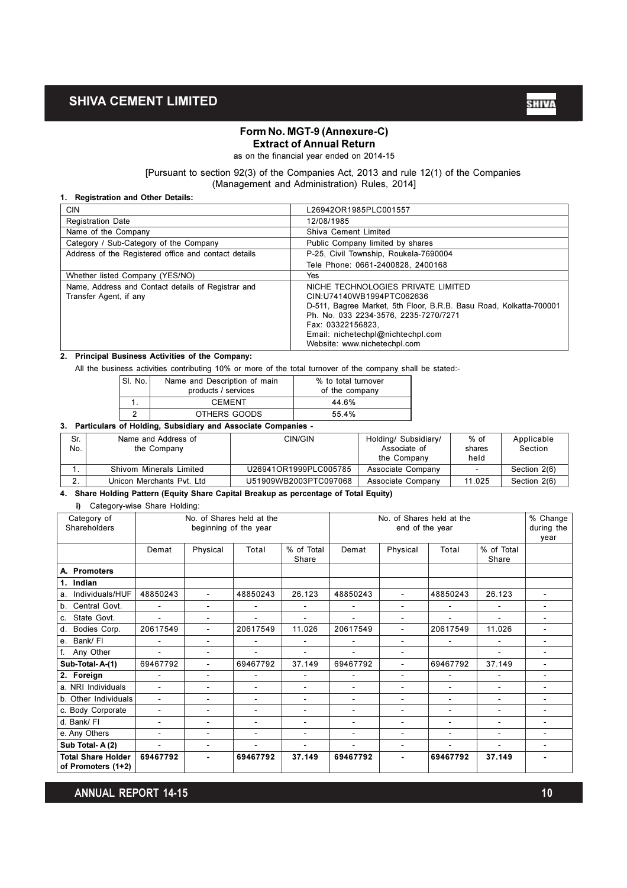## Form No. MGT-9 (Annexure-C)

### Extract of Annual Return

as on the financial year ended on 2014-15

[Pursuant to section 92(3) of the Companies Act, 2013 and rule 12(1) of the Companies (Management and Administration) Rules, 2014]

**1. Registration and Other Details:**

| | |
|---|---|
| CIN | L26942OR1985PLC001557 |
| Registration Date | 12/08/1985 |
| Name of the Company | Shiva Cement Limited |
| Category / Sub-Category of the Company | Public Company limited by shares |
| Address of the Registered office and contact details | P-25, Civil Township, Roukela-7690004<br>Tele Phone: 0661-2400828, 2400168 |
| Whether listed Company (YES/NO) | Yes |
| Name, Address and Contact details of Registrar and Transfer Agent, if any | NICHE TECHNOLOGIES PRIVATE LIMITED<br>CIN:U74140WB1994PTC062636<br>D-511, Bagree Market, 5th Floor, B.R.B. Basu Road, Kolkatta-700001<br>Ph. No. 033 2234-3576, 2235-7270/7271<br>Fax: 03322156823,<br>Email: nichetechpl@nichtechpl.com<br>Website: www.nichetechpl.com |

**2. Principal Business Activities of the Company:**

All the business activities contributing 10% or more of the total turnover of the company shall be stated:-

| Sl. No. | Name and Description of main products / services | % to total turnover of the company |
|---|---|---|
| 1. | CEMENT | 44.6% |
| 2 | OTHERS GOODS | 55.4% |

**3. Particulars of Holding, Subsidiary and Associate Companies -**

| Sr. No. | Name and Address of the Company | CIN/GIN | Holding/ Subsidiary/ Associate of the Company | % of shares held | Applicable Section |
|---|---|---|---|---|---|
| 1. | Shivom Minerals Limited | U26941OR1999PLC005785 | Associate Company | - | Section 2(6) |
| 2. | Unicon Merchants Pvt. Ltd | U51909WB2003PTC097068 | Associate Company | 11.025 | Section 2(6) |

**4. Share Holding Pattern (Equity Share Capital Breakup as percentage of Total Equity)**

**i)** Category-wise Share Holding:

| Category of Shareholders | No. of Shares held at the beginning of the year | | | | No. of Shares held at the end of the year | | | | % Change during the year |
|---|---|---|---|---|---|---|---|---|---|
| | Demat | Physical | Total | % of Total Share | Demat | Physical | Total | % of Total Share | |
| **A. Promoters** | | | | | | | | | |
| **1. Indian** | | | | | | | | | |
| a. Individuals/HUF | 48850243 | - | 48850243 | 26.123 | 48850243 | - | 48850243 | 26.123 | - |
| b. Central Govt. | - | - | - | - | - | - | - | - | - |
| c. State Govt. | - | - | - | - | - | - | - | - | - |
| d. Bodies Corp. | 20617549 | - | 20617549 | 11.026 | 20617549 | - | 20617549 | 11.026 | - |
| e. Bank/ FI | - | - | - | - | - | - | - | - | - |
| f. Any Other | - | - | - | - | - | - | | - | - |
| **Sub-Total- A-(1)** | 69467792 | - | 69467792 | 37.149 | 69467792 | - | 69467792 | 37.149 | - |
| **2. Foreign** | - | - | - | - | - | - | - | - | - |
| a. NRI Individuals | - | - | - | - | - | - | - | - | - |
| b. Other Individuals | - | - | - | - | - | - | - | - | - |
| c. Body Corporate | - | - | - | - | - | - | - | - | - |
| d. Bank/ FI | - | - | - | - | - | - | - | - | - |
| e. Any Others | - | - | - | - | - | - | - | - | - |
| **Sub Total- A (2)** | - | - | - | - | - | - | - | - | - |
| **Total Share Holder of Promoters (1+2)** | **69467792** | **-** | **69467792** | **37.149** | **69467792** | **-** | **69467792** | **37.149** | **-** |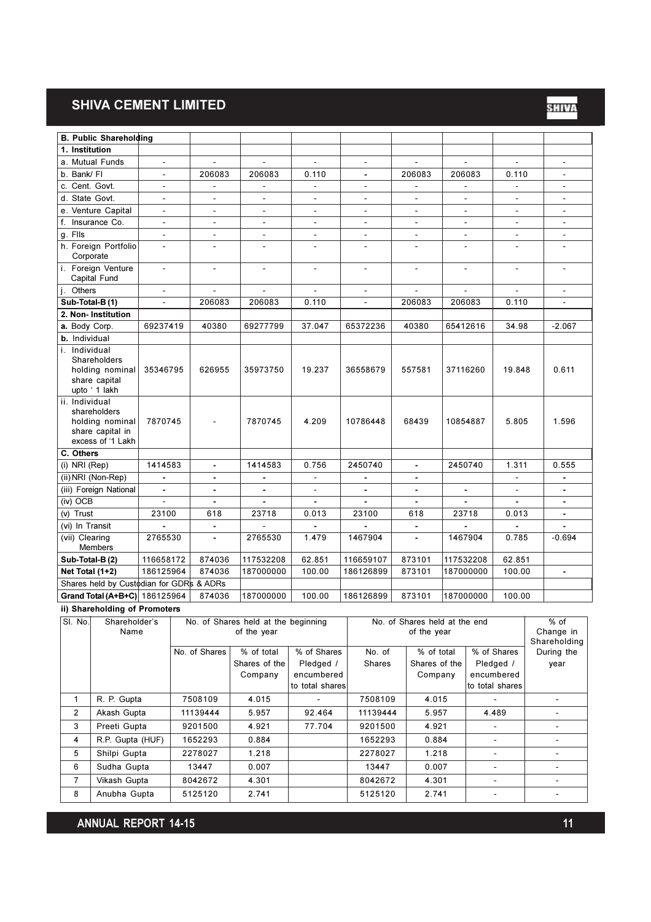| B. Public Shareholding | | | | | | | | | |
|---|---|---|---|---|---|---|---|---|---|
| 1. Institution | | | | | | | | | |
| a. Mutual Funds | - | - | - | - | - | - | - | - | - |
| b. Bank/ FI | - | 206083 | 206083 | 0.110 | - | 206083 | 206083 | 0.110 | - |
| c. Cent. Govt. | - | - | - | - | - | - | - | - | - |
| d. State Govt. | - | - | - | - | - | - | - | - | - |
| e. Venture Capital | - | - | - | - | - | - | - | - | - |
| f. Insurance Co. | - | - | - | - | - | - | - | - | - |
| g. FIIs | - | - | - | - | - | - | - | - | - |
| h. Foreign Portfolio Corporate | - | - | - | - | - | - | - | - | - |
| i. Foreign Venture Capital Fund | - | - | - | - | - | - | - | - | - |
| j. Others | - | - | - | - | - | - | - | - | - |
| Sub-Total-B (1) | - | 206083 | 206083 | 0.110 | - | 206083 | 206083 | 0.110 | - |
| 2. Non- Institution | | | | | | | | | |
| a. Body Corp. | 69237419 | 40380 | 69277799 | 37.047 | 65372236 | 40380 | 65412616 | 34.98 | -2.067 |
| b. Individual | | | | | | | | | |
| i. Individual Shareholders holding nominal share capital upto ' 1 lakh | 35346795 | 626955 | 35973750 | 19.237 | 36558679 | 557581 | 37116260 | 19.848 | 0.611 |
| ii. Individual shareholders holding nominal share capital in excess of '1 Lakh | 7870745 | - | 7870745 | 4.209 | 10786448 | 68439 | 10854887 | 5.805 | 1.596 |
| C. Others | | | | | | | | | |
| (i) NRI (Rep) | 1414583 | - | 1414583 | 0.756 | 2450740 | - | 2450740 | 1.311 | 0.555 |
| (ii) NRI (Non-Rep) | - | - | - | - | - | - | | - | - |
| (iii) Foreign National | - | - | - | - | - | - | - | - | - |
| (iv) OCB | - | - | - | - | - | - | - | - | - |
| (v) Trust | 23100 | 618 | 23718 | 0.013 | 23100 | 618 | 23718 | 0.013 | - |
| (vi) In Transit | - | - | - | - | - | - | - | - | - |
| (vii) Clearing Members | 2765530 | - | 2765530 | 1.479 | 1467904 | - | 1467904 | 0.785 | -0.694 |
| Sub-Total-B (2) | 116658172 | 874036 | 117532208 | 62.851 | 116659107 | 873101 | 117532208 | 62.851 | |
| Net Total (1+2) | 186125964 | 874036 | 187000000 | 100.00 | 186126899 | 873101 | 187000000 | 100.00 | - |
| Shares held by Custodian for GDRs & ADRs | | | | | | | | | |
| Grand Total (A+B+C) | 186125964 | 874036 | 187000000 | 100.00 | 186126899 | 873101 | 187000000 | 100.00 | |

**ii) Shareholding of Promoters**

| Sl. No. | Shareholder's Name | No. of Shares held at the beginning of the year | | | No. of Shares held at the end of the year | | | % of Change in Shareholding During the year |
|---|---|---|---|---|---|---|---|---|
| | | No. of Shares | % of total Shares of the Company | % of Shares Pledged / encumbered to total shares | No. of Shares | % of total Shares of the Company | % of Shares Pledged / encumbered to total shares | |
| 1 | R. P. Gupta | 7508109 | 4.015 | - | 7508109 | 4.015 | - | - |
| 2 | Akash Gupta | 11139444 | 5.957 | 92.464 | 11139444 | 5.957 | 4.489 | - |
| 3 | Preeti Gupta | 9201500 | 4.921 | 77.704 | 9201500 | 4.921 | - | - |
| 4 | R.P. Gupta (HUF) | 1652293 | 0.884 | | 1652293 | 0.884 | - | - |
| 5 | Shilpi Gupta | 2278027 | 1.218 | | 2278027 | 1.218 | - | - |
| 6 | Sudha Gupta | 13447 | 0.007 | | 13447 | 0.007 | - | - |
| 7 | Vikash Gupta | 8042672 | 4.301 | | 8042672 | 4.301 | - | - |
| 8 | Anubha Gupta | 5125120 | 2.741 | | 5125120 | 2.741 | - | - |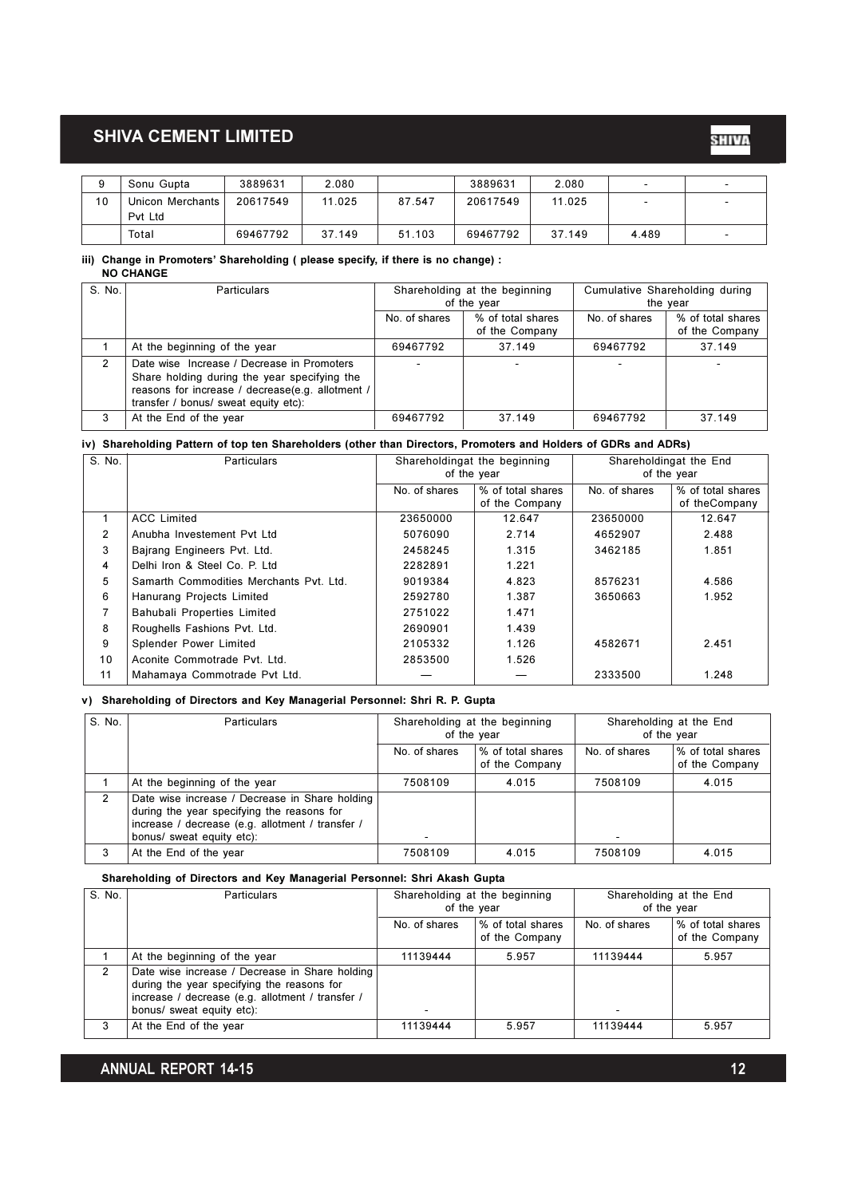| 9 | Sonu Gupta | 3889631 | 2.080 | | 3889631 | 2.080 | - | - |
|---|---|---|---|---|---|---|---|---|
| 10 | Unicon Merchants Pvt Ltd | 20617549 | 11.025 | 87.547 | 20617549 | 11.025 | - | - |
| | Total | 69467792 | 37.149 | 51.103 | 69467792 | 37.149 | 4.489 | - |

**iii) Change in Promoters' Shareholding ( please specify, if there is no change) :**
**NO CHANGE**

| S. No. | Particulars | Shareholding at the beginning of the year | | Cumulative Shareholding during the year | |
|---|---|---|---|---|---|
| | | No. of shares | % of total shares of the Company | No. of shares | % of total shares of the Company |
| 1 | At the beginning of the year | 69467792 | 37.149 | 69467792 | 37.149 |
| 2 | Date wise Increase / Decrease in Promoters Share holding during the year specifying the reasons for increase / decrease(e.g. allotment / transfer / bonus/ sweat equity etc): | - | - | - | - |
| 3 | At the End of the year | 69467792 | 37.149 | 69467792 | 37.149 |

**iv) Shareholding Pattern of top ten Shareholders (other than Directors, Promoters and Holders of GDRs and ADRs)**

| S. No. | Particulars | Shareholdingat the beginning of the year | | Shareholdingat the End of the year | |
|---|---|---|---|---|---|
| | | No. of shares | % of total shares of the Company | No. of shares | % of total shares of theCompany |
| 1 | ACC Limited | 23650000 | 12.647 | 23650000 | 12.647 |
| 2 | Anubha Investement Pvt Ltd | 5076090 | 2.714 | 4652907 | 2.488 |
| 3 | Bajrang Engineers Pvt. Ltd. | 2458245 | 1.315 | 3462185 | 1.851 |
| 4 | Delhi Iron & Steel Co. P. Ltd | 2282891 | 1.221 | | |
| 5 | Samarth Commodities Merchants Pvt. Ltd. | 9019384 | 4.823 | 8576231 | 4.586 |
| 6 | Hanurang Projects Limited | 2592780 | 1.387 | 3650663 | 1.952 |
| 7 | Bahubali Properties Limited | 2751022 | 1.471 | | |
| 8 | Roughells Fashions Pvt. Ltd. | 2690901 | 1.439 | | |
| 9 | Splender Power Limited | 2105332 | 1.126 | 4582671 | 2.451 |
| 10 | Aconite Commotrade Pvt. Ltd. | 2853500 | 1.526 | | |
| 11 | Mahamaya Commotrade Pvt Ltd. | — | — | 2333500 | 1.248 |

**v) Shareholding of Directors and Key Managerial Personnel: Shri R. P. Gupta**

| S. No. | Particulars | Shareholding at the beginning of the year | | Shareholding at the End of the year | |
|---|---|---|---|---|---|
| | | No. of shares | % of total shares of the Company | No. of shares | % of total shares of the Company |
| 1 | At the beginning of the year | 7508109 | 4.015 | 7508109 | 4.015 |
| 2 | Date wise increase / Decrease in Share holding during the year specifying the reasons for increase / decrease (e.g. allotment / transfer / bonus/ sweat equity etc): | - | | - | |
| 3 | At the End of the year | 7508109 | 4.015 | 7508109 | 4.015 |

**Shareholding of Directors and Key Managerial Personnel: Shri Akash Gupta**

| S. No. | Particulars | Shareholding at the beginning of the year | | Shareholding at the End of the year | |
|---|---|---|---|---|---|
| | | No. of shares | % of total shares of the Company | No. of shares | % of total shares of the Company |
| 1 | At the beginning of the year | 11139444 | 5.957 | 11139444 | 5.957 |
| 2 | Date wise increase / Decrease in Share holding during the year specifying the reasons for increase / decrease (e.g. allotment / transfer / bonus/ sweat equity etc): | - | | - | |
| 3 | At the End of the year | 11139444 | 5.957 | 11139444 | 5.957 |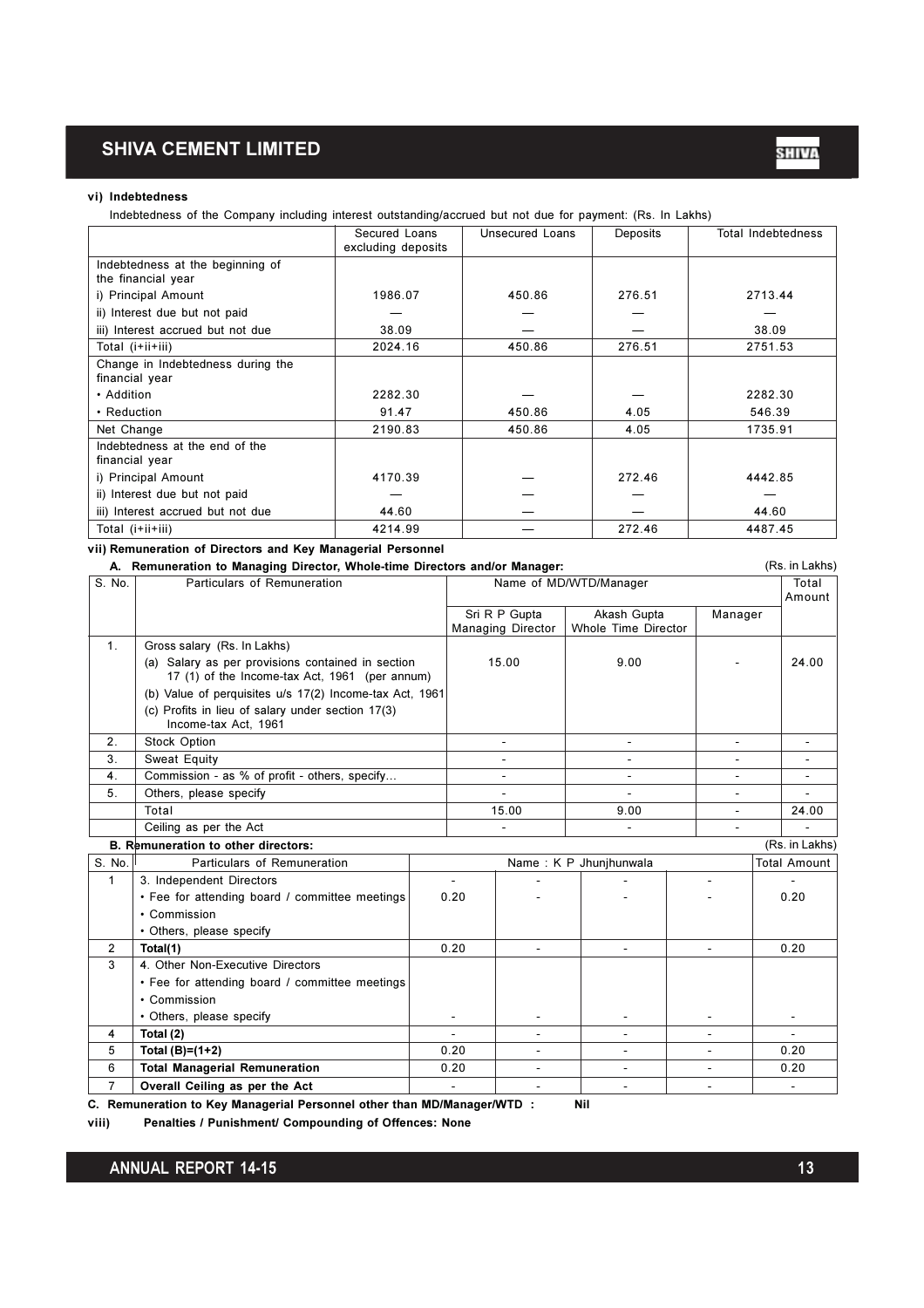#### vi) Indebtedness

Indebtedness of the Company including interest outstanding/accrued but not due for payment: (Rs. In Lakhs)

| | Secured Loans excluding deposits | Unsecured Loans | Deposits | Total Indebtedness |
|---|---|---|---|---|
| Indebtedness at the beginning of the financial year | | | | |
| i) Principal Amount | 1986.07 | 450.86 | 276.51 | 2713.44 |
| ii) Interest due but not paid | — | — | — | — |
| iii) Interest accrued but not due | 38.09 | — | — | 38.09 |
| Total (i+ii+iii) | 2024.16 | 450.86 | 276.51 | 2751.53 |
| Change in Indebtedness during the financial year | | | | |
| • Addition | 2282.30 | — | — | 2282.30 |
| • Reduction | 91.47 | 450.86 | 4.05 | 546.39 |
| Net Change | 2190.83 | 450.86 | 4.05 | 1735.91 |
| Indebtedness at the end of the financial year | | | | |
| i) Principal Amount | 4170.39 | — | 272.46 | 4442.85 |
| ii) Interest due but not paid | — | — | — | — |
| iii) Interest accrued but not due | 44.60 | — | — | 44.60 |
| Total (i+ii+iii) | 4214.99 | — | 272.46 | 4487.45 |

#### vii) Remuneration of Directors and Key Managerial Personnel

**A. Remuneration to Managing Director, Whole-time Directors and/or Manager:** (Rs. in Lakhs)

| S. No. | Particulars of Remuneration | Name of MD/WTD/Manager | | | Total Amount |
|---|---|---|---|---|---|
| | | Sri R P Gupta Managing Director | Akash Gupta Whole Time Director | Manager | |
| 1. | Gross salary (Rs. In Lakhs)<br>(a) Salary as per provisions contained in section 17 (1) of the Income-tax Act, 1961 (per annum)<br>(b) Value of perquisites u/s 17(2) Income-tax Act, 1961<br>(c) Profits in lieu of salary under section 17(3) Income-tax Act, 1961 | 15.00 | 9.00 | - | 24.00 |
| 2. | Stock Option | - | - | - | - |
| 3. | Sweat Equity | - | - | - | - |
| 4. | Commission - as % of profit - others, specify... | - | - | - | - |
| 5. | Others, please specify | - | - | - | - |
| | Total | 15.00 | 9.00 | - | 24.00 |
| | Ceiling as per the Act | - | - | - | - |

**B. Remuneration to other directors:** (Rs. in Lakhs)

| S. No. | Particulars of Remuneration | Name : K P Jhunjhunwala | | | | Total Amount |
|---|---|---|---|---|---|---|
| 1 | 3. Independent Directors | - | - | - | - | - |
| | • Fee for attending board / committee meetings | 0.20 | - | - | - | 0.20 |
| | • Commission | | | | | |
| | • Others, please specify | | | | | |
| 2 | **Total(1)** | 0.20 | - | - | - | 0.20 |
| 3 | 4. Other Non-Executive Directors | | | | | |
| | • Fee for attending board / committee meetings | | | | | |
| | • Commission | | | | | |
| | • Others, please specify | - | - | - | - | - |
| 4 | **Total (2)** | - | - | - | - | - |
| 5 | **Total (B)=(1+2)** | 0.20 | - | - | - | 0.20 |
| 6 | **Total Managerial Remuneration** | 0.20 | - | - | - | 0.20 |
| 7 | **Overall Ceiling as per the Act** | - | - | - | - | - |

**C. Remuneration to Key Managerial Personnel other than MD/Manager/WTD : Nil**

**viii) Penalties / Punishment/ Compounding of Offences: None**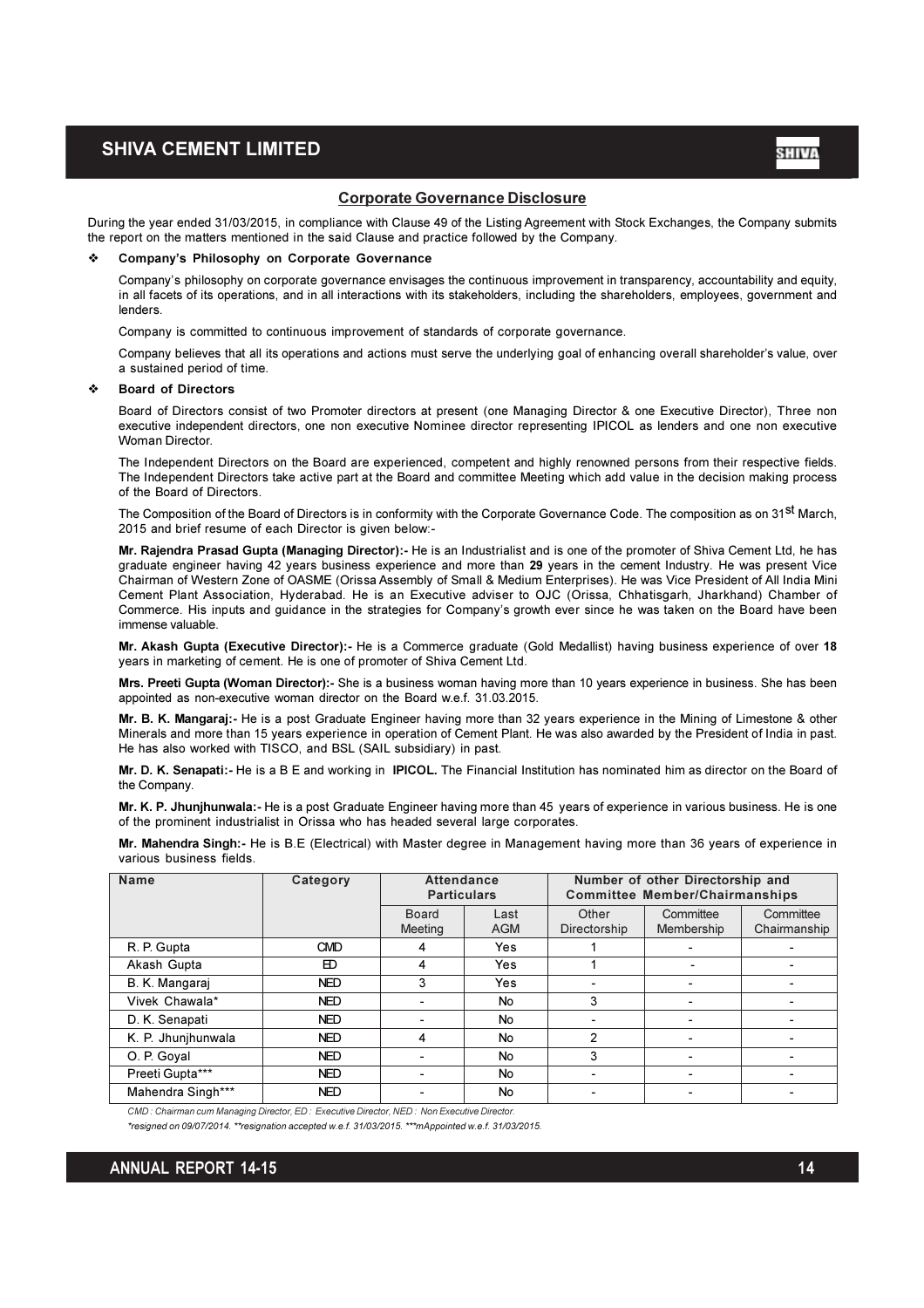## Corporate Governance Disclosure

During the year ended 31/03/2015, in compliance with Clause 49 of the Listing Agreement with Stock Exchanges, the Company submits the report on the matters mentioned in the said Clause and practice followed by the Company.

- **Company's Philosophy on Corporate Governance**

  Company's philosophy on corporate governance envisages the continuous improvement in transparency, accountability and equity, in all facets of its operations, and in all interactions with its stakeholders, including the shareholders, employees, government and lenders.

  Company is committed to continuous improvement of standards of corporate governance.

  Company believes that all its operations and actions must serve the underlying goal of enhancing overall shareholder's value, over a sustained period of time.

- **Board of Directors**

  Board of Directors consist of two Promoter directors at present (one Managing Director & one Executive Director), Three non executive independent directors, one non executive Nominee director representing IPICOL as lenders and one non executive Woman Director.

  The Independent Directors on the Board are experienced, competent and highly renowned persons from their respective fields. The Independent Directors take active part at the Board and committee Meeting which add value in the decision making process of the Board of Directors.

  The Composition of the Board of Directors is in conformity with the Corporate Governance Code. The composition as on 31st March, 2015 and brief resume of each Director is given below:-

  **Mr. Rajendra Prasad Gupta (Managing Director):-** He is an Industrialist and is one of the promoter of Shiva Cement Ltd, he has graduate engineer having 42 years business experience and more than **29** years in the cement Industry. He was present Vice Chairman of Western Zone of OASME (Orissa Assembly of Small & Medium Enterprises). He was Vice President of All India Mini Cement Plant Association, Hyderabad. He is an Executive adviser to OJC (Orissa, Chhatisgarh, Jharkhand) Chamber of Commerce. His inputs and guidance in the strategies for Company's growth ever since he was taken on the Board have been immense valuable.

  **Mr. Akash Gupta (Executive Director):-** He is a Commerce graduate (Gold Medallist) having business experience of over **18** years in marketing of cement. He is one of promoter of Shiva Cement Ltd.

  **Mrs. Preeti Gupta (Woman Director):-** She is a business woman having more than 10 years experience in business. She has been appointed as non-executive woman director on the Board w.e.f. 31.03.2015.

  **Mr. B. K. Mangaraj:-** He is a post Graduate Engineer having more than 32 years experience in the Mining of Limestone & other Minerals and more than 15 years experience in operation of Cement Plant. He was also awarded by the President of India in past. He has also worked with TISCO, and BSL (SAIL subsidiary) in past.

  **Mr. D. K. Senapati:-** He is a B E and working in **IPICOL.** The Financial Institution has nominated him as director on the Board of the Company.

  **Mr. K. P. Jhunjhunwala:-** He is a post Graduate Engineer having more than 45 years of experience in various business. He is one of the prominent industrialist in Orissa who has headed several large corporates.

  **Mr. Mahendra Singh:-** He is B.E (Electrical) with Master degree in Management having more than 36 years of experience in various business fields.

| Name | Category | Attendance Particulars | | Number of other Directorship and Committee Member/Chairmanships | | |
|---|---|---|---|---|---|---|
| | | Board Meeting | Last AGM | Other Directorship | Committee Membership | Committee Chairmanship |
| R. P. Gupta | CMD | 4 | Yes | 1 | - | - |
| Akash Gupta | ED | 4 | Yes | 1 | - | - |
| B. K. Mangaraj | NED | 3 | Yes | - | - | - |
| Vivek Chawala* | NED | - | No | 3 | - | - |
| D. K. Senapati | NED | - | No | - | - | - |
| K. P. Jhunjhunwala | NED | 4 | No | 2 | - | - |
| O. P. Goyal | NED | - | No | 3 | - | - |
| Preeti Gupta*** | NED | - | No | - | - | - |
| Mahendra Singh*** | NED | - | No | - | - | - |

*CMD : Chairman cum Managing Director, ED : Executive Director, NED : Non Executive Director.*

*\*resigned on 09/07/2014. \*\*resignation accepted w.e.f. 31/03/2015. \*\*\*mAppointed w.e.f. 31/03/2015.*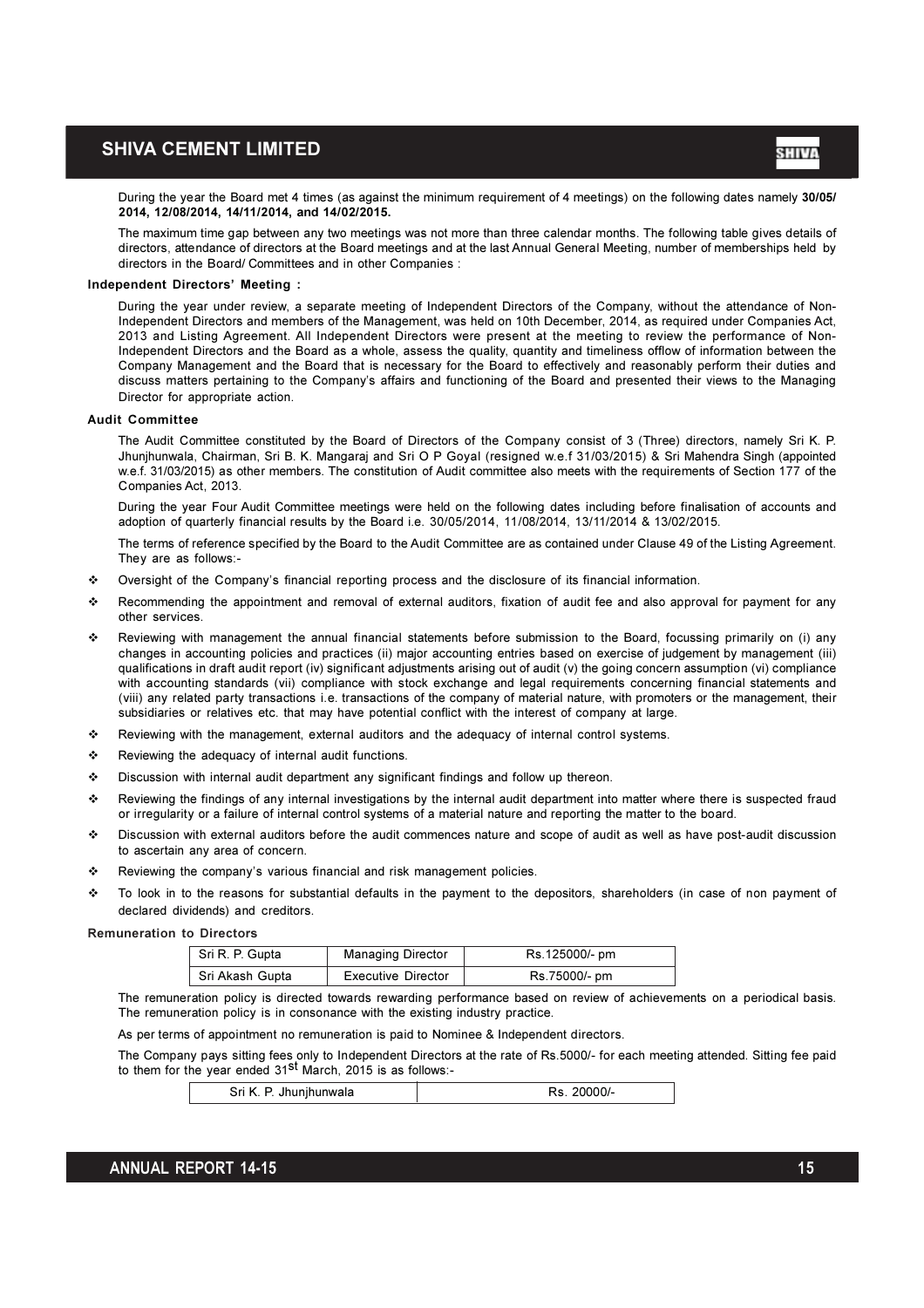During the year the Board met 4 times (as against the minimum requirement of 4 meetings) on the following dates namely **30/05/2014, 12/08/2014, 14/11/2014, and 14/02/2015.**

The maximum time gap between any two meetings was not more than three calendar months. The following table gives details of directors, attendance of directors at the Board meetings and at the last Annual General Meeting, number of memberships held by directors in the Board/ Committees and in other Companies :

### Independent Directors' Meeting :

During the year under review, a separate meeting of Independent Directors of the Company, without the attendance of Non-Independent Directors and members of the Management, was held on 10th December, 2014, as required under Companies Act, 2013 and Listing Agreement. All Independent Directors were present at the meeting to review the performance of Non-Independent Directors and the Board as a whole, assess the quality, quantity and timeliness offlow of information between the Company Management and the Board that is necessary for the Board to effectively and reasonably perform their duties and discuss matters pertaining to the Company's affairs and functioning of the Board and presented their views to the Managing Director for appropriate action.

### Audit Committee

The Audit Committee constituted by the Board of Directors of the Company consist of 3 (Three) directors, namely Sri K. P. Jhunjhunwala, Chairman, Sri B. K. Mangaraj and Sri O P Goyal (resigned w.e.f 31/03/2015) & Sri Mahendra Singh (appointed w.e.f. 31/03/2015) as other members. The constitution of Audit committee also meets with the requirements of Section 177 of the Companies Act, 2013.

During the year Four Audit Committee meetings were held on the following dates including before finalisation of accounts and adoption of quarterly financial results by the Board i.e. 30/05/2014, 11/08/2014, 13/11/2014 & 13/02/2015.

The terms of reference specified by the Board to the Audit Committee are as contained under Clause 49 of the Listing Agreement. They are as follows:-

- Oversight of the Company's financial reporting process and the disclosure of its financial information.
- Recommending the appointment and removal of external auditors, fixation of audit fee and also approval for payment for any other services.
- Reviewing with management the annual financial statements before submission to the Board, focussing primarily on (i) any changes in accounting policies and practices (ii) major accounting entries based on exercise of judgement by management (iii) qualifications in draft audit report (iv) significant adjustments arising out of audit (v) the going concern assumption (vi) compliance with accounting standards (vii) compliance with stock exchange and legal requirements concerning financial statements and (viii) any related party transactions i.e. transactions of the company of material nature, with promoters or the management, their subsidiaries or relatives etc. that may have potential conflict with the interest of company at large.
- Reviewing with the management, external auditors and the adequacy of internal control systems.
- Reviewing the adequacy of internal audit functions.
- Discussion with internal audit department any significant findings and follow up thereon.
- Reviewing the findings of any internal investigations by the internal audit department into matter where there is suspected fraud or irregularity or a failure of internal control systems of a material nature and reporting the matter to the board.
- Discussion with external auditors before the audit commences nature and scope of audit as well as have post-audit discussion to ascertain any area of concern.
- Reviewing the company's various financial and risk management policies.
- To look in to the reasons for substantial defaults in the payment to the depositors, shareholders (in case of non payment of declared dividends) and creditors.

### Remuneration to Directors

| Sri R. P. Gupta | Managing Director | Rs.125000/- pm |
|---|---|---|
| Sri Akash Gupta | Executive Director | Rs.75000/- pm |

The remuneration policy is directed towards rewarding performance based on review of achievements on a periodical basis. The remuneration policy is in consonance with the existing industry practice.

As per terms of appointment no remuneration is paid to Nominee & Independent directors.

The Company pays sitting fees only to Independent Directors at the rate of Rs.5000/- for each meeting attended. Sitting fee paid to them for the year ended 31st March, 2015 is as follows:-

| Sri K. P. Jhunjhunwala | Rs. 20000/- |
|---|---|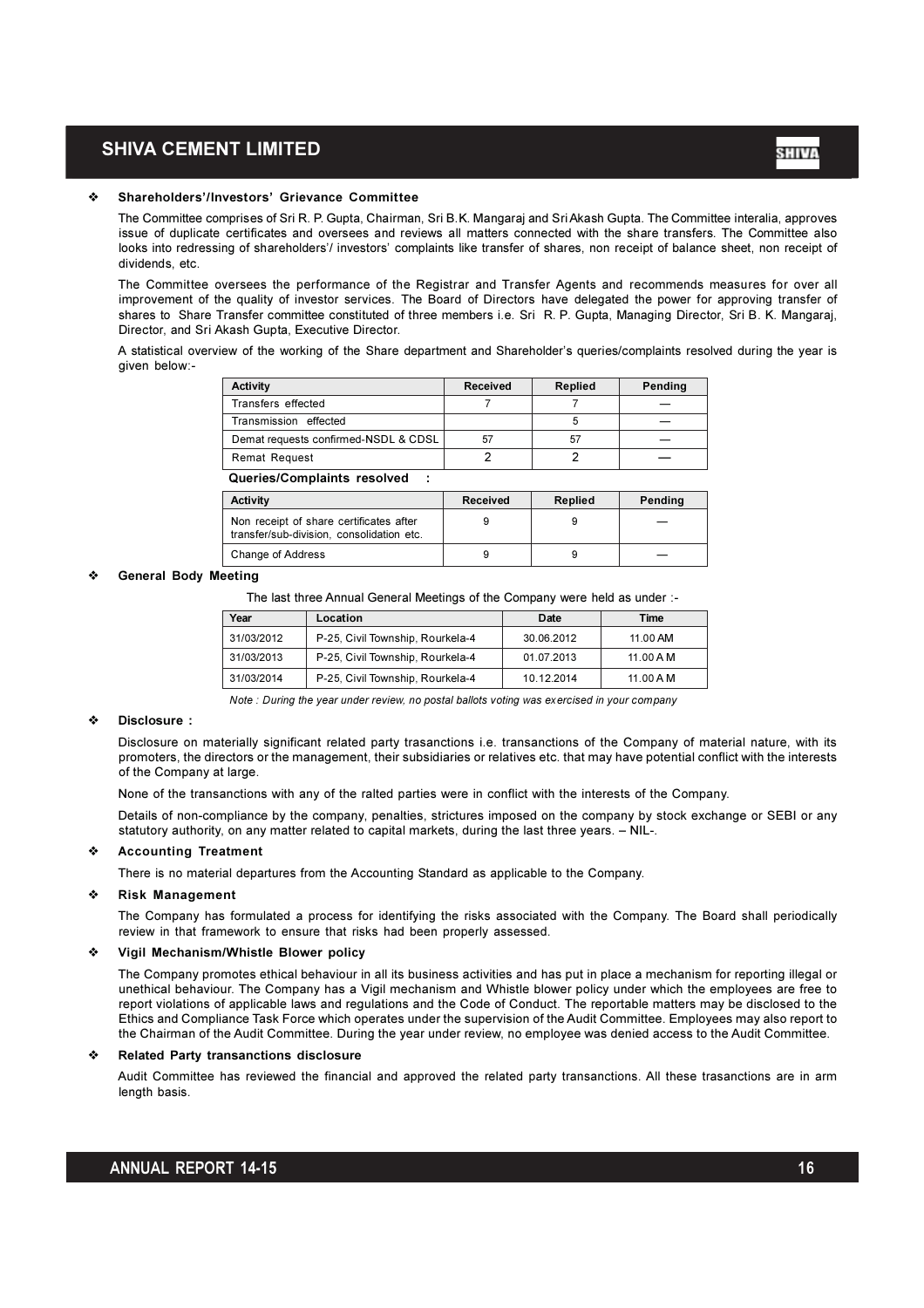### ❖ Shareholders'/Investors' Grievance Committee

The Committee comprises of Sri R. P. Gupta, Chairman, Sri B.K. Mangaraj and Sri Akash Gupta. The Committee interalia, approves issue of duplicate certificates and oversees and reviews all matters connected with the share transfers. The Committee also looks into redressing of shareholders'/ investors' complaints like transfer of shares, non receipt of balance sheet, non receipt of dividends, etc.

The Committee oversees the performance of the Registrar and Transfer Agents and recommends measures for over all improvement of the quality of investor services. The Board of Directors have delegated the power for approving transfer of shares to Share Transfer committee constituted of three members i.e. Sri R. P. Gupta, Managing Director, Sri B. K. Mangaraj, Director, and Sri Akash Gupta, Executive Director.

A statistical overview of the working of the Share department and Shareholder's queries/complaints resolved during the year is given below:-

| Activity | Received | Replied | Pending |
|---|---|---|---|
| Transfers effected | 7 | 7 | — |
| Transmission effected | | 5 | — |
| Demat requests confirmed-NSDL & CDSL | 57 | 57 | — |
| Remat Request | 2 | 2 | — |

**Queries/Complaints resolved :**

| Activity | Received | Replied | Pending |
|---|---|---|---|
| Non receipt of share certificates after transfer/sub-division, consolidation etc. | 9 | 9 | — |
| Change of Address | 9 | 9 | — |

### ❖ General Body Meeting

The last three Annual General Meetings of the Company were held as under :-

| Year | Location | Date | Time |
|---|---|---|---|
| 31/03/2012 | P-25, Civil Township, Rourkela-4 | 30.06.2012 | 11.00 AM |
| 31/03/2013 | P-25, Civil Township, Rourkela-4 | 01.07.2013 | 11.00 A M |
| 31/03/2014 | P-25, Civil Township, Rourkela-4 | 10.12.2014 | 11.00 A M |

*Note : During the year under review, no postal ballots voting was exercised in your company*

### ❖ Disclosure :

Disclosure on materially significant related party trasanctions i.e. transactions of the Company of material nature, with its promoters, the directors or the management, their subsidiaries or relatives etc. that may have potential conflict with the interests of the Company at large.

None of the transactions with any of the ralted parties were in conflict with the interests of the Company.

Details of non-compliance by the company, penalties, strictures imposed on the company by stock exchange or SEBI or any statutory authority, on any matter related to capital markets, during the last three years. – NIL-.

### ❖ Accounting Treatment

There is no material departures from the Accounting Standard as applicable to the Company.

### ❖ Risk Management

The Company has formulated a process for identifying the risks associated with the Company. The Board shall periodically review in that framework to ensure that risks had been properly assessed.

### ❖ Vigil Mechanism/Whistle Blower policy

The Company promotes ethical behaviour in all its business activities and has put in place a mechanism for reporting illegal or unethical behaviour. The Company has a Vigil mechanism and Whistle blower policy under which the employees are free to report violations of applicable laws and regulations and the Code of Conduct. The reportable matters may be disclosed to the Ethics and Compliance Task Force which operates under the supervision of the Audit Committee. Employees may also report to the Chairman of the Audit Committee. During the year under review, no employee was denied access to the Audit Committee.

### ❖ Related Party transactions disclosure

Audit Committee has reviewed the financial and approved the related party transanctions. All these trasanctions are in arm length basis.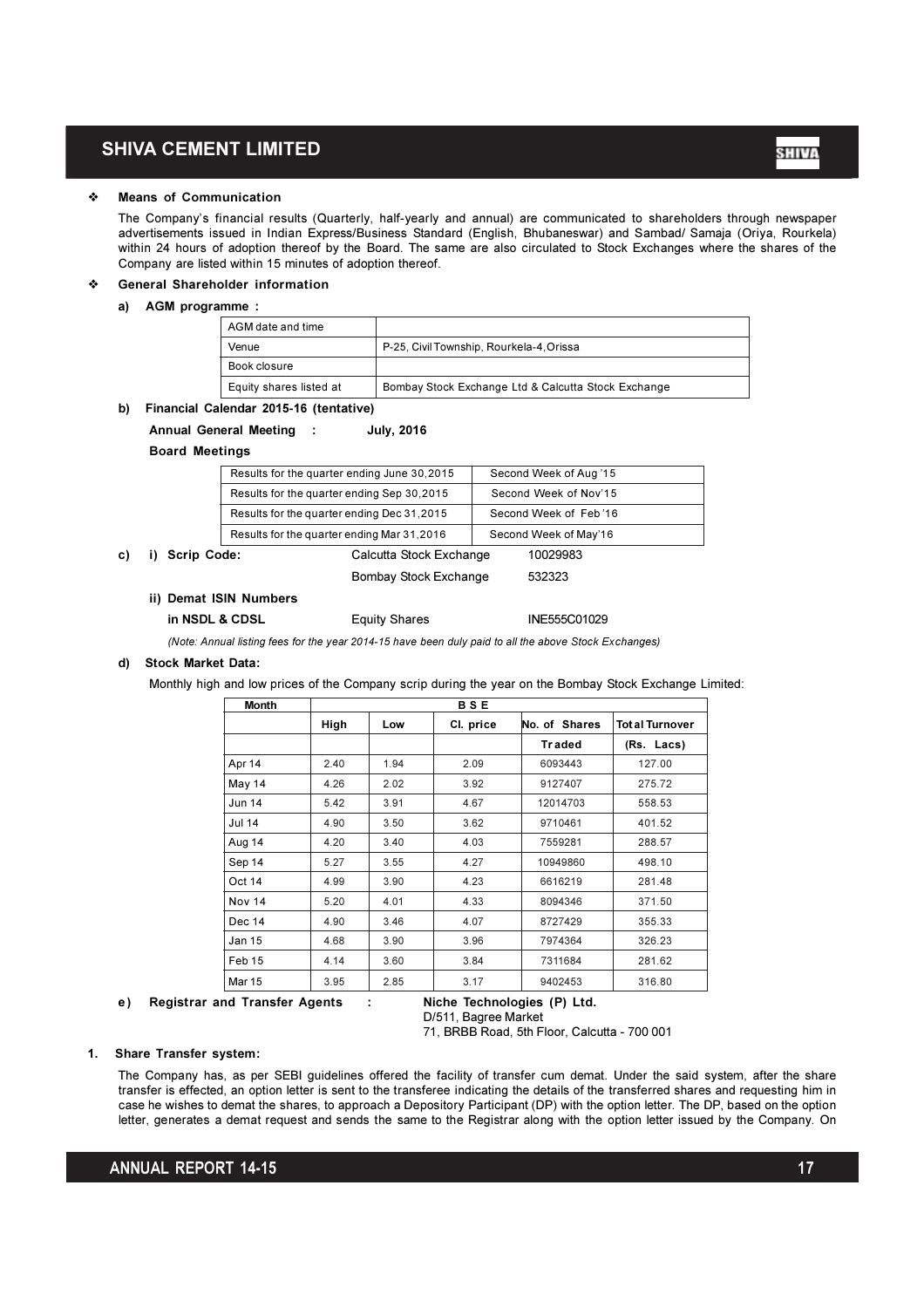- **Means of Communication**

  The Company's financial results (Quarterly, half-yearly and annual) are communicated to shareholders through newspaper advertisements issued in Indian Express/Business Standard (English, Bhubaneswar) and Sambad/ Samaja (Oriya, Rourkela) within 24 hours of adoption thereof by the Board. The same are also circulated to Stock Exchanges where the shares of the Company are listed within 15 minutes of adoption thereof.

- **General Shareholder information**

**a) AGM programme :**

| AGM date and time | |
|---|---|
| Venue | P-25, Civil Township, Rourkela-4, Orissa |
| Book closure | |
| Equity shares listed at | Bombay Stock Exchange Ltd & Calcutta Stock Exchange |

**b) Financial Calendar 2015-16 (tentative)**

**Annual General Meeting : July, 2016**

**Board Meetings**

| Results for the quarter ending June 30,2015 | Second Week of Aug '15 |
|---|---|
| Results for the quarter ending Sep 30,2015 | Second Week of Nov'15 |
| Results for the quarter ending Dec 31,2015 | Second Week of Feb '16 |
| Results for the quarter ending Mar 31,2016 | Second Week of May'16 |

**c) i) Scrip Code:**

| | |
|---|---|
| Calcutta Stock Exchange | 10029983 |
| Bombay Stock Exchange | 532323 |

**ii) Demat ISIN Numbers**

**in NSDL & CDSL** Equity Shares INE555C01029

*(Note: Annual listing fees for the year 2014-15 have been duly paid to all the above Stock Exchanges)*

**d) Stock Market Data:**

Monthly high and low prices of the Company scrip during the year on the Bombay Stock Exchange Limited:

| Month | BSE | | | | |
|---|---|---|---|---|---|
| | High | Low | Cl. price | No. of Shares Traded | Total Turnover (Rs. Lacs) |
| Apr 14 | 2.40 | 1.94 | 2.09 | 6093443 | 127.00 |
| May 14 | 4.26 | 2.02 | 3.92 | 9127407 | 275.72 |
| Jun 14 | 5.42 | 3.91 | 4.67 | 12014703 | 558.53 |
| Jul 14 | 4.90 | 3.50 | 3.62 | 9710461 | 401.52 |
| Aug 14 | 4.20 | 3.40 | 4.03 | 7559281 | 288.57 |
| Sep 14 | 5.27 | 3.55 | 4.27 | 10949860 | 498.10 |
| Oct 14 | 4.99 | 3.90 | 4.23 | 6616219 | 281.48 |
| Nov 14 | 5.20 | 4.01 | 4.33 | 8094346 | 371.50 |
| Dec 14 | 4.90 | 3.46 | 4.07 | 8727429 | 355.33 |
| Jan 15 | 4.68 | 3.90 | 3.96 | 7974364 | 326.23 |
| Feb 15 | 4.14 | 3.60 | 3.84 | 7311684 | 281.62 |
| Mar 15 | 3.95 | 2.85 | 3.17 | 9402453 | 316.80 |

**e) Registrar and Transfer Agents : Niche Technologies (P) Ltd.**

D/511, Bagree Market
71, BRBB Road, 5th Floor, Calcutta - 700 001

**1. Share Transfer system:**

The Company has, as per SEBI guidelines offered the facility of transfer cum demat. Under the said system, after the share transfer is effected, an option letter is sent to the transferee indicating the details of the transferred shares and requesting him in case he wishes to demat the shares, to approach a Depository Participant (DP) with the option letter. The DP, based on the option letter, generates a demat request and sends the same to the Registrar along with the option letter issued by the Company. On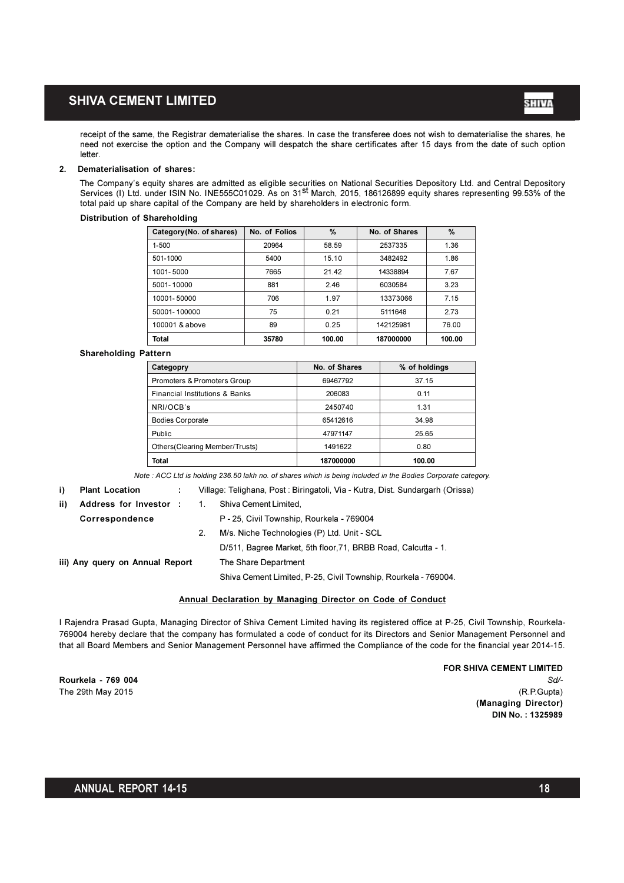receipt of the same, the Registrar dematerialise the shares. In case the transferee does not wish to dematerialise the shares, he need not exercise the option and the Company will despatch the share certificates after 15 days from the date of such option letter.

**2. Dematerialisation of shares:**

The Company's equity shares are admitted as eligible securities on National Securities Depository Ltd. and Central Depository Services (I) Ltd. under ISIN No. INE555C01029. As on 31st March, 2015, 186126899 equity shares representing 99.53% of the total paid up share capital of the Company are held by shareholders in electronic form.

**Distribution of Shareholding**

| Category(No. of shares) | No. of Folios | % | No. of Shares | % |
|---|---|---|---|---|
| 1-500 | 20964 | 58.59 | 2537335 | 1.36 |
| 501-1000 | 5400 | 15.10 | 3482492 | 1.86 |
| 1001- 5000 | 7665 | 21.42 | 14338894 | 7.67 |
| 5001- 10000 | 881 | 2.46 | 6030584 | 3.23 |
| 10001- 50000 | 706 | 1.97 | 13373066 | 7.15 |
| 50001- 100000 | 75 | 0.21 | 5111648 | 2.73 |
| 100001 & above | 89 | 0.25 | 142125981 | 76.00 |
| **Total** | **35780** | **100.00** | **187000000** | **100.00** |

**Shareholding Pattern**

| Categopry | No. of Shares | % of holdings |
|---|---|---|
| Promoters & Promoters Group | 69467792 | 37.15 |
| Financial Institutions & Banks | 206083 | 0.11 |
| NRI/OCB's | 2450740 | 1.31 |
| Bodies Corporate | 65412616 | 34.98 |
| Public | 47971147 | 25.65 |
| Others(Clearing Member/Trusts) | 1491622 | 0.80 |
| **Total** | **187000000** | **100.00** |

*Note : ACC Ltd is holding 236.50 lakh no. of shares which is being included in the Bodies Corporate category.*

**i) Plant Location :** Village: Telighana, Post : Biringatoli, Via - Kutra, Dist. Sundargarh (Orissa)

**ii) Address for Investor Correspondence :**
1. Shiva Cement Limited,
   P - 25, Civil Township, Rourkela - 769004
2. M/s. Niche Technologies (P) Ltd. Unit - SCL
   D/511, Bagree Market, 5th floor,71, BRBB Road, Calcutta - 1.

**iii) Any query on Annual Report** The Share Department
Shiva Cement Limited, P-25, Civil Township, Rourkela - 769004.

**Annual Declaration by Managing Director on Code of Conduct**

I Rajendra Prasad Gupta, Managing Director of Shiva Cement Limited having its registered office at P-25, Civil Township, Rourkela-769004 hereby declare that the company has formulated a code of conduct for its Directors and Senior Management Personnel and that all Board Members and Senior Management Personnel have affirmed the Compliance of the code for the financial year 2014-15.

**FOR SHIVA CEMENT LIMITED**
*Sd/-*
(R.P.Gupta)
**(Managing Director)**
**DIN No. : 1325989**

**Rourkela - 769 004**
The 29th May 2015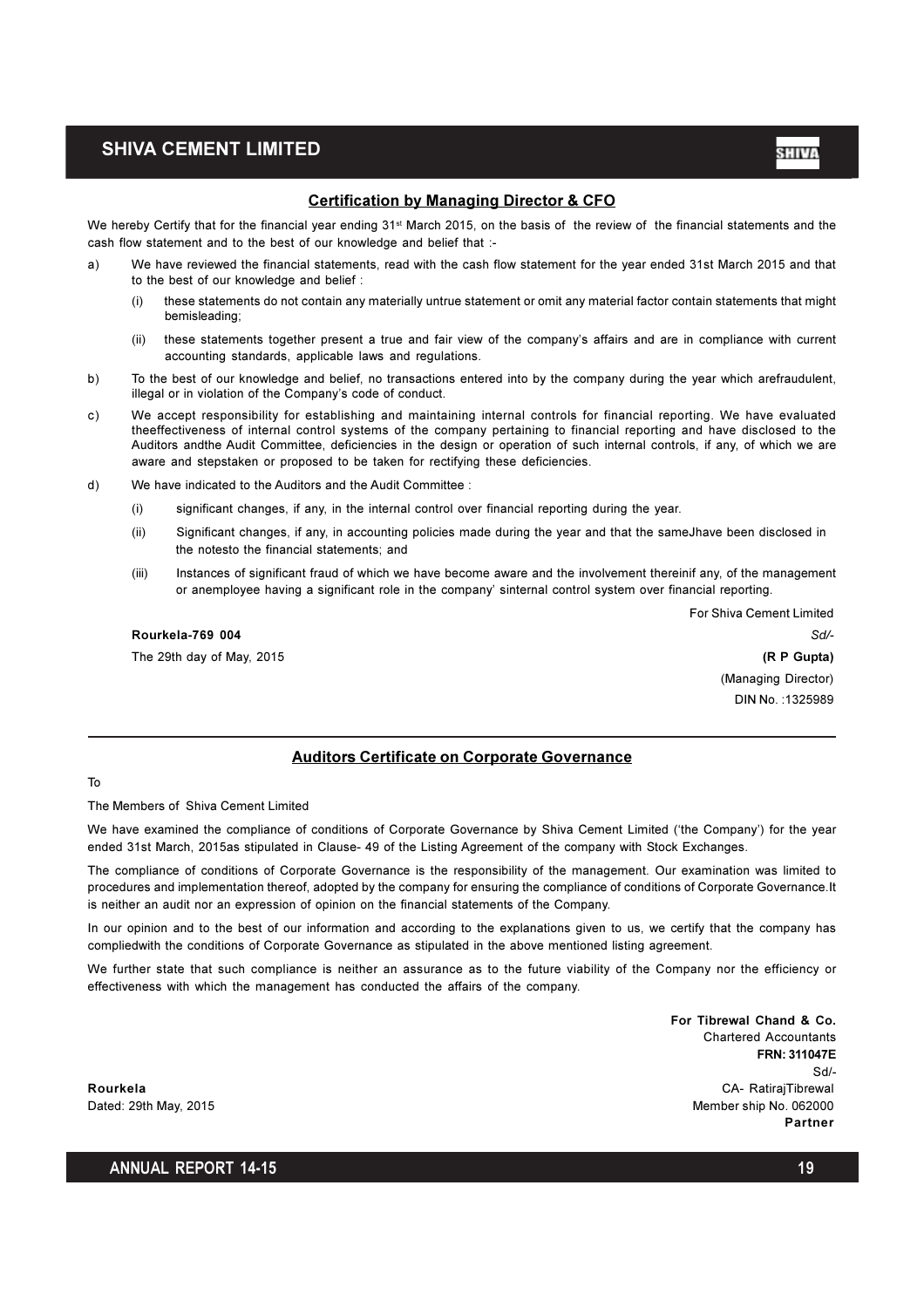## Certification by Managing Director & CFO

We hereby Certify that for the financial year ending 31st March 2015, on the basis of the review of the financial statements and the cash flow statement and to the best of our knowledge and belief that :-

a) We have reviewed the financial statements, read with the cash flow statement for the year ended 31st March 2015 and that to the best of our knowledge and belief :

   (i) these statements do not contain any materially untrue statement or omit any material factor contain statements that might bemisleading;

   (ii) these statements together present a true and fair view of the company's affairs and are in compliance with current accounting standards, applicable laws and regulations.

b) To the best of our knowledge and belief, no transactions entered into by the company during the year which arefraudulent, illegal or in violation of the Company's code of conduct.

c) We accept responsibility for establishing and maintaining internal controls for financial reporting. We have evaluated theeffectiveness of internal control systems of the company pertaining to financial reporting and have disclosed to the Auditors andthe Audit Committee, deficiencies in the design or operation of such internal controls, if any, of which we are aware and stepstaken or proposed to be taken for rectifying these deficiencies.

d) We have indicated to the Auditors and the Audit Committee :

   (i) significant changes, if any, in the internal control over financial reporting during the year.

   (ii) Significant changes, if any, in accounting policies made during the year and that the sameJhave been disclosed in the notesto the financial statements; and

   (iii) Instances of significant fraud of which we have become aware and the involvement thereinif any, of the management or anemployee having a significant role in the company' sinternal control system over financial reporting.

For Shiva Cement Limited

**Rourkela-769 004**

The 29th day of May, 2015

*Sd/-*

**(R P Gupta)**

(Managing Director)

DIN No. :1325989

---

## Auditors Certificate on Corporate Governance

To

The Members of Shiva Cement Limited

We have examined the compliance of conditions of Corporate Governance by Shiva Cement Limited ('the Company') for the year ended 31st March, 2015as stipulated in Clause- 49 of the Listing Agreement of the company with Stock Exchanges.

The compliance of conditions of Corporate Governance is the responsibility of the management. Our examination was limited to procedures and implementation thereof, adopted by the company for ensuring the compliance of conditions of Corporate Governance.It is neither an audit nor an expression of opinion on the financial statements of the Company.

In our opinion and to the best of our information and according to the explanations given to us, we certify that the company has compliedwith the conditions of Corporate Governance as stipulated in the above mentioned listing agreement.

We further state that such compliance is neither an assurance as to the future viability of the Company nor the efficiency or effectiveness with which the management has conducted the affairs of the company.

**For Tibrewal Chand & Co.**

Chartered Accountants

**FRN: 311047E**

Sd/-

CA- RatirajTibrewal

Member ship No. 062000

**Partner**

**Rourkela**

Dated: 29th May, 2015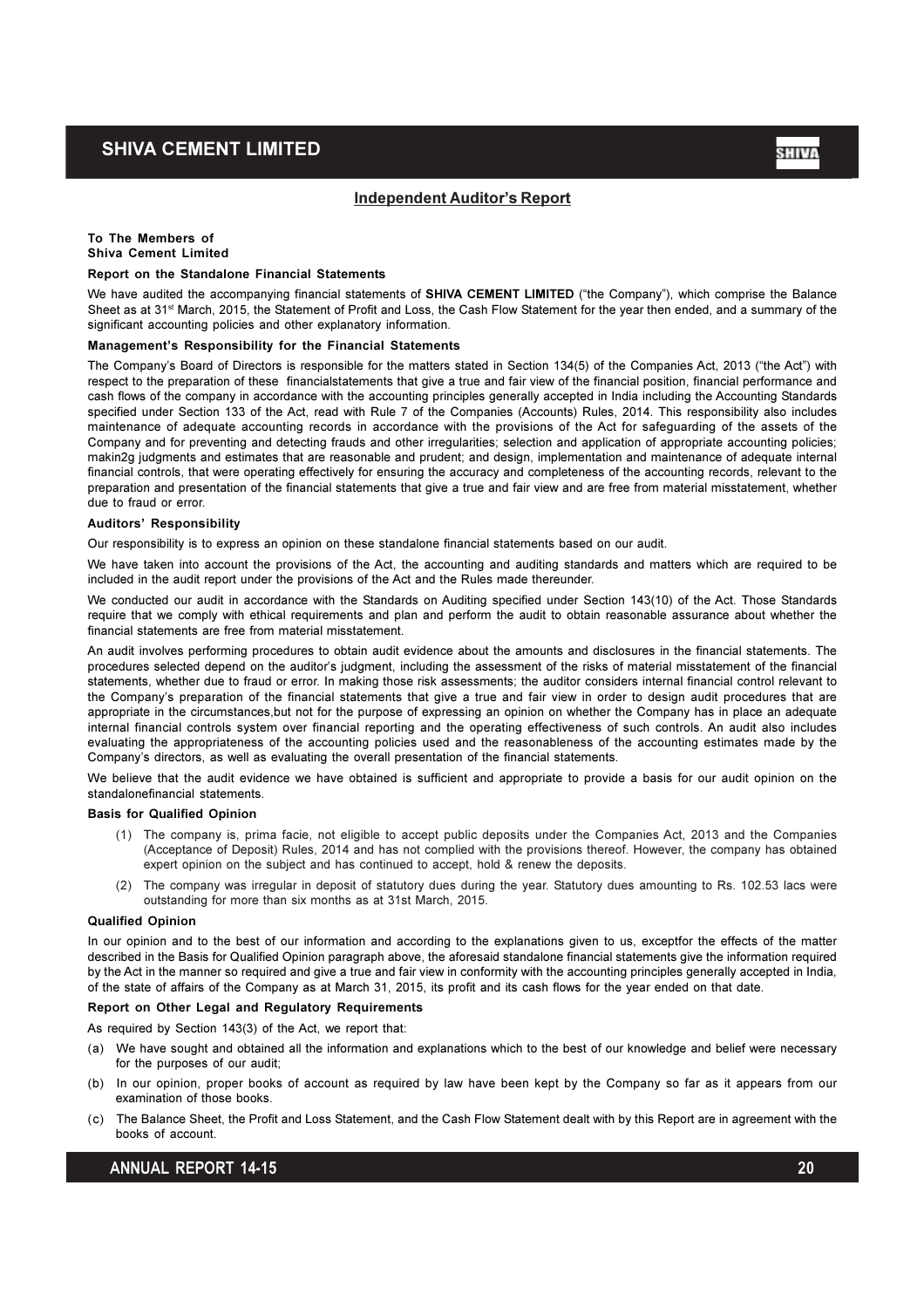## Independent Auditor's Report

**To The Members of**
**Shiva Cement Limited**

### Report on the Standalone Financial Statements

We have audited the accompanying financial statements of **SHIVA CEMENT LIMITED** ("the Company"), which comprise the Balance Sheet as at 31st March, 2015, the Statement of Profit and Loss, the Cash Flow Statement for the year then ended, and a summary of the significant accounting policies and other explanatory information.

### Management's Responsibility for the Financial Statements

The Company's Board of Directors is responsible for the matters stated in Section 134(5) of the Companies Act, 2013 ("the Act") with respect to the preparation of these financialstatements that give a true and fair view of the financial position, financial performance and cash flows of the company in accordance with the accounting principles generally accepted in India including the Accounting Standards specified under Section 133 of the Act, read with Rule 7 of the Companies (Accounts) Rules, 2014. This responsibility also includes maintenance of adequate accounting records in accordance with the provisions of the Act for safeguarding of the assets of the Company and for preventing and detecting frauds and other irregularities; selection and application of appropriate accounting policies; makin2g judgments and estimates that are reasonable and prudent; and design, implementation and maintenance of adequate internal financial controls, that were operating effectively for ensuring the accuracy and completeness of the accounting records, relevant to the preparation and presentation of the financial statements that give a true and fair view and are free from material misstatement, whether due to fraud or error.

### Auditors' Responsibility

Our responsibility is to express an opinion on these standalone financial statements based on our audit.

We have taken into account the provisions of the Act, the accounting and auditing standards and matters which are required to be included in the audit report under the provisions of the Act and the Rules made thereunder.

We conducted our audit in accordance with the Standards on Auditing specified under Section 143(10) of the Act. Those Standards require that we comply with ethical requirements and plan and perform the audit to obtain reasonable assurance about whether the financial statements are free from material misstatement.

An audit involves performing procedures to obtain audit evidence about the amounts and disclosures in the financial statements. The procedures selected depend on the auditor's judgment, including the assessment of the risks of material misstatement of the financial statements, whether due to fraud or error. In making those risk assessments; the auditor considers internal financial control relevant to the Company's preparation of the financial statements that give a true and fair view in order to design audit procedures that are appropriate in the circumstances,but not for the purpose of expressing an opinion on whether the Company has in place an adequate internal financial controls system over financial reporting and the operating effectiveness of such controls. An audit also includes evaluating the appropriateness of the accounting policies used and the reasonableness of the accounting estimates made by the Company's directors, as well as evaluating the overall presentation of the financial statements.

We believe that the audit evidence we have obtained is sufficient and appropriate to provide a basis for our audit opinion on the standalonefinancial statements.

### Basis for Qualified Opinion

(1) The company is, prima facie, not eligible to accept public deposits under the Companies Act, 2013 and the Companies (Acceptance of Deposit) Rules, 2014 and has not complied with the provisions thereof. However, the company has obtained expert opinion on the subject and has continued to accept, hold & renew the deposits.

(2) The company was irregular in deposit of statutory dues during the year. Statutory dues amounting to Rs. 102.53 lacs were outstanding for more than six months as at 31st March, 2015.

### Qualified Opinion

In our opinion and to the best of our information and according to the explanations given to us, exceptfor the effects of the matter described in the Basis for Qualified Opinion paragraph above, the aforesaid standalone financial statements give the information required by the Act in the manner so required and give a true and fair view in conformity with the accounting principles generally accepted in India, of the state of affairs of the Company as at March 31, 2015, its profit and its cash flows for the year ended on that date.

### Report on Other Legal and Regulatory Requirements

As required by Section 143(3) of the Act, we report that:

(a) We have sought and obtained all the information and explanations which to the best of our knowledge and belief were necessary for the purposes of our audit;

(b) In our opinion, proper books of account as required by law have been kept by the Company so far as it appears from our examination of those books.

(c) The Balance Sheet, the Profit and Loss Statement, and the Cash Flow Statement dealt with by this Report are in agreement with the books of account.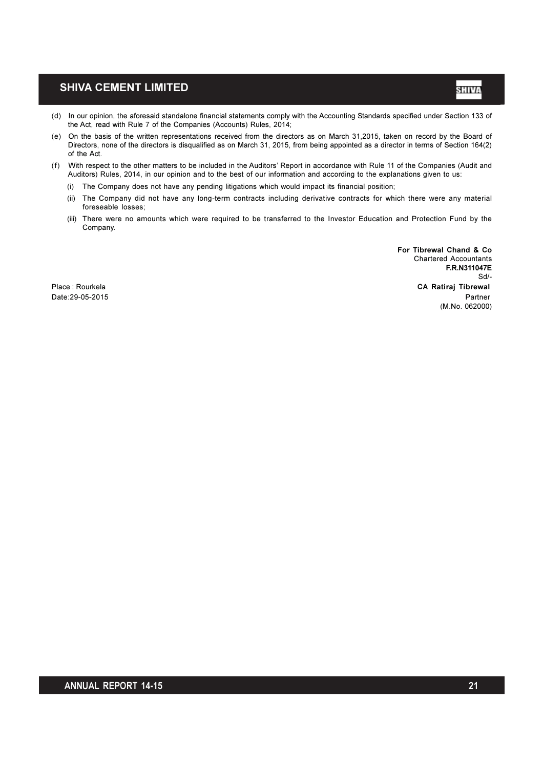(d) In our opinion, the aforesaid standalone financial statements comply with the Accounting Standards specified under Section 133 of the Act, read with Rule 7 of the Companies (Accounts) Rules, 2014;

(e) On the basis of the written representations received from the directors as on March 31,2015, taken on record by the Board of Directors, none of the directors is disqualified as on March 31, 2015, from being appointed as a director in terms of Section 164(2) of the Act.

(f) With respect to the other matters to be included in the Auditors' Report in accordance with Rule 11 of the Companies (Audit and Auditors) Rules, 2014, in our opinion and to the best of our information and according to the explanations given to us:

(i) The Company does not have any pending litigations which would impact its financial position;

(ii) The Company did not have any long-term contracts including derivative contracts for which there were any material foreseeable losses;

(iii) There were no amounts which were required to be transferred to the Investor Education and Protection Fund by the Company.

**For Tibrewal Chand & Co**
Chartered Accountants
**F.R.N311047E**
Sd/-
**CA Ratiraj Tibrewal**
Partner
(M.No. 062000)

Place : Rourkela
Date:29-05-2015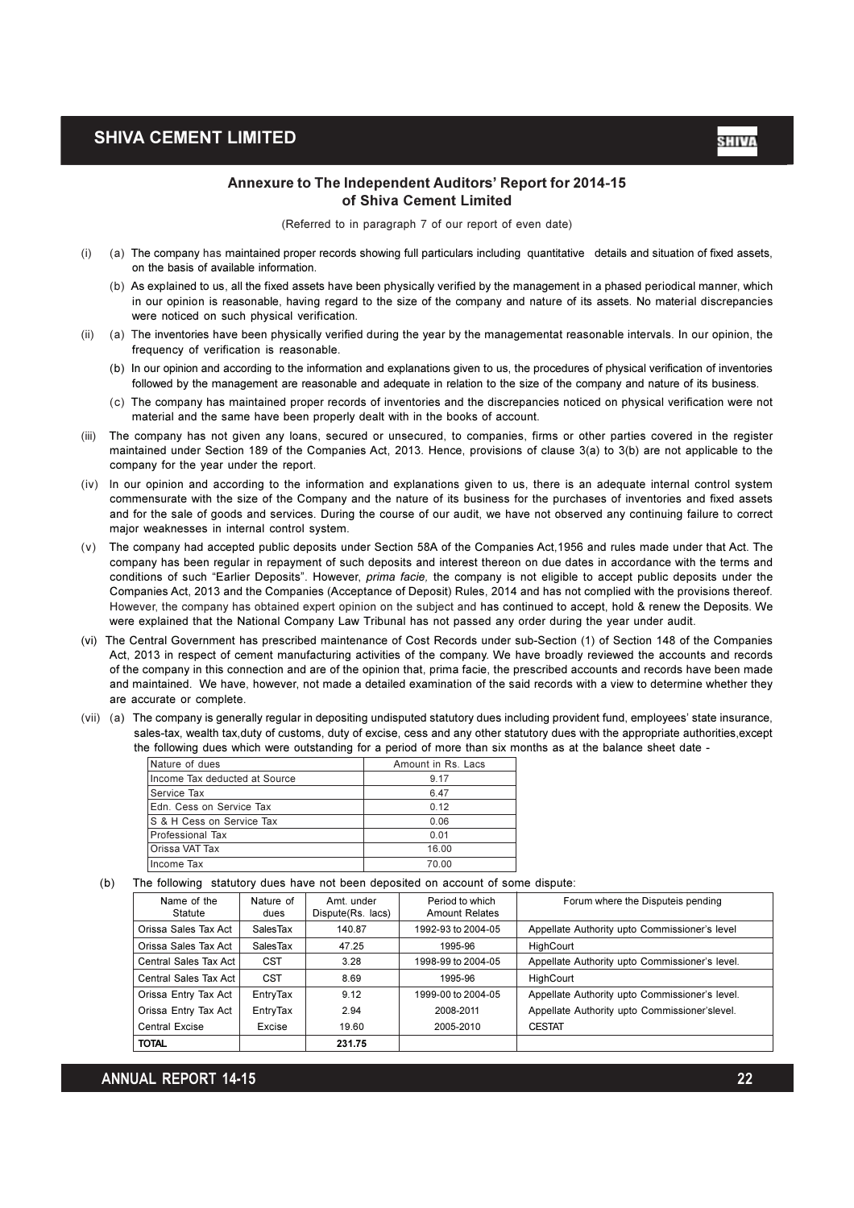## Annexure to The Independent Auditors' Report for 2014-15 of Shiva Cement Limited

(Referred to in paragraph 7 of our report of even date)

(i) (a) The company has maintained proper records showing full particulars including quantitative details and situation of fixed assets, on the basis of available information.

(b) As explained to us, all the fixed assets have been physically verified by the management in a phased periodical manner, which in our opinion is reasonable, having regard to the size of the company and nature of its assets. No material discrepancies were noticed on such physical verification.

(ii) (a) The inventories have been physically verified during the year by the managementat reasonable intervals. In our opinion, the frequency of verification is reasonable.

(b) In our opinion and according to the information and explanations given to us, the procedures of physical verification of inventories followed by the management are reasonable and adequate in relation to the size of the company and nature of its business.

(c) The company has maintained proper records of inventories and the discrepancies noticed on physical verification were not material and the same have been properly dealt with in the books of account.

(iii) The company has not given any loans, secured or unsecured, to companies, firms or other parties covered in the register maintained under Section 189 of the Companies Act, 2013. Hence, provisions of clause 3(a) to 3(b) are not applicable to the company for the year under the report.

(iv) In our opinion and according to the information and explanations given to us, there is an adequate internal control system commensurate with the size of the Company and the nature of its business for the purchases of inventories and fixed assets and for the sale of goods and services. During the course of our audit, we have not observed any continuing failure to correct major weaknesses in internal control system.

(v) The company had accepted public deposits under Section 58A of the Companies Act,1956 and rules made under that Act. The company has been regular in repayment of such deposits and interest thereon on due dates in accordance with the terms and conditions of such "Earlier Deposits". However, *prima facie,* the company is not eligible to accept public deposits under the Companies Act, 2013 and the Companies (Acceptance of Deposit) Rules, 2014 and has not complied with the provisions thereof. However, the company has obtained expert opinion on the subject and has continued to accept, hold & renew the Deposits. We were explained that the National Company Law Tribunal has not passed any order during the year under audit.

(vi) The Central Government has prescribed maintenance of Cost Records under sub-Section (1) of Section 148 of the Companies Act, 2013 in respect of cement manufacturing activities of the company. We have broadly reviewed the accounts and records of the company in this connection and are of the opinion that, prima facie, the prescribed accounts and records have been made and maintained. We have, however, not made a detailed examination of the said records with a view to determine whether they are accurate or complete.

(vii) (a) The company is generally regular in depositing undisputed statutory dues including provident fund, employees' state insurance, sales-tax, wealth tax,duty of customs, duty of excise, cess and any other statutory dues with the appropriate authorities,except the following dues which were outstanding for a period of more than six months as at the balance sheet date -

| Nature of dues | Amount in Rs. Lacs |
|---|---|
| Income Tax deducted at Source | 9.17 |
| Service Tax | 6.47 |
| Edn. Cess on Service Tax | 0.12 |
| S & H Cess on Service Tax | 0.06 |
| Professional Tax | 0.01 |
| Orissa VAT Tax | 16.00 |
| Income Tax | 70.00 |

(b) The following statutory dues have not been deposited on account of some dispute:

| Name of the Statute | Nature of dues | Amt. under Dispute(Rs. lacs) | Period to which Amount Relates | Forum where the Disputeis pending |
|---|---|---|---|---|
| Orissa Sales Tax Act | SalesTax | 140.87 | 1992-93 to 2004-05 | Appellate Authority upto Commissioner's level |
| Orissa Sales Tax Act | SalesTax | 47.25 | 1995-96 | HighCourt |
| Central Sales Tax Act | CST | 3.28 | 1998-99 to 2004-05 | Appellate Authority upto Commissioner's level. |
| Central Sales Tax Act | CST | 8.69 | 1995-96 | HighCourt |
| Orissa Entry Tax Act | EntryTax | 9.12 | 1999-00 to 2004-05 | Appellate Authority upto Commissioner's level. |
| Orissa Entry Tax Act | EntryTax | 2.94 | 2008-2011 | Appellate Authority upto Commissioner'slevel. |
| Central Excise | Excise | 19.60 | 2005-2010 | CESTAT |
| **TOTAL** | | **231.75** | | |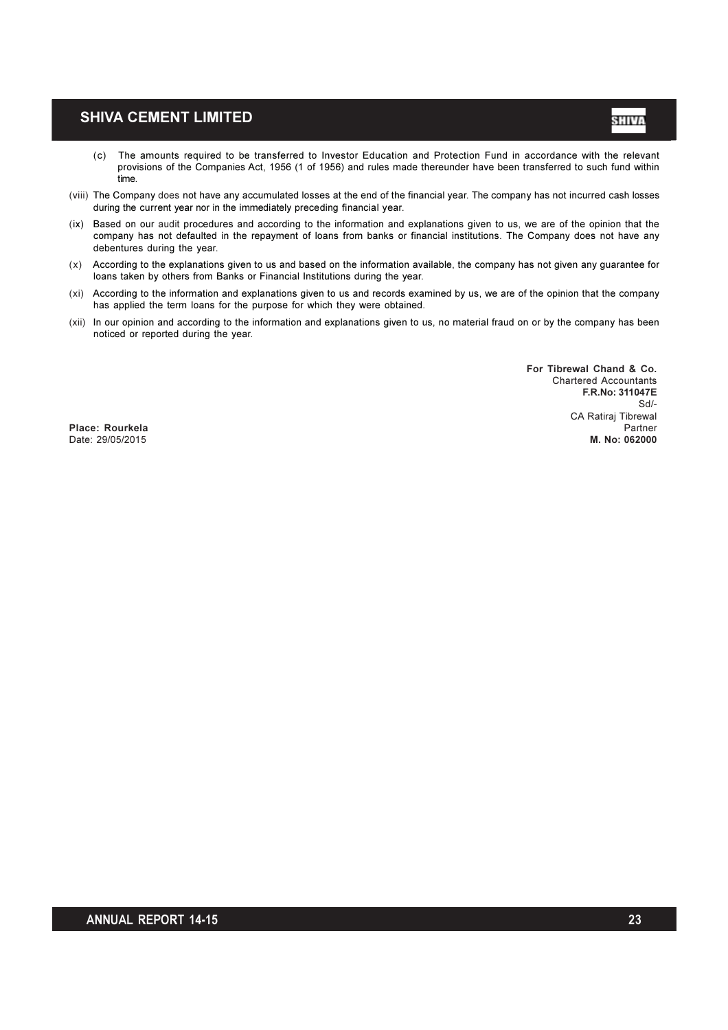(c) The amounts required to be transferred to Investor Education and Protection Fund in accordance with the relevant provisions of the Companies Act, 1956 (1 of 1956) and rules made thereunder have been transferred to such fund within time.

(viii) The Company does not have any accumulated losses at the end of the financial year. The company has not incurred cash losses during the current year nor in the immediately preceding financial year.

(ix) Based on our audit procedures and according to the information and explanations given to us, we are of the opinion that the company has not defaulted in the repayment of loans from banks or financial institutions. The Company does not have any debentures during the year.

(x) According to the explanations given to us and based on the information available, the company has not given any guarantee for loans taken by others from Banks or Financial Institutions during the year.

(xi) According to the information and explanations given to us and records examined by us, we are of the opinion that the company has applied the term loans for the purpose for which they were obtained.

(xii) In our opinion and according to the information and explanations given to us, no material fraud on or by the company has been noticed or reported during the year.

**For Tibrewal Chand & Co.**
Chartered Accountants
**F.R.No: 311047E**
Sd/-
CA Ratiraj Tibrewal
Partner
**M. No: 062000**

**Place: Rourkela**
Date: 29/05/2015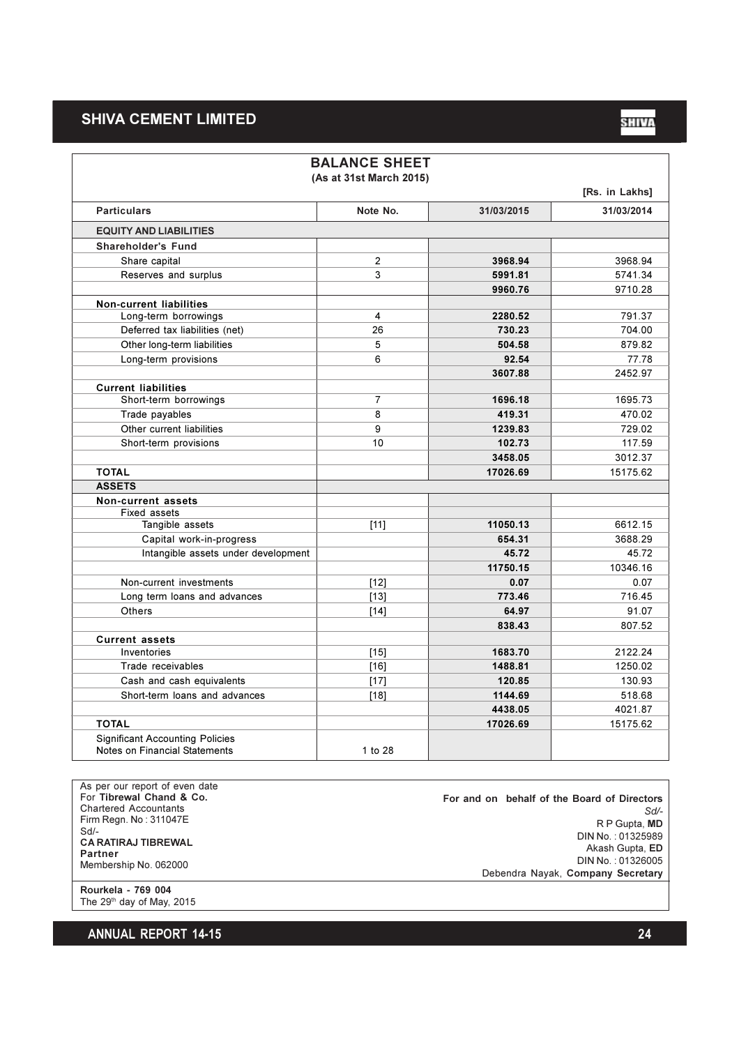# BALANCE SHEET

**(As at 31st March 2015)**

[Rs. in Lakhs]

| Particulars | Note No. | 31/03/2015 | 31/03/2014 |
|---|---|---|---|
| **EQUITY AND LIABILITIES** | | | |
| **Shareholder's Fund** | | | |
| Share capital | 2 | **3968.94** | 3968.94 |
| Reserves and surplus | 3 | **5991.81** | 5741.34 |
| | | **9960.76** | 9710.28 |
| **Non-current liabilities** | | | |
| Long-term borrowings | 4 | **2280.52** | 791.37 |
| Deferred tax liabilities (net) | 26 | **730.23** | 704.00 |
| Other long-term liabilities | 5 | **504.58** | 879.82 |
| Long-term provisions | 6 | **92.54** | 77.78 |
| | | **3607.88** | 2452.97 |
| **Current liabilities** | | | |
| Short-term borrowings | 7 | **1696.18** | 1695.73 |
| Trade payables | 8 | **419.31** | 470.02 |
| Other current liabilities | 9 | **1239.83** | 729.02 |
| Short-term provisions | 10 | **102.73** | 117.59 |
| | | **3458.05** | 3012.37 |
| **TOTAL** | | **17026.69** | 15175.62 |
| **ASSETS** | | | |
| **Non-current assets** | | | |
| Fixed assets | | | |
| Tangible assets | [11] | **11050.13** | 6612.15 |
| Capital work-in-progress | | **654.31** | 3688.29 |
| Intangible assets under development | | **45.72** | 45.72 |
| | | **11750.15** | 10346.16 |
| Non-current investments | [12] | **0.07** | 0.07 |
| Long term loans and advances | [13] | **773.46** | 716.45 |
| Others | [14] | **64.97** | 91.07 |
| | | **838.43** | 807.52 |
| **Current assets** | | | |
| Inventories | [15] | **1683.70** | 2122.24 |
| Trade receivables | [16] | **1488.81** | 1250.02 |
| Cash and cash equivalents | [17] | **120.85** | 130.93 |
| Short-term loans and advances | [18] | **1144.69** | 518.68 |
| | | **4438.05** | 4021.87 |
| **TOTAL** | | **17026.69** | 15175.62 |
| Significant Accounting Policies<br>Notes on Financial Statements | 1 to 28 | | |

As per our report of even date
For **Tibrewal Chand & Co.**
Chartered Accountants
Firm Regn. No : 311047E
Sd/-
**CA RATIRAJ TIBREWAL**
**Partner**
Membership No. 062000

**For and on behalf of the Board of Directors**
*Sd/-*
R P Gupta, **MD**
DIN No. : 01325989
Akash Gupta, **ED**
DIN No. : 01326005
Debendra Nayak, **Company Secretary**

**Rourkela - 769 004**
The 29th day of May, 2015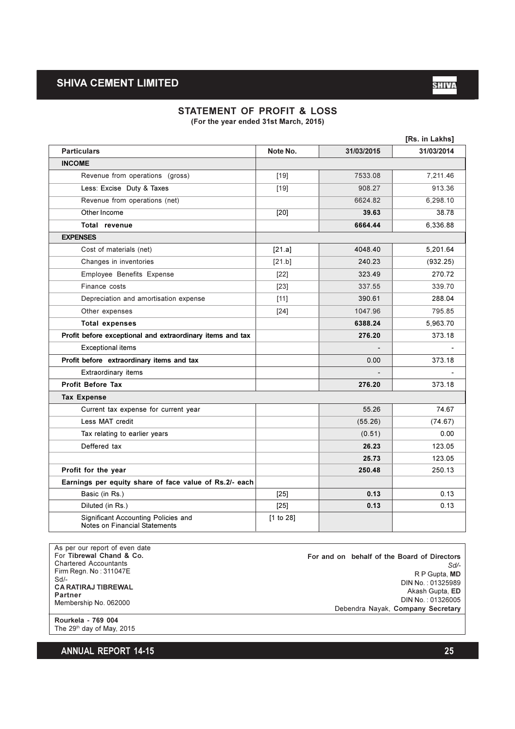# SHIVA CEMENT LIMITED

## STATEMENT OF PROFIT & LOSS

**(For the year ended 31st March, 2015)**

[Rs. in Lakhs]

| Particulars | Note No. | 31/03/2015 | 31/03/2014 |
|---|---|---|---|
| **INCOME** | | | |
| Revenue from operations (gross) | [19] | 7533.08 | 7,211.46 |
| Less: Excise Duty & Taxes | [19] | 908.27 | 913.36 |
| Revenue from operations (net) | | 6624.82 | 6,298.10 |
| Other Income | [20] | **39.63** | 38.78 |
| **Total revenue** | | **6664.44** | 6,336.88 |
| **EXPENSES** | | | |
| Cost of materials (net) | [21.a] | 4048.40 | 5,201.64 |
| Changes in inventories | [21.b] | 240.23 | (932.25) |
| Employee Benefits Expense | [22] | 323.49 | 270.72 |
| Finance costs | [23] | 337.55 | 339.70 |
| Depreciation and amortisation expense | [11] | 390.61 | 288.04 |
| Other expenses | [24] | 1047.96 | 795.85 |
| **Total expenses** | | **6388.24** | 5,963.70 |
| **Profit before exceptional and extraordinary items and tax** | | **276.20** | 373.18 |
| Exceptional items | | - | - |
| **Profit before extraordinary items and tax** | | 0.00 | 373.18 |
| Extraordinary items | | - | - |
| **Profit Before Tax** | | **276.20** | 373.18 |
| **Tax Expense** | | | |
| Current tax expense for current year | | 55.26 | 74.67 |
| Less MAT credit | | (55.26) | (74.67) |
| Tax relating to earlier years | | (0.51) | 0.00 |
| Deffered tax | | **26.23** | 123.05 |
| | | **25.73** | 123.05 |
| **Profit for the year** | | **250.48** | 250.13 |
| **Earnings per equity share of face value of Rs.2/- each** | | | |
| Basic (in Rs.) | [25] | **0.13** | 0.13 |
| Diluted (in Rs.) | [25] | **0.13** | 0.13 |
| Significant Accounting Policies and Notes on Financial Statements | [1 to 28] | | |

As per our report of even date
For **Tibrewal Chand & Co.**
Chartered Accountants
Firm Regn. No : 311047E
Sd/-
**CA RATIRAJ TIBREWAL**
**Partner**
Membership No. 062000

**For and on behalf of the Board of Directors**
*Sd/-*
R P Gupta, **MD**
DIN No. : 01325989
Akash Gupta, **ED**
DIN No. : 01326005
Debendra Nayak, **Company Secretary**

**Rourkela - 769 004**
The 29th day of May, 2015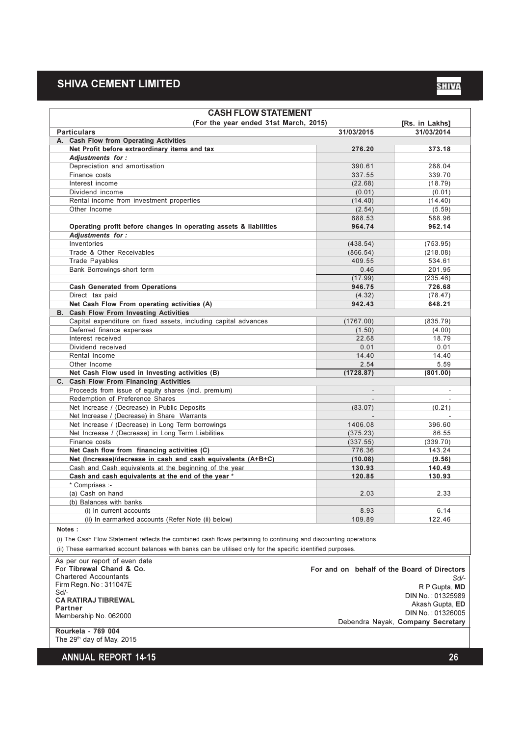## CASH FLOW STATEMENT

(For the year ended 31st March, 2015) [Rs. in Lakhs]

| Particulars | 31/03/2015 | 31/03/2014 |
|---|---|---|
| **A. Cash Flow from Operating Activities** | | |
| **Net Profit before extraordinary items and tax** | **276.20** | **373.18** |
| ***Adjustments for :*** | | |
| Depreciation and amortisation | 390.61 | 288.04 |
| Finance costs | 337.55 | 339.70 |
| Interest income | (22.68) | (18.79) |
| Dividend income | (0.01) | (0.01) |
| Rental income from investment properties | (14.40) | (14.40) |
| Other Income | (2.54) | (5.59) |
| | 688.53 | 588.96 |
| **Operating profit before changes in operating assets & liabilities** | **964.74** | **962.14** |
| ***Adjustments for :*** | | |
| Inventories | (438.54) | (753.95) |
| Trade & Other Receivables | (866.54) | (218.08) |
| Trade Payables | 409.55 | 534.61 |
| Bank Borrowings-short term | 0.46 | 201.95 |
| | (17.99) | (235.46) |
| **Cash Generated from Operations** | **946.75** | **726.68** |
| Direct tax paid | (4.32) | (78.47) |
| **Net Cash Flow From operating activities (A)** | **942.43** | **648.21** |
| **B. Cash Flow From Investing Activities** | | |
| Capital expenditure on fixed assets, including capital advances | (1767.00) | (835.79) |
| Deferred finance expenses | (1.50) | (4.00) |
| Interest received | 22.68 | 18.79 |
| Dividend received | 0.01 | 0.01 |
| Rental Income | 14.40 | 14.40 |
| Other Income | 2.54 | 5.59 |
| **Net Cash Flow used in Investing activities (B)** | **(1728.87)** | **(801.00)** |
| **C. Cash Flow From Financing Activities** | | |
| Proceeds from issue of equity shares (incl. premium) | - | - |
| Redemption of Preference Shares | - | - |
| Net Increase / (Decrease) in Public Deposits | (83.07) | (0.21) |
| Net Increase / (Decrease) in Share Warrants | - | - |
| Net Increase / (Decrease) in Long Term borrowings | 1406.08 | 396.60 |
| Net Increase / (Decrease) in Long Term Liabilities | (375.23) | 86.55 |
| Finance costs | (337.55) | (339.70) |
| **Net Cash flow from financing activities (C)** | 776.36 | 143.24 |
| **Net (Increase)/decrease in cash and cash equivalents (A+B+C)** | **(10.08)** | **(9.56)** |
| Cash and Cash equivalents at the beginning of the year | **130.93** | **140.49** |
| **Cash and cash equivalents at the end of the year \*** | **120.85** | **130.93** |
| \* Comprises :- | | |
| (a) Cash on hand | 2.03 | 2.33 |
| (b) Balances with banks | | |
| (i) In current accounts | 8.93 | 6.14 |
| (ii) In earmarked accounts (Refer Note (ii) below) | 109.89 | 122.46 |

**Notes :**

(i) The Cash Flow Statement reflects the combined cash flows pertaining to continuing and discounting operations.

(ii) These earmarked account balances with banks can be utilised only for the specific identified purposes.

As per our report of even date
For **Tibrewal Chand & Co.**
Chartered Accountants
Firm Regn. No : 311047E
Sd/-
**CA RATIRAJ TIBREWAL**
**Partner**
Membership No. 062000

**For and on behalf of the Board of Directors**
*Sd/-*
R P Gupta, **MD**
DIN No. : 01325989
Akash Gupta, **ED**
DIN No. : 01326005
Debendra Nayak, **Company Secretary**

**Rourkela - 769 004**
The 29th day of May, 2015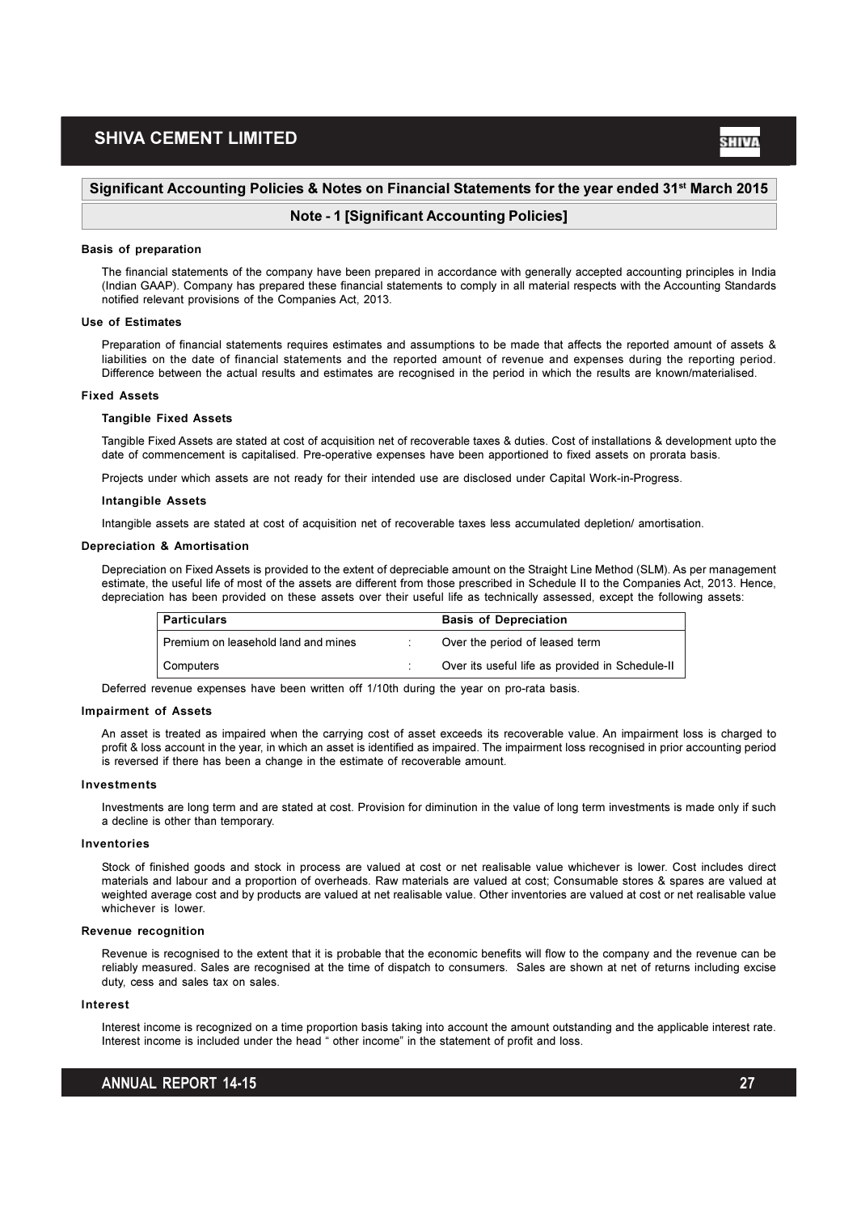## Significant Accounting Policies & Notes on Financial Statements for the year ended 31st March 2015

### Note - 1 [Significant Accounting Policies]

**Basis of preparation**

The financial statements of the company have been prepared in accordance with generally accepted accounting principles in India (Indian GAAP). Company has prepared these financial statements to comply in all material respects with the Accounting Standards notified relevant provisions of the Companies Act, 2013.

**Use of Estimates**

Preparation of financial statements requires estimates and assumptions to be made that affects the reported amount of assets & liabilities on the date of financial statements and the reported amount of revenue and expenses during the reporting period. Difference between the actual results and estimates are recognised in the period in which the results are known/materialised.

**Fixed Assets**

**Tangible Fixed Assets**

Tangible Fixed Assets are stated at cost of acquisition net of recoverable taxes & duties. Cost of installations & development upto the date of commencement is capitalised. Pre-operative expenses have been apportioned to fixed assets on prorata basis.

Projects under which assets are not ready for their intended use are disclosed under Capital Work-in-Progress.

**Intangible Assets**

Intangible assets are stated at cost of acquisition net of recoverable taxes less accumulated depletion/ amortisation.

**Depreciation & Amortisation**

Depreciation on Fixed Assets is provided to the extent of depreciable amount on the Straight Line Method (SLM). As per management estimate, the useful life of most of the assets are different from those prescribed in Schedule II to the Companies Act, 2013. Hence, depreciation has been provided on these assets over their useful life as technically assessed, except the following assets:

| Particulars | | Basis of Depreciation |
|---|---|---|
| Premium on leasehold land and mines | : | Over the period of leased term |
| Computers | : | Over its useful life as provided in Schedule-II |

Deferred revenue expenses have been written off 1/10th during the year on pro-rata basis.

**Impairment of Assets**

An asset is treated as impaired when the carrying cost of asset exceeds its recoverable value. An impairment loss is charged to profit & loss account in the year, in which an asset is identified as impaired. The impairment loss recognised in prior accounting period is reversed if there has been a change in the estimate of recoverable amount.

**Investments**

Investments are long term and are stated at cost. Provision for diminution in the value of long term investments is made only if such a decline is other than temporary.

**Inventories**

Stock of finished goods and stock in process are valued at cost or net realisable value whichever is lower. Cost includes direct materials and labour and a proportion of overheads. Raw materials are valued at cost; Consumable stores & spares are valued at weighted average cost and by products are valued at net realisable value. Other inventories are valued at cost or net realisable value whichever is lower.

**Revenue recognition**

Revenue is recognised to the extent that it is probable that the economic benefits will flow to the company and the revenue can be reliably measured. Sales are recognised at the time of dispatch to consumers. Sales are shown at net of returns including excise duty, cess and sales tax on sales.

**Interest**

Interest income is recognized on a time proportion basis taking into account the amount outstanding and the applicable interest rate. Interest income is included under the head " other income" in the statement of profit and loss.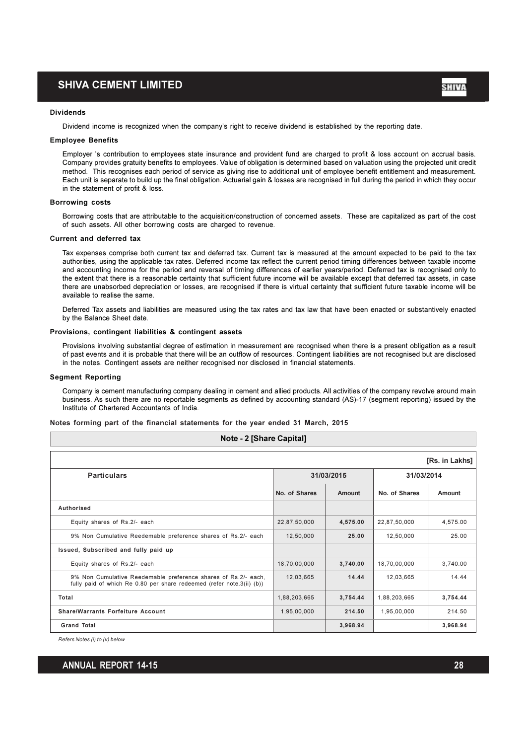### Dividends

Dividend income is recognized when the company's right to receive dividend is established by the reporting date.

### Employee Benefits

Employer 's contribution to employees state insurance and provident fund are charged to profit & loss account on accrual basis. Company provides gratuity benefits to employees. Value of obligation is determined based on valuation using the projected unit credit method. This recognises each period of service as giving rise to additional unit of employee benefit entitlement and measurement. Each unit is separate to build up the final obligation. Actuarial gain & losses are recognised in full during the period in which they occur in the statement of profit & loss.

### Borrowing costs

Borrowing costs that are attributable to the acquisition/construction of concerned assets. These are capitalized as part of the cost of such assets. All other borrowing costs are charged to revenue.

### Current and deferred tax

Tax expenses comprise both current tax and deferred tax. Current tax is measured at the amount expected to be paid to the tax authorities, using the applicable tax rates. Deferred income tax reflect the current period timing differences between taxable income and accounting income for the period and reversal of timing differences of earlier years/period. Deferred tax is recognised only to the extent that there is a reasonable certainty that sufficient future income will be available except that deferred tax assets, in case there are unabsorbed depreciation or losses, are recognised if there is virtual certainty that sufficient future taxable income will be available to realise the same.

Deferred Tax assets and liabilities are measured using the tax rates and tax law that have been enacted or substantively enacted by the Balance Sheet date.

### Provisions, contingent liabilities & contingent assets

Provisions involving substantial degree of estimation in measurement are recognised when there is a present obligation as a result of past events and it is probable that there will be an outflow of resources. Contingent liabilities are not recognised but are disclosed in the notes. Contingent assets are neither recognised nor disclosed in financial statements.

### Segment Reporting

Company is cement manufacturing company dealing in cement and allied products. All activities of the company revolve around main business. As such there are no reportable segments as defined by accounting standard (AS)-17 (segment reporting) issued by the Institute of Chartered Accountants of India.

**Notes forming part of the financial statements for the year ended 31 March, 2015**

## Note - 2 [Share Capital]

[Rs. in Lakhs]

| Particulars | 31/03/2015 | | 31/03/2014 | |
|---|---|---|---|---|
| | No. of Shares | Amount | No. of Shares | Amount |
| **Authorised** | | | | |
| Equity shares of Rs.2/- each | 22,87,50,000 | **4,575.00** | 22,87,50,000 | 4,575.00 |
| 9% Non Cumulative Reedemable preference shares of Rs.2/- each | 12,50,000 | **25.00** | 12,50,000 | 25.00 |
| **Issued, Subscribed and fully paid up** | | | | |
| Equity shares of Rs.2/- each | 18,70,00,000 | **3,740.00** | 18,70,00,000 | 3,740.00 |
| 9% Non Cumulative Reedemable preference shares of Rs.2/- each, fully paid of which Re 0.80 per share redeemed (refer note.3(ii) (b)) | 12,03,665 | **14.44** | 12,03,665 | 14.44 |
| **Total** | 1,88,203,665 | **3,754.44** | 1,88,203,665 | **3,754.44** |
| **Share/Warrants Forfeiture Account** | 1,95,00,000 | **214.50** | 1,95,00,000 | 214.50 |
| **Grand Total** | | **3,968.94** | | **3,968.94** |

*Refers Notes (i) to (v) below*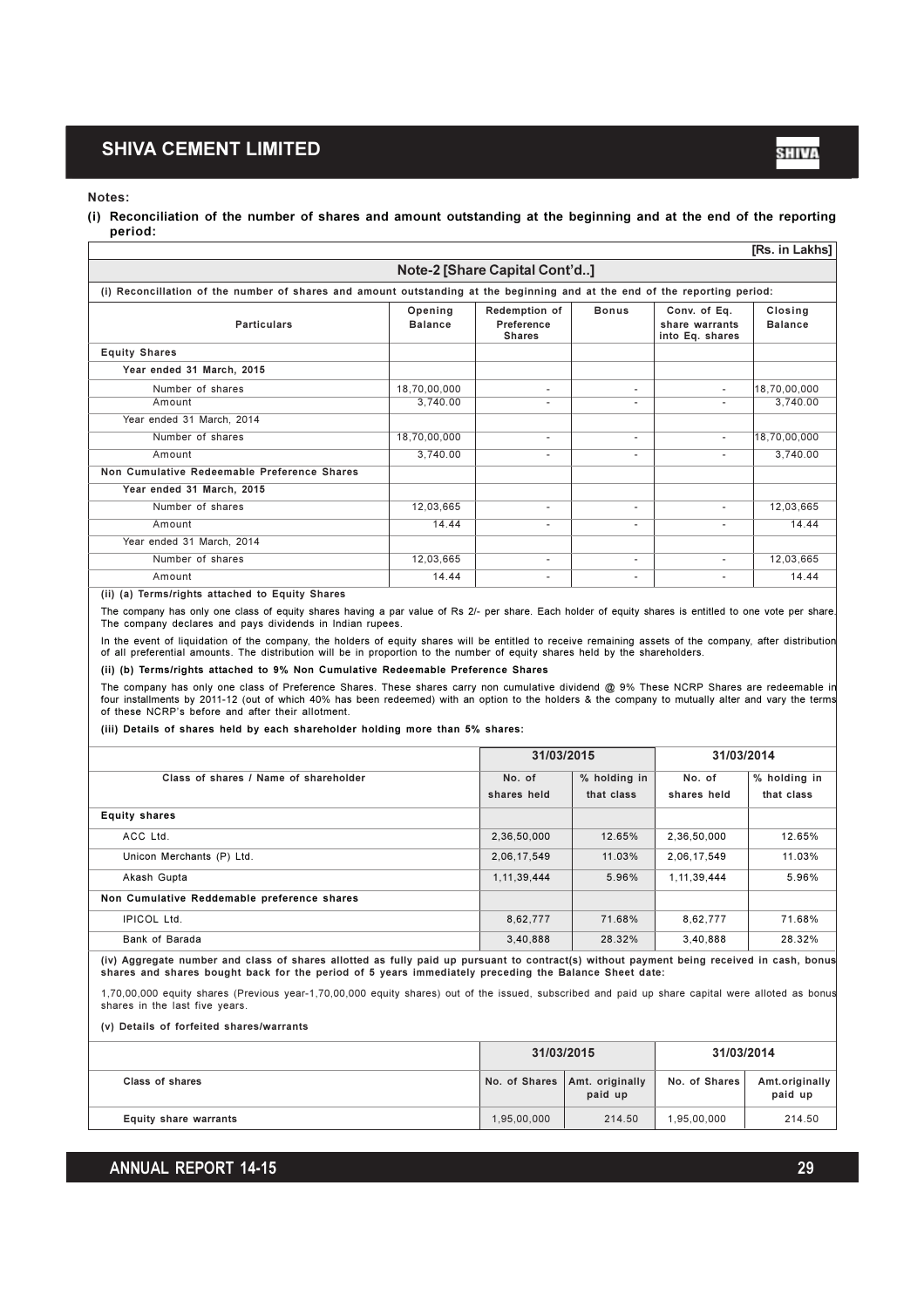**Notes:**

**(i) Reconciliation of the number of shares and amount outstanding at the beginning and at the end of the reporting period:**

[Rs. in Lakhs]

**Note-2 [Share Capital Cont'd..]**

(i) Reconcillation of the number of shares and amount outstanding at the beginning and at the end of the reporting period:

| Particulars | Opening Balance | Redemption of Preference Shares | Bonus | Conv. of Eq. share warrants into Eq. shares | Closing Balance |
|---|---|---|---|---|---|
| **Equity Shares** | | | | | |
| **Year ended 31 March, 2015** | | | | | |
| Number of shares | 18,70,00,000 | - | - | - | 18,70,00,000 |
| Amount | 3,740.00 | - | - | - | 3,740.00 |
| Year ended 31 March, 2014 | | | | | |
| Number of shares | 18,70,00,000 | - | - | - | 18,70,00,000 |
| Amount | 3,740.00 | - | - | - | 3,740.00 |
| **Non Cumulative Redeemable Preference Shares** | | | | | |
| **Year ended 31 March, 2015** | | | | | |
| Number of shares | 12,03,665 | - | - | - | 12,03,665 |
| Amount | 14.44 | - | - | - | 14.44 |
| Year ended 31 March, 2014 | | | | | |
| Number of shares | 12,03,665 | - | - | - | 12,03,665 |
| Amount | 14.44 | - | - | - | 14.44 |

**(ii) (a) Terms/rights attached to Equity Shares**

The company has only one class of equity shares having a par value of Rs 2/- per share. Each holder of equity shares is entitled to one vote per share. The company declares and pays dividends in Indian rupees.

In the event of liquidation of the company, the holders of equity shares will be entitled to receive remaining assets of the company, after distribution of all preferential amounts. The distribution will be in proportion to the number of equity shares held by the shareholders.

**(ii) (b) Terms/rights attached to 9% Non Cumulative Redeemable Preference Shares**

The company has only one class of Preference Shares. These shares carry non cumulative dividend @ 9% These NCRP Shares are redeemable in four installments by 2011-12 (out of which 40% has been redeemed) with an option to the holders & the company to mutually alter and vary the terms of these NCRP's before and after their allotment.

**(iii) Details of shares held by each shareholder holding more than 5% shares:**

| Class of shares / Name of shareholder | 31/03/2015 | | 31/03/2014 | |
|---|---|---|---|---|
| | No. of shares held | % holding in that class | No. of shares held | % holding in that class |
| **Equity shares** | | | | |
| ACC Ltd. | 2,36,50,000 | 12.65% | 2,36,50,000 | 12.65% |
| Unicon Merchants (P) Ltd. | 2,06,17,549 | 11.03% | 2,06,17,549 | 11.03% |
| Akash Gupta | 1,11,39,444 | 5.96% | 1,11,39,444 | 5.96% |
| **Non Cumulative Reddemable preference shares** | | | | |
| IPICOL Ltd. | 8,62,777 | 71.68% | 8,62,777 | 71.68% |
| Bank of Barada | 3,40,888 | 28.32% | 3,40,888 | 28.32% |

**(iv) Aggregate number and class of shares allotted as fully paid up pursuant to contract(s) without payment being received in cash, bonus shares and shares bought back for the period of 5 years immediately preceding the Balance Sheet date:**

1,70,00,000 equity shares (Previous year-1,70,00,000 equity shares) out of the issued, subscribed and paid up share capital were alloted as bonus shares in the last five years.

**(v) Details of forfeited shares/warrants**

| Class of shares | 31/03/2015 | | 31/03/2014 | |
|---|---|---|---|---|
| | No. of Shares | Amt. originally paid up | No. of Shares | Amt.originally paid up |
| Equity share warrants | 1,95,00,000 | 214.50 | 1,95,00,000 | 214.50 |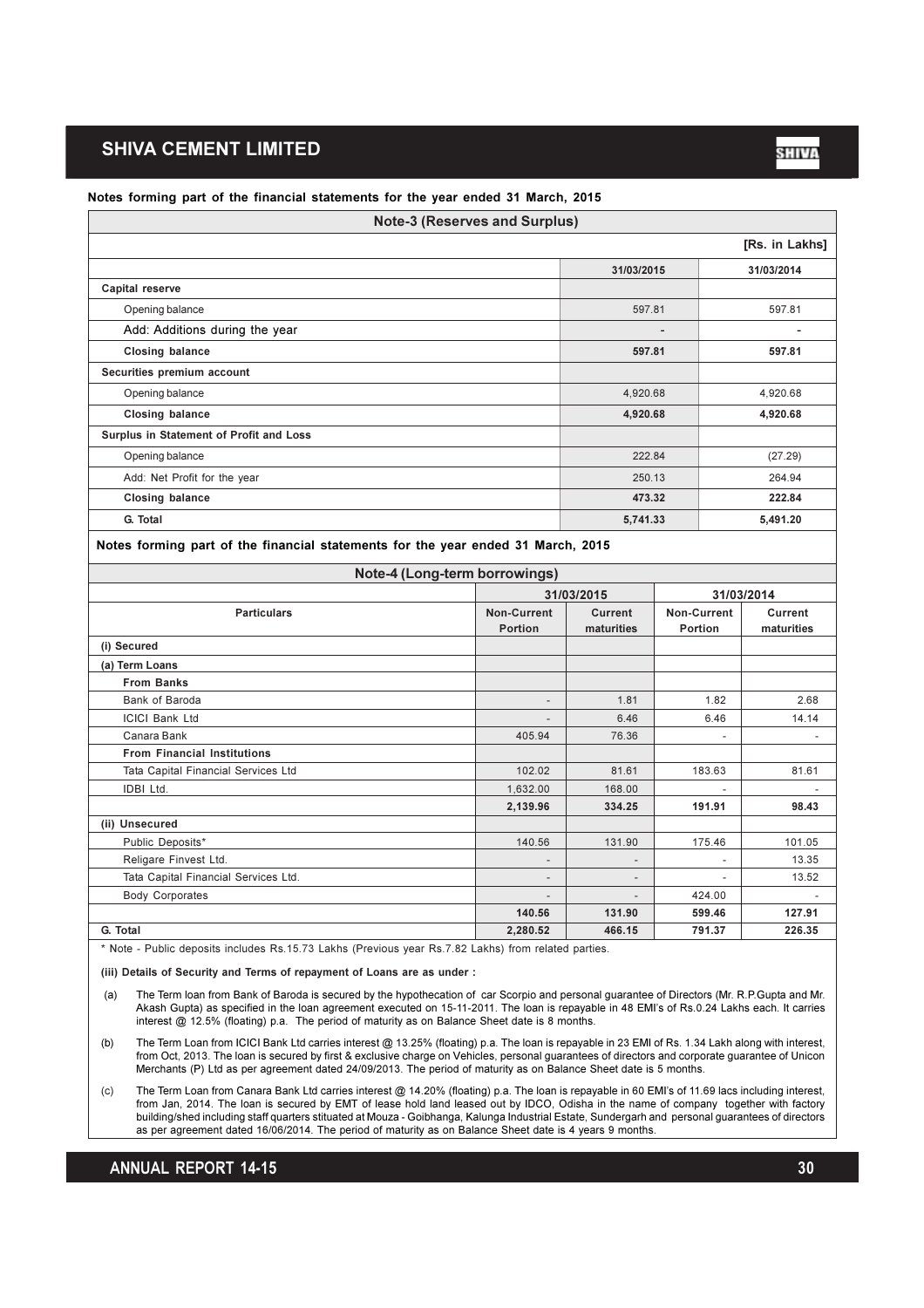## Notes forming part of the financial statements for the year ended 31 March, 2015

### Note-3 (Reserves and Surplus)

[Rs. in Lakhs]

| | 31/03/2015 | 31/03/2014 |
|---|---|---|
| **Capital reserve** | | |
| Opening balance | 597.81 | 597.81 |
| Add: Additions during the year | - | - |
| **Closing balance** | **597.81** | **597.81** |
| **Securities premium account** | | |
| Opening balance | 4,920.68 | 4,920.68 |
| **Closing balance** | **4,920.68** | **4,920.68** |
| **Surplus in Statement of Profit and Loss** | | |
| Opening balance | 222.84 | (27.29) |
| Add: Net Profit for the year | 250.13 | 264.94 |
| **Closing balance** | **473.32** | **222.84** |
| **G. Total** | **5,741.33** | **5,491.20** |

## Notes forming part of the financial statements for the year ended 31 March, 2015

### Note-4 (Long-term borrowings)

| | 31/03/2015 | | 31/03/2014 | |
|---|---|---|---|---|
| **Particulars** | **Non-Current Portion** | **Current maturities** | **Non-Current Portion** | **Current maturities** |
| **(i) Secured** | | | | |
| **(a) Term Loans** | | | | |
| **From Banks** | | | | |
| Bank of Baroda | - | 1.81 | 1.82 | 2.68 |
| ICICI Bank Ltd | - | 6.46 | 6.46 | 14.14 |
| Canara Bank | 405.94 | 76.36 | - | - |
| **From Financial Institutions** | | | | |
| Tata Capital Financial Services Ltd | 102.02 | 81.61 | 183.63 | 81.61 |
| IDBI Ltd. | 1,632.00 | 168.00 | - | - |
| | **2,139.96** | **334.25** | **191.91** | **98.43** |
| **(ii) Unsecured** | | | | |
| Public Deposits* | 140.56 | 131.90 | 175.46 | 101.05 |
| Religare Finvest Ltd. | - | - | - | 13.35 |
| Tata Capital Financial Services Ltd. | - | - | - | 13.52 |
| Body Corporates | - | - | 424.00 | - |
| | **140.56** | **131.90** | **599.46** | **127.91** |
| **G. Total** | **2,280.52** | **466.15** | **791.37** | **226.35** |

* Note - Public deposits includes Rs.15.73 Lakhs (Previous year Rs.7.82 Lakhs) from related parties.

**(iii) Details of Security and Terms of repayment of Loans are as under :**

(a) The Term loan from Bank of Baroda is secured by the hypothecation of car Scorpio and personal guarantee of Directors (Mr. R.P.Gupta and Mr. Akash Gupta) as specified in the loan agreement executed on 15-11-2011. The loan is repayable in 48 EMI's of Rs.0.24 Lakhs each. It carries interest @ 12.5% (floating) p.a. The period of maturity as on Balance Sheet date is 8 months.

(b) The Term Loan from ICICI Bank Ltd carries interest @ 13.25% (floating) p.a. The loan is repayable in 23 EMI of Rs. 1.34 Lakh along with interest, from Oct, 2013. The loan is secured by first & exclusive charge on Vehicles, personal guarantees of directors and corporate guarantee of Unicon Merchants (P) Ltd as per agreement dated 24/09/2013. The period of maturity as on Balance Sheet date is 5 months.

(c) The Term Loan from Canara Bank Ltd carries interest @ 14.20% (floating) p.a. The loan is repayable in 60 EMI's of 11.69 lacs including interest, from Jan, 2014. The loan is secured by EMT of lease hold land leased out by IDCO, Odisha in the name of company together with factory building/shed including staff quarters stituated at Mouza - Goibhanga, Kalunga Industrial Estate, Sundergarh and personal guarantees of directors as per agreement dated 16/06/2014. The period of maturity as on Balance Sheet date is 4 years 9 months.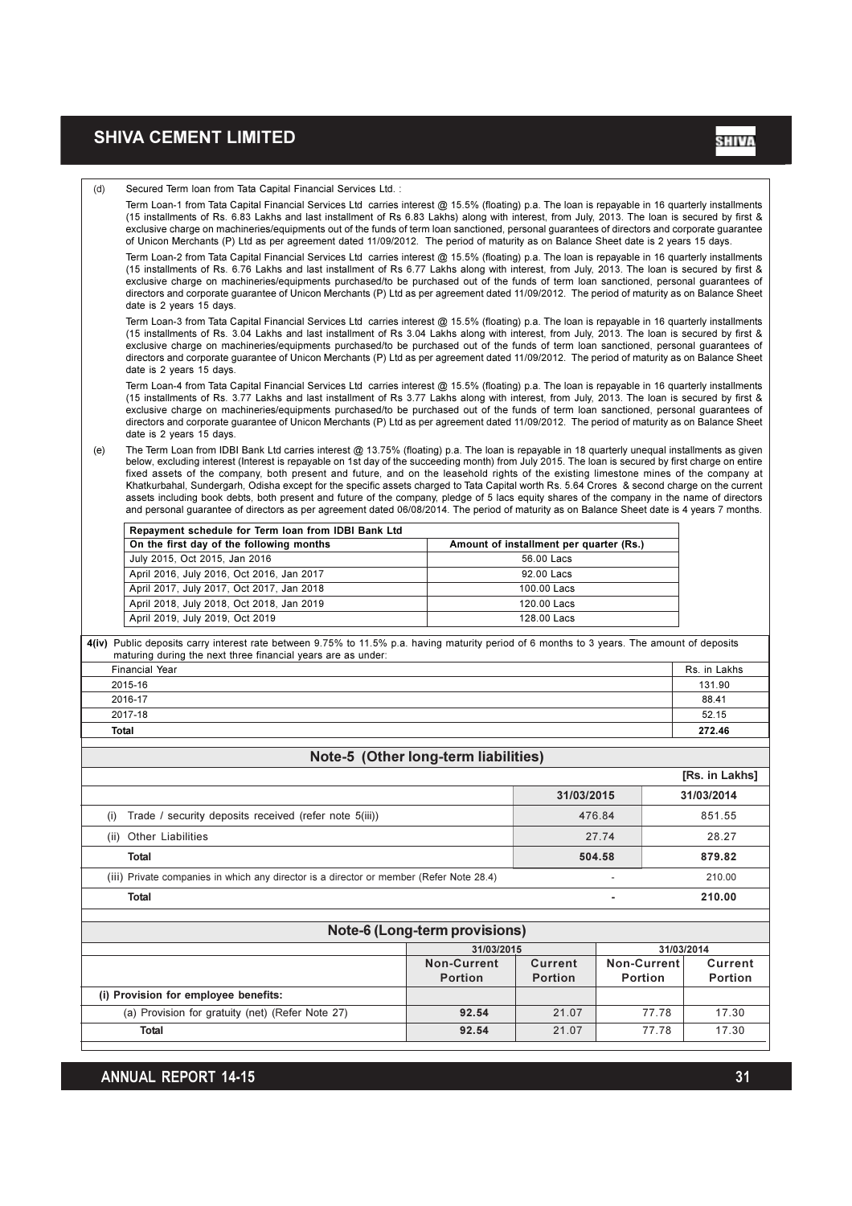(d) Secured Term loan from Tata Capital Financial Services Ltd. :

Term Loan-1 from Tata Capital Financial Services Ltd carries interest @ 15.5% (floating) p.a. The loan is repayable in 16 quarterly installments (15 installments of Rs. 6.83 Lakhs and last installment of Rs 6.83 Lakhs) along with interest, from July, 2013. The loan is secured by first & exclusive charge on machineries/equipments out of the funds of term loan sanctioned, personal guarantees of directors and corporate guarantee of Unicon Merchants (P) Ltd as per agreement dated 11/09/2012. The period of maturity as on Balance Sheet date is 2 years 15 days.

Term Loan-2 from Tata Capital Financial Services Ltd carries interest @ 15.5% (floating) p.a. The loan is repayable in 16 quarterly installments (15 installments of Rs. 6.76 Lakhs and last installment of Rs 6.77 Lakhs along with interest, from July, 2013. The loan is secured by first & exclusive charge on machineries/equipments purchased/to be purchased out of the funds of term loan sanctioned, personal guarantees of directors and corporate guarantee of Unicon Merchants (P) Ltd as per agreement dated 11/09/2012. The period of maturity as on Balance Sheet date is 2 years 15 days.

Term Loan-3 from Tata Capital Financial Services Ltd carries interest @ 15.5% (floating) p.a. The loan is repayable in 16 quarterly installments (15 installments of Rs. 3.04 Lakhs and last installment of Rs 3.04 Lakhs along with interest, from July, 2013. The loan is secured by first & exclusive charge on machineries/equipments purchased/to be purchased out of the funds of term loan sanctioned, personal guarantees of directors and corporate guarantee of Unicon Merchants (P) Ltd as per agreement dated 11/09/2012. The period of maturity as on Balance Sheet date is 2 years 15 days.

Term Loan-4 from Tata Capital Financial Services Ltd carries interest @ 15.5% (floating) p.a. The loan is repayable in 16 quarterly installments (15 installments of Rs. 3.77 Lakhs and last installment of Rs 3.77 Lakhs along with interest, from July, 2013. The loan is secured by first & exclusive charge on machineries/equipments purchased/to be purchased out of the funds of term loan sanctioned, personal guarantees of directors and corporate guarantee of Unicon Merchants (P) Ltd as per agreement dated 11/09/2012. The period of maturity as on Balance Sheet date is 2 years 15 days.

(e) The Term Loan from IDBI Bank Ltd carries interest @ 13.75% (floating) p.a. The loan is repayable in 18 quarterly unequal installments as given below, excluding interest (Interest is repayable on 1st day of the succeeding month) from July 2015. The loan is secured by first charge on entire fixed assets of the company, both present and future, and on the leasehold rights of the existing limestone mines of the company at Khatkurbahal, Sundergarh, Odisha except for the specific assets charged to Tata Capital worth Rs. 5.64 Crores & second charge on the current assets including book debts, both present and future of the company, pledge of 5 lacs equity shares of the company in the name of directors and personal guarantee of directors as per agreement dated 06/08/2014. The period of maturity as on Balance Sheet date is 4 years 7 months.

| Repayment schedule for Term loan from IDBI Bank Ltd | |
|---|---|
| On the first day of the following months | Amount of installment per quarter (Rs.) |
| July 2015, Oct 2015, Jan 2016 | 56.00 Lacs |
| April 2016, July 2016, Oct 2016, Jan 2017 | 92.00 Lacs |
| April 2017, July 2017, Oct 2017, Jan 2018 | 100.00 Lacs |
| April 2018, July 2018, Oct 2018, Jan 2019 | 120.00 Lacs |
| April 2019, July 2019, Oct 2019 | 128.00 Lacs |

**4(iv)** Public deposits carry interest rate between 9.75% to 11.5% p.a. having maturity period of 6 months to 3 years. The amount of deposits maturing during the next three financial years are as under:

| Financial Year | Rs. in Lakhs |
|---|---|
| 2015-16 | 131.90 |
| 2016-17 | 88.41 |
| 2017-18 | 52.15 |
| **Total** | **272.46** |

## Note-5 (Other long-term liabilities)

[Rs. in Lakhs]

| | 31/03/2015 | 31/03/2014 |
|---|---|---|
| (i) Trade / security deposits received (refer note 5(iii)) | 476.84 | 851.55 |
| (ii) Other Liabilities | 27.74 | 28.27 |
| **Total** | **504.58** | **879.82** |
| (iii) Private companies in which any director is a director or member (Refer Note 28.4) | - | 210.00 |
| **Total** | **-** | **210.00** |

## Note-6 (Long-term provisions)

| | 31/03/2015 | | 31/03/2014 | |
|---|---|---|---|---|
| | Non-Current Portion | Current Portion | Non-Current Portion | Current Portion |
| **(i) Provision for employee benefits:** | | | | |
| (a) Provision for gratuity (net) (Refer Note 27) | **92.54** | 21.07 | 77.78 | 17.30 |
| **Total** | **92.54** | 21.07 | 77.78 | 17.30 |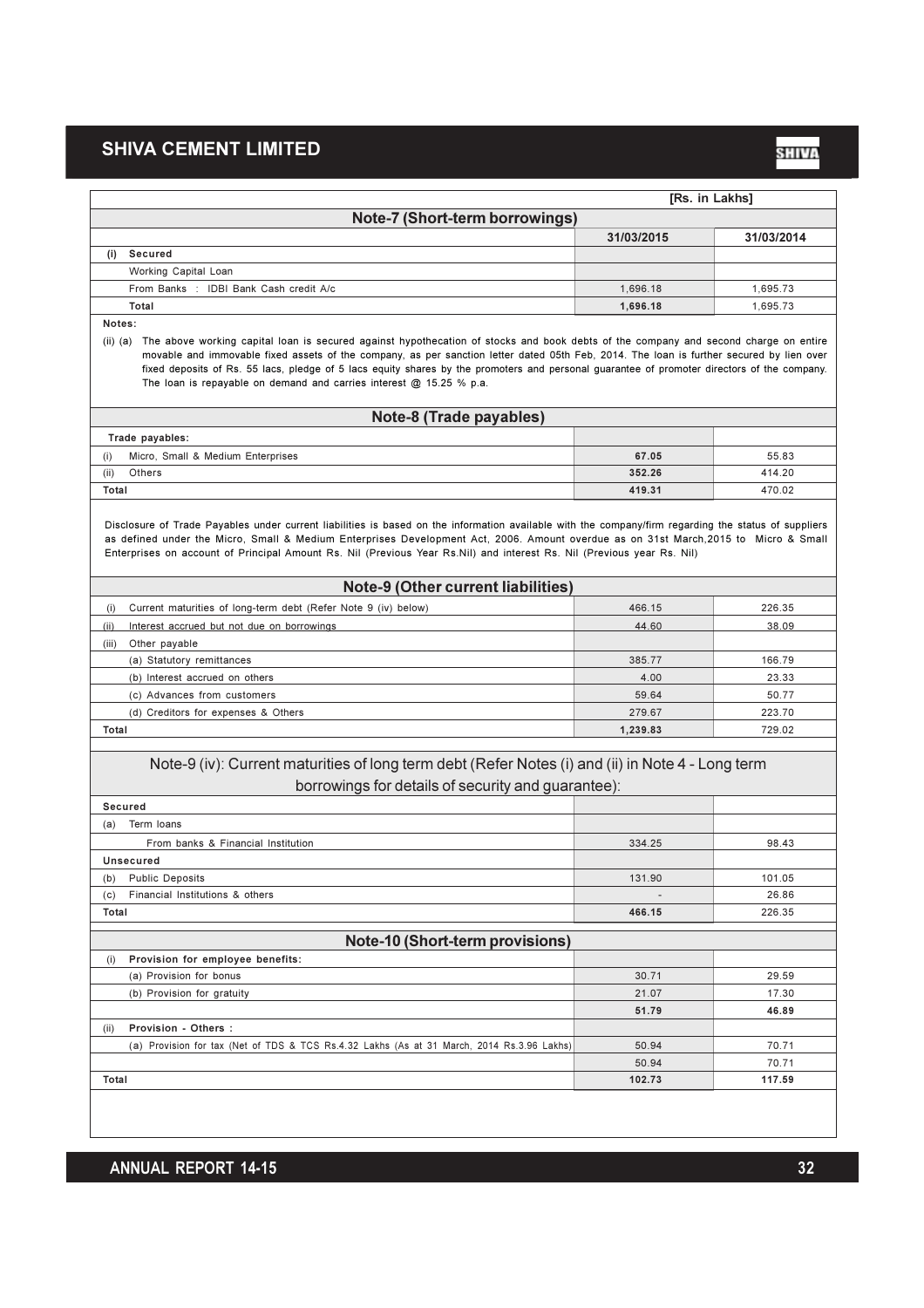[Rs. in Lakhs]

## Note-7 (Short-term borrowings)

| | 31/03/2015 | 31/03/2014 |
|---|---|---|
| **(i) Secured** | | |
| Working Capital Loan | | |
| From Banks : IDBI Bank Cash credit A/c | 1,696.18 | 1,695.73 |
| **Total** | **1,696.18** | 1,695.73 |

**Notes:**

(ii) (a) The above working capital loan is secured against hypothecation of stocks and book debts of the company and second charge on entire movable and immovable fixed assets of the company, as per sanction letter dated 05th Feb, 2014. The loan is further secured by lien over fixed deposits of Rs. 55 lacs, pledge of 5 lacs equity shares by the promoters and personal guarantee of promoter directors of the company. The loan is repayable on demand and carries interest @ 15.25 % p.a.

## Note-8 (Trade payables)

| | 31/03/2015 | 31/03/2014 |
|---|---|---|
| **Trade payables:** | | |
| (i) Micro, Small & Medium Enterprises | **67.05** | 55.83 |
| (ii) Others | **352.26** | 414.20 |
| **Total** | **419.31** | 470.02 |

Disclosure of Trade Payables under current liabilities is based on the information available with the company/firm regarding the status of suppliers as defined under the Micro, Small & Medium Enterprises Development Act, 2006. Amount overdue as on 31st March,2015 to Micro & Small Enterprises on account of Principal Amount Rs. Nil (Previous Year Rs.Nil) and interest Rs. Nil (Previous year Rs. Nil)

## Note-9 (Other current liabilities)

| | 31/03/2015 | 31/03/2014 |
|---|---|---|
| (i) Current maturities of long-term debt (Refer Note 9 (iv) below) | 466.15 | 226.35 |
| (ii) Interest accrued but not due on borrowings | 44.60 | 38.09 |
| (iii) Other payable | | |
| (a) Statutory remittances | 385.77 | 166.79 |
| (b) Interest accrued on others | 4.00 | 23.33 |
| (c) Advances from customers | 59.64 | 50.77 |
| (d) Creditors for expenses & Others | 279.67 | 223.70 |
| **Total** | **1,239.83** | 729.02 |

## Note-9 (iv): Current maturities of long term debt (Refer Notes (i) and (ii) in Note 4 - Long term borrowings for details of security and guarantee):

| | 31/03/2015 | 31/03/2014 |
|---|---|---|
| **Secured** | | |
| (a) Term loans | | |
| From banks & Financial Institution | 334.25 | 98.43 |
| **Unsecured** | | |
| (b) Public Deposits | 131.90 | 101.05 |
| (c) Financial Institutions & others | - | 26.86 |
| **Total** | **466.15** | 226.35 |

## Note-10 (Short-term provisions)

| | 31/03/2015 | 31/03/2014 |
|---|---|---|
| **(i) Provision for employee benefits:** | | |
| (a) Provision for bonus | 30.71 | 29.59 |
| (b) Provision for gratuity | 21.07 | 17.30 |
| | **51.79** | **46.89** |
| **(ii) Provision - Others :** | | |
| (a) Provision for tax (Net of TDS & TCS Rs.4.32 Lakhs (As at 31 March, 2014 Rs.3.96 Lakhs) | 50.94 | 70.71 |
| | 50.94 | 70.71 |
| **Total** | **102.73** | **117.59** |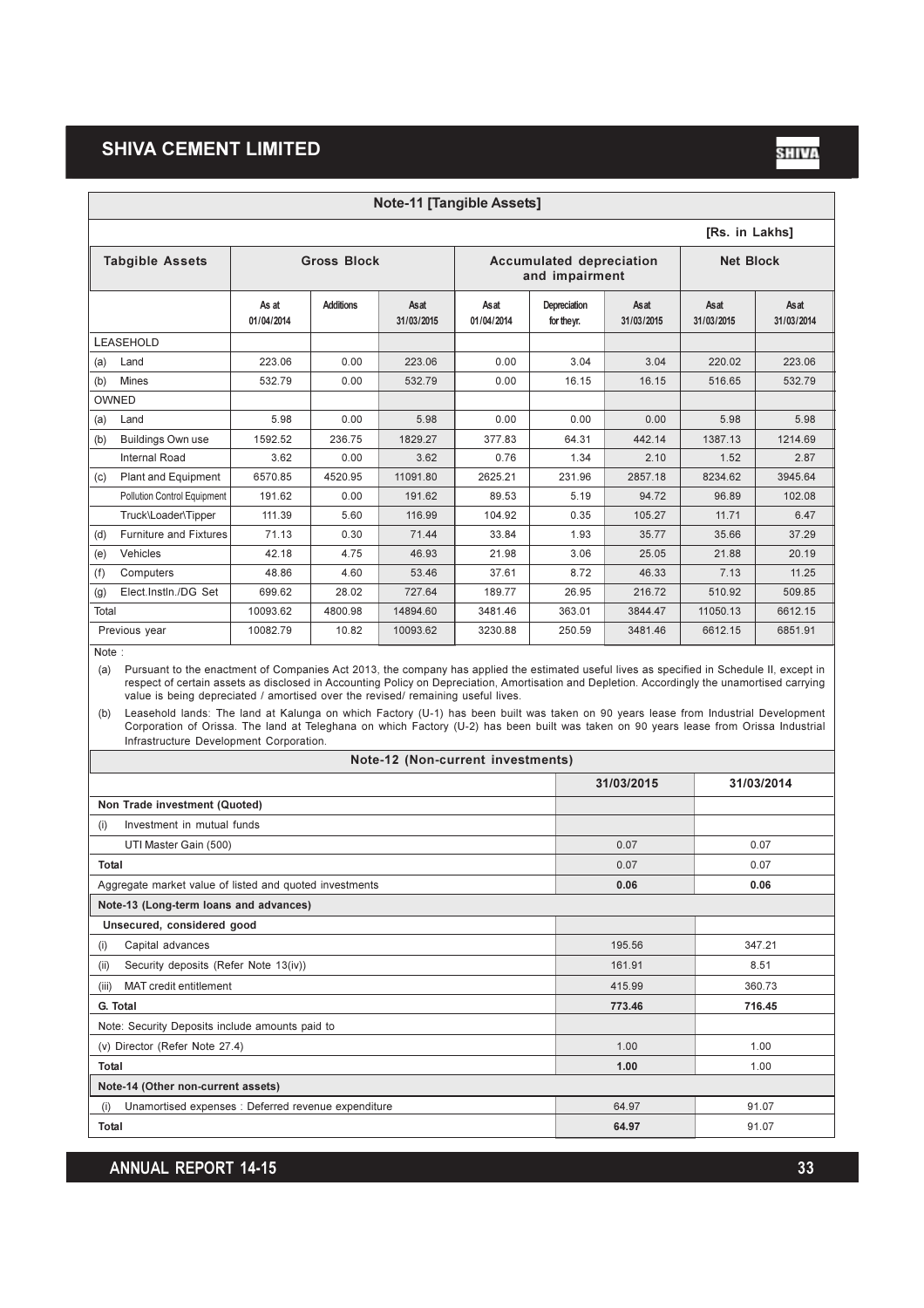## Note-11 [Tangible Assets]

[Rs. in Lakhs]

| Tabgible Assets | Gross Block | | | Accumulated depreciation and impairment | | | Net Block | |
|---|---|---|---|---|---|---|---|---|
| | As at 01/04/2014 | Additions | As at 31/03/2015 | As at 01/04/2014 | Depreciation for the yr. | As at 31/03/2015 | As at 31/03/2015 | As at 31/03/2014 |
| LEASEHOLD | | | | | | | | |
| (a) Land | 223.06 | 0.00 | 223.06 | 0.00 | 3.04 | 3.04 | 220.02 | 223.06 |
| (b) Mines | 532.79 | 0.00 | 532.79 | 0.00 | 16.15 | 16.15 | 516.65 | 532.79 |
| OWNED | | | | | | | | |
| (a) Land | 5.98 | 0.00 | 5.98 | 0.00 | 0.00 | 0.00 | 5.98 | 5.98 |
| (b) Buildings Own use | 1592.52 | 236.75 | 1829.27 | 377.83 | 64.31 | 442.14 | 1387.13 | 1214.69 |
| Internal Road | 3.62 | 0.00 | 3.62 | 0.76 | 1.34 | 2.10 | 1.52 | 2.87 |
| (c) Plant and Equipment | 6570.85 | 4520.95 | 11091.80 | 2625.21 | 231.96 | 2857.18 | 8234.62 | 3945.64 |
| Pollution Control Equipment | 191.62 | 0.00 | 191.62 | 89.53 | 5.19 | 94.72 | 96.89 | 102.08 |
| Truck\Loader\Tipper | 111.39 | 5.60 | 116.99 | 104.92 | 0.35 | 105.27 | 11.71 | 6.47 |
| (d) Furniture and Fixtures | 71.13 | 0.30 | 71.44 | 33.84 | 1.93 | 35.77 | 35.66 | 37.29 |
| (e) Vehicles | 42.18 | 4.75 | 46.93 | 21.98 | 3.06 | 25.05 | 21.88 | 20.19 |
| (f) Computers | 48.86 | 4.60 | 53.46 | 37.61 | 8.72 | 46.33 | 7.13 | 11.25 |
| (g) Elect.Instln./DG Set | 699.62 | 28.02 | 727.64 | 189.77 | 26.95 | 216.72 | 510.92 | 509.85 |
| Total | 10093.62 | 4800.98 | 14894.60 | 3481.46 | 363.01 | 3844.47 | 11050.13 | 6612.15 |
| Previous year | 10082.79 | 10.82 | 10093.62 | 3230.88 | 250.59 | 3481.46 | 6612.15 | 6851.91 |

Note :

(a) Pursuant to the enactment of Companies Act 2013, the company has applied the estimated useful lives as specified in Schedule II, except in respect of certain assets as disclosed in Accounting Policy on Depreciation, Amortisation and Depletion. Accordingly the unamortised carrying value is being depreciated / amortised over the revised/ remaining useful lives.

(b) Leasehold lands: The land at Kalunga on which Factory (U-1) has been built was taken on 90 years lease from Industrial Development Corporation of Orissa. The land at Teleghana on which Factory (U-2) has been built was taken on 90 years lease from Orissa Industrial Infrastructure Development Corporation.

## Note-12 (Non-current investments)

| | 31/03/2015 | 31/03/2014 |
|---|---|---|
| **Non Trade investment (Quoted)** | | |
| (i) Investment in mutual funds | | |
| UTI Master Gain (500) | 0.07 | 0.07 |
| **Total** | 0.07 | 0.07 |
| Aggregate market value of listed and quoted investments | **0.06** | **0.06** |

## Note-13 (Long-term loans and advances)

| | 31/03/2015 | 31/03/2014 |
|---|---|---|
| **Unsecured, considered good** | | |
| (i) Capital advances | 195.56 | 347.21 |
| (ii) Security deposits (Refer Note 13(iv)) | 161.91 | 8.51 |
| (iii) MAT credit entitlement | 415.99 | 360.73 |
| **G. Total** | **773.46** | **716.45** |
| Note: Security Deposits include amounts paid to | | |
| (v) Director (Refer Note 27.4) | 1.00 | 1.00 |
| **Total** | **1.00** | 1.00 |

## Note-14 (Other non-current assets)

| | 31/03/2015 | 31/03/2014 |
|---|---|---|
| (i) Unamortised expenses : Deferred revenue expenditure | 64.97 | 91.07 |
| **Total** | **64.97** | 91.07 |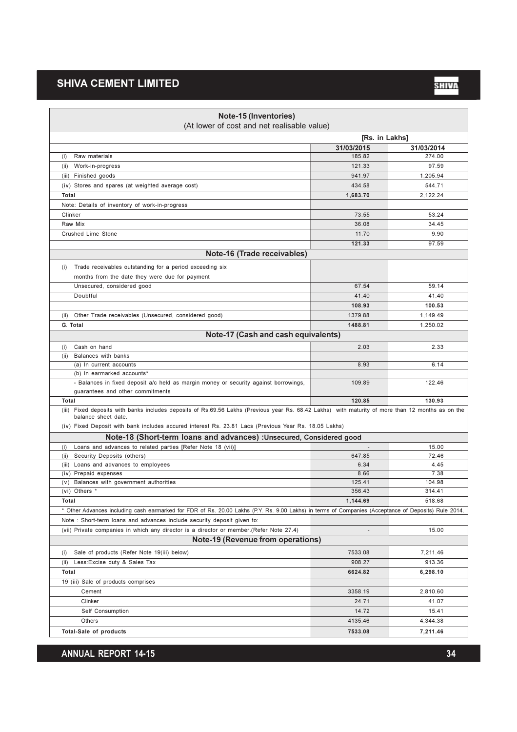## Note-15 (Inventories)

(At lower of cost and net realisable value)

| | [Rs. in Lakhs] | |
|---|---|---|
| | 31/03/2015 | 31/03/2014 |
| (i) Raw materials | 185.82 | 274.00 |
| (ii) Work-in-progress | 121.33 | 97.59 |
| (iii) Finished goods | 941.97 | 1,205.94 |
| (iv) Stores and spares (at weighted average cost) | 434.58 | 544.71 |
| **Total** | **1,683.70** | 2,122.24 |
| Note: Details of inventory of work-in-progress | | |
| Clinker | 73.55 | 53.24 |
| Raw Mix | 36.08 | 34.45 |
| Crushed Lime Stone | 11.70 | 9.90 |
| | **121.33** | 97.59 |

## Note-16 (Trade receivables)

| | 31/03/2015 | 31/03/2014 |
|---|---|---|
| (i) Trade receivables outstanding for a period exceeding six months from the date they were due for payment | | |
| Unsecured, considered good | 67.54 | 59.14 |
| Doubtful | 41.40 | 41.40 |
| | **108.93** | **100.53** |
| (ii) Other Trade receivables (Unsecured, considered good) | 1379.88 | 1,149.49 |
| **G. Total** | **1488.81** | 1,250.02 |

## Note-17 (Cash and cash equivalents)

| | 31/03/2015 | 31/03/2014 |
|---|---|---|
| (i) Cash on hand | 2.03 | 2.33 |
| (ii) Balances with banks | | |
| (a) In current accounts | 8.93 | 6.14 |
| (b) In earmarked accounts* | | |
| - Balances in fixed deposit a/c held as margin money or security against borrowings, guarantees and other commitments | 109.89 | 122.46 |
| **Total** | **120.85** | **130.93** |

(iii) Fixed deposits with banks includes deposits of Rs.69.56 Lakhs (Previous year Rs. 68.42 Lakhs) with maturity of more than 12 months as on the balance sheet date.

(iv) Fixed Deposit with bank includes accured interest Rs. 23.81 Lacs (Previous Year Rs. 18.05 Lakhs)

## Note-18 (Short-term loans and advances) :Unsecured, Considered good

| | 31/03/2015 | 31/03/2014 |
|---|---|---|
| (i) Loans and advances to related parties [Refer Note 18 (vii)] | - | 15.00 |
| (ii) Security Deposits (others) | 647.85 | 72.46 |
| (iii) Loans and advances to employees | 6.34 | 4.45 |
| (iv) Prepaid expenses | 8.66 | 7.38 |
| (v) Balances with government authorities | 125.41 | 104.98 |
| (vi) Others * | 356.43 | 314.41 |
| **Total** | **1,144.69** | 518.68 |

* Other Advances including cash earmarked for FDR of Rs. 20.00 Lakhs (P.Y. Rs. 9.00 Lakhs) in terms of Companies (Acceptance of Deposits) Rule 2014.

| | 31/03/2015 | 31/03/2014 |
|---|---|---|
| Note : Short-term loans and advances include security deposit given to: | | |
| (vii) Private companies in which any director is a director or member.(Refer Note 27.4) | - | 15.00 |

## Note-19 (Revenue from operations)

| | 31/03/2015 | 31/03/2014 |
|---|---|---|
| (i) Sale of products (Refer Note 19(iii) below) | 7533.08 | 7,211.46 |
| (ii) Less:Excise duty & Sales Tax | 908.27 | 913.36 |
| **Total** | **6624.82** | **6,298.10** |
| 19 (iii) Sale of products comprises | | |
| Cement | 3358.19 | 2,810.60 |
| Clinker | 24.71 | 41.07 |
| Self Consumption | 14.72 | 15.41 |
| Others | 4135.46 | 4,344.38 |
| **Total-Sale of products** | **7533.08** | **7,211.46** |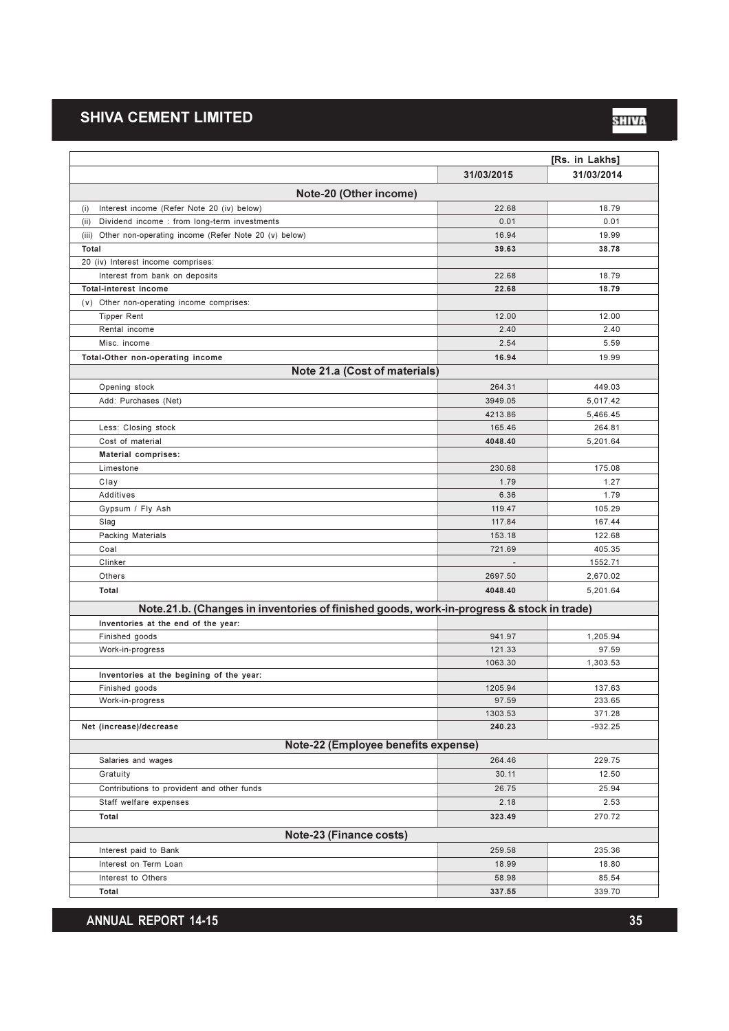| | 31/03/2015 | 31/03/2014 |
|---|---|---|
| | | [Rs. in Lakhs] |
| **Note-20 (Other income)** | | |
| (i) Interest income (Refer Note 20 (iv) below) | 22.68 | 18.79 |
| (ii) Dividend income : from long-term investments | 0.01 | 0.01 |
| (iii) Other non-operating income (Refer Note 20 (v) below) | 16.94 | 19.99 |
| **Total** | **39.63** | **38.78** |
| 20 (iv) Interest income comprises: | | |
| Interest from bank on deposits | 22.68 | 18.79 |
| **Total-interest income** | **22.68** | **18.79** |
| (v) Other non-operating income comprises: | | |
| Tipper Rent | 12.00 | 12.00 |
| Rental income | 2.40 | 2.40 |
| Misc. income | 2.54 | 5.59 |
| **Total-Other non-operating income** | **16.94** | 19.99 |
| **Note 21.a (Cost of materials)** | | |
| Opening stock | 264.31 | 449.03 |
| Add: Purchases (Net) | 3949.05 | 5,017.42 |
| | 4213.86 | 5,466.45 |
| Less: Closing stock | 165.46 | 264.81 |
| Cost of material | **4048.40** | 5,201.64 |
| **Material comprises:** | | |
| Limestone | 230.68 | 175.08 |
| Clay | 1.79 | 1.27 |
| Additives | 6.36 | 1.79 |
| Gypsum / Fly Ash | 119.47 | 105.29 |
| Slag | 117.84 | 167.44 |
| Packing Materials | 153.18 | 122.68 |
| Coal | 721.69 | 405.35 |
| Clinker | - | 1552.71 |
| Others | 2697.50 | 2,670.02 |
| **Total** | **4048.40** | 5,201.64 |
| **Note.21.b. (Changes in inventories of finished goods, work-in-progress & stock in trade)** | | |
| **Inventories at the end of the year:** | | |
| Finished goods | 941.97 | 1,205.94 |
| Work-in-progress | 121.33 | 97.59 |
| | 1063.30 | 1,303.53 |
| **Inventories at the begining of the year:** | | |
| Finished goods | 1205.94 | 137.63 |
| Work-in-progress | 97.59 | 233.65 |
| | 1303.53 | 371.28 |
| **Net (increase)/decrease** | **240.23** | -932.25 |
| **Note-22 (Employee benefits expense)** | | |
| Salaries and wages | 264.46 | 229.75 |
| Gratuity | 30.11 | 12.50 |
| Contributions to provident and other funds | 26.75 | 25.94 |
| Staff welfare expenses | 2.18 | 2.53 |
| **Total** | **323.49** | 270.72 |
| **Note-23 (Finance costs)** | | |
| Interest paid to Bank | 259.58 | 235.36 |
| Interest on Term Loan | 18.99 | 18.80 |
| Interest to Others | 58.98 | 85.54 |
| **Total** | **337.55** | 339.70 |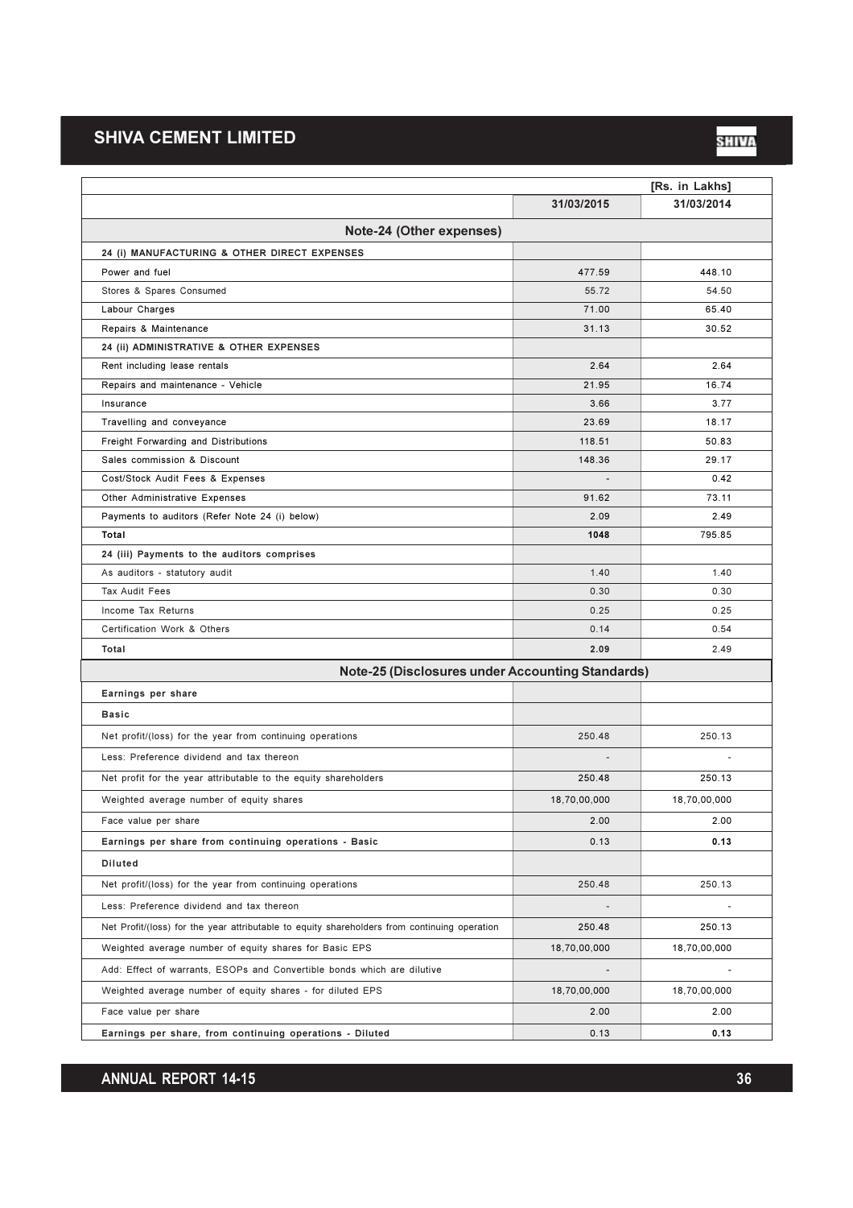| | 31/03/2015 | 31/03/2014 |
|---|---|---|
| | | [Rs. in Lakhs] |
| **Note-24 (Other expenses)** | | |
| **24 (i) MANUFACTURING & OTHER DIRECT EXPENSES** | | |
| Power and fuel | 477.59 | 448.10 |
| Stores & Spares Consumed | 55.72 | 54.50 |
| Labour Charges | 71.00 | 65.40 |
| Repairs & Maintenance | 31.13 | 30.52 |
| **24 (ii) ADMINISTRATIVE & OTHER EXPENSES** | | |
| Rent including lease rentals | 2.64 | 2.64 |
| Repairs and maintenance - Vehicle | 21.95 | 16.74 |
| Insurance | 3.66 | 3.77 |
| Travelling and conveyance | 23.69 | 18.17 |
| Freight Forwarding and Distributions | 118.51 | 50.83 |
| Sales commission & Discount | 148.36 | 29.17 |
| Cost/Stock Audit Fees & Expenses | - | 0.42 |
| Other Administrative Expenses | 91.62 | 73.11 |
| Payments to auditors (Refer Note 24 (i) below) | 2.09 | 2.49 |
| **Total** | **1048** | 795.85 |
| **24 (iii) Payments to the auditors comprises** | | |
| As auditors - statutory audit | 1.40 | 1.40 |
| Tax Audit Fees | 0.30 | 0.30 |
| Income Tax Returns | 0.25 | 0.25 |
| Certification Work & Others | 0.14 | 0.54 |
| **Total** | **2.09** | 2.49 |
| **Note-25 (Disclosures under Accounting Standards)** | | |
| **Earnings per share** | | |
| **Basic** | | |
| Net profit/(loss) for the year from continuing operations | 250.48 | 250.13 |
| Less: Preference dividend and tax thereon | - | - |
| Net profit for the year attributable to the equity shareholders | 250.48 | 250.13 |
| Weighted average number of equity shares | 18,70,00,000 | 18,70,00,000 |
| Face value per share | 2.00 | 2.00 |
| **Earnings per share from continuing operations - Basic** | 0.13 | **0.13** |
| **Diluted** | | |
| Net profit/(loss) for the year from continuing operations | 250.48 | 250.13 |
| Less: Preference dividend and tax thereon | - | - |
| Net Profit/(loss) for the year attributable to equity shareholders from continuing operation | 250.48 | 250.13 |
| Weighted average number of equity shares for Basic EPS | 18,70,00,000 | 18,70,00,000 |
| Add: Effect of warrants, ESOPs and Convertible bonds which are dilutive | - | - |
| Weighted average number of equity shares - for diluted EPS | 18,70,00,000 | 18,70,00,000 |
| Face value per share | 2.00 | 2.00 |
| **Earnings per share, from continuing operations - Diluted** | 0.13 | **0.13** |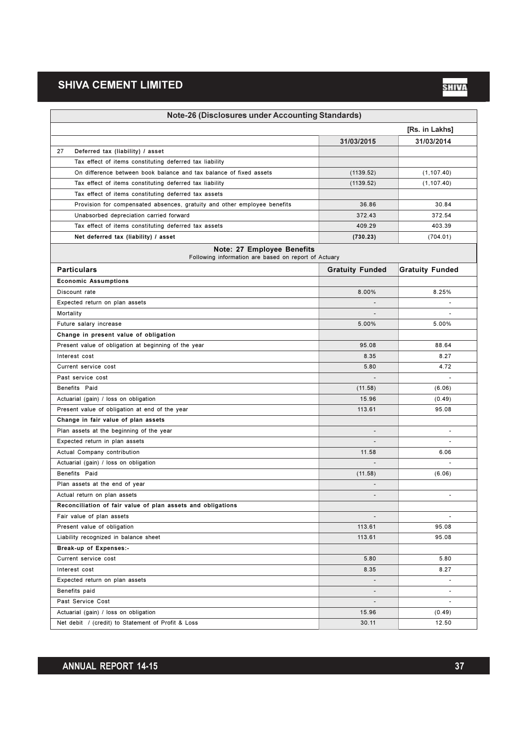## Note-26 (Disclosures under Accounting Standards)

| | | [Rs. in Lakhs] |
|---|---|---|
| | 31/03/2015 | 31/03/2014 |
| 27 Deferred tax (liability) / asset | | |
| Tax effect of items constituting deferred tax liability | | |
| On difference between book balance and tax balance of fixed assets | (1139.52) | (1,107.40) |
| Tax effect of items constituting deferred tax liability | (1139.52) | (1,107.40) |
| Tax effect of items constituting deferred tax assets | | |
| Provision for compensated absences, gratuity and other employee benefits | 36.86 | 30.84 |
| Unabsorbed depreciation carried forward | 372.43 | 372.54 |
| Tax effect of items constituting deferred tax assets | 409.29 | 403.39 |
| **Net deferred tax (liability) / asset** | **(730.23)** | (704.01) |

## Note: 27 Employee Benefits

Following information are based on report of Actuary

| Particulars | Gratuity Funded | Gratuity Funded |
|---|---|---|
| **Economic Assumptions** | | |
| Discount rate | 8.00% | 8.25% |
| Expected return on plan assets | - | - |
| Mortality | - | - |
| Future salary increase | 5.00% | 5.00% |
| **Change in present value of obligation** | | |
| Present value of obligation at beginning of the year | 95.08 | 88.64 |
| Interest cost | 8.35 | 8.27 |
| Current service cost | 5.80 | 4.72 |
| Past service cost | - | - |
| Benefits Paid | (11.58) | (6.06) |
| Actuarial (gain) / loss on obligation | 15.96 | (0.49) |
| Present value of obligation at end of the year | 113.61 | 95.08 |
| **Change in fair value of plan assets** | | |
| Plan assets at the beginning of the year | - | - |
| Expected return in plan assets | - | - |
| Actual Company contribution | 11.58 | 6.06 |
| Actuarial (gain) / loss on obligation | - | - |
| Benefits Paid | (11.58) | (6.06) |
| Plan assets at the end of year | - | |
| Actual return on plan assets | - | - |
| **Reconciliation of fair value of plan assets and obligations** | | |
| Fair value of plan assets | - | - |
| Present value of obligation | 113.61 | 95.08 |
| Liability recognized in balance sheet | 113.61 | 95.08 |
| **Break-up of Expenses:-** | | |
| Current service cost | 5.80 | 5.80 |
| Interest cost | 8.35 | 8.27 |
| Expected return on plan assets | - | - |
| Benefits paid | - | - |
| Past Service Cost | - | - |
| Actuarial (gain) / loss on obligation | 15.96 | (0.49) |
| Net debit / (credit) to Statement of Profit & Loss | 30.11 | 12.50 |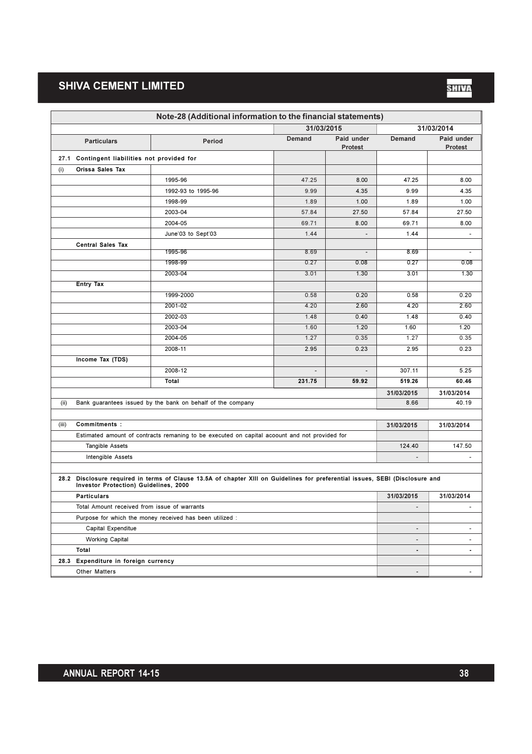## Note-28 (Additional information to the financial statements)

| Particulars | Period | 31/03/2015 Demand | 31/03/2015 Paid under Protest | 31/03/2014 Demand | 31/03/2014 Paid under Protest |
|---|---|---|---|---|---|
| **27.1 Contingent liabilities not provided for** | | | | | |
| (i) **Orissa Sales Tax** | | | | | |
| | 1995-96 | 47.25 | 8.00 | 47.25 | 8.00 |
| | 1992-93 to 1995-96 | 9.99 | 4.35 | 9.99 | 4.35 |
| | 1998-99 | 1.89 | 1.00 | 1.89 | 1.00 |
| | 2003-04 | 57.84 | 27.50 | 57.84 | 27.50 |
| | 2004-05 | 69.71 | 8.00 | 69.71 | 8.00 |
| | June'03 to Sept'03 | 1.44 | - | 1.44 | - |
| **Central Sales Tax** | | | | | |
| | 1995-96 | 8.69 | - | 8.69 | - |
| | 1998-99 | 0.27 | 0.08 | 0.27 | 0.08 |
| | 2003-04 | 3.01 | 1.30 | 3.01 | 1.30 |
| **Entry Tax** | | | | | |
| | 1999-2000 | 0.58 | 0.20 | 0.58 | 0.20 |
| | 2001-02 | 4.20 | 2.60 | 4.20 | 2.60 |
| | 2002-03 | 1.48 | 0.40 | 1.48 | 0.40 |
| | 2003-04 | 1.60 | 1.20 | 1.60 | 1.20 |
| | 2004-05 | 1.27 | 0.35 | 1.27 | 0.35 |
| | 2008-11 | 2.95 | 0.23 | 2.95 | 0.23 |
| **Income Tax (TDS)** | | | | | |
| | 2008-12 | - | - | 307.11 | 5.25 |
| | **Total** | **231.75** | **59.92** | **519.26** | **60.46** |

| | 31/03/2015 | 31/03/2014 |
|---|---|---|
| (ii) Bank guarantees issued by the bank on behalf of the company | 8.66 | 40.19 |

| (iii) **Commitments :** | 31/03/2015 | 31/03/2014 |
|---|---|---|
| Estimated amount of contracts remaning to be executed on capital acoount and not provided for | | |
| Tangible Assets | 124.40 | 147.50 |
| Intengible Assets | - | - |

**28.2 Disclosure required in terms of Clause 13.5A of chapter XIII on Guidelines for preferential issues, SEBI (Disclosure and Investor Protection) Guidelines, 2000**

| Particulars | 31/03/2015 | 31/03/2014 |
|---|---|---|
| Total Amount received from issue of warrants | - | - |
| Purpose for which the money received has been utilized : | | |
| Capital Expenditue | - | - |
| Working Capital | - | - |
| **Total** | **-** | **-** |
| **28.3 Expenditure in foreign currency** | | |
| Other Matters | - | - |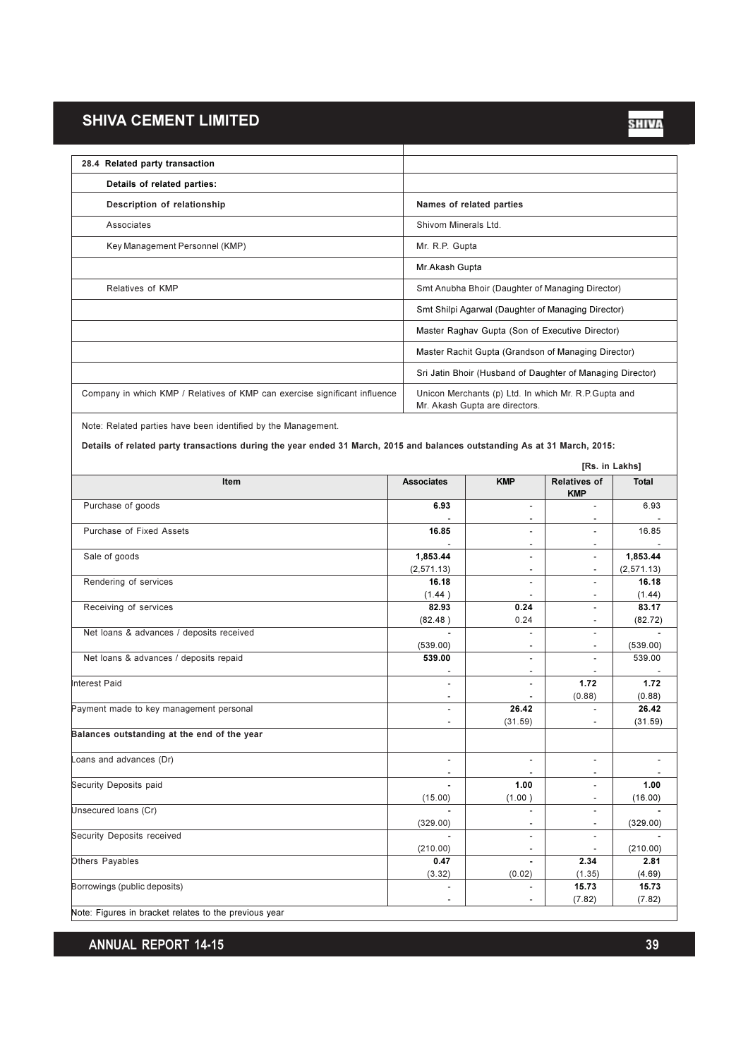## 28.4 Related party transaction

**Details of related parties:**

| Description of relationship | Names of related parties |
|---|---|
| Associates | Shivom Minerals Ltd. |
| Key Management Personnel (KMP) | Mr. R.P. Gupta |
| | Mr.Akash Gupta |
| Relatives of KMP | Smt Anubha Bhoir (Daughter of Managing Director) |
| | Smt Shilpi Agarwal (Daughter of Managing Director) |
| | Master Raghav Gupta (Son of Executive Director) |
| | Master Rachit Gupta (Grandson of Managing Director) |
| | Sri Jatin Bhoir (Husband of Daughter of Managing Director) |
| Company in which KMP / Relatives of KMP can exercise significant influence | Unicon Merchants (p) Ltd. In which Mr. R.P.Gupta and Mr. Akash Gupta are directors. |

Note: Related parties have been identified by the Management.

**Details of related party transactions during the year ended 31 March, 2015 and balances outstanding As at 31 March, 2015:**

[Rs. in Lakhs]

| Item | Associates | KMP | Relatives of KMP | Total |
|---|---|---|---|---|
| Purchase of goods | **6.93** | - | - | 6.93 |
| | - | - | - | - |
| Purchase of Fixed Assets | **16.85** | - | - | 16.85 |
| | - | - | - | - |
| Sale of goods | **1,853.44** | - | - | **1,853.44** |
| | (2,571.13) | - | - | (2,571.13) |
| Rendering of services | **16.18** | - | - | **16.18** |
| | (1.44 ) | - | - | (1.44) |
| Receiving of services | **82.93** | **0.24** | - | **83.17** |
| | (82.48 ) | 0.24 | - | (82.72) |
| Net loans & advances / deposits received | **-** | - | - | **-** |
| | (539.00) | - | - | (539.00) |
| Net loans & advances / deposits repaid | **539.00** | - | - | 539.00 |
| | - | - | - | - |
| Interest Paid | - | - | **1.72** | **1.72** |
| | - | - | (0.88) | (0.88) |
| Payment made to key management personal | - | **26.42** | - | **26.42** |
| | - | (31.59) | - | (31.59) |
| **Balances outstanding at the end of the year** | | | | |
| Loans and advances (Dr) | - | - | - | - |
| | - | - | - | - |
| Security Deposits paid | **-** | **1.00** | - | **1.00** |
| | (15.00) | (1.00 ) | - | (16.00) |
| Unsecured loans (Cr) | **-** | - | - | **-** |
| | (329.00) | - | - | (329.00) |
| Security Deposits received | **-** | - | - | **-** |
| | (210.00) | - | - | (210.00) |
| Others Payables | **0.47** | **-** | **2.34** | **2.81** |
| | (3.32) | (0.02) | (1.35) | (4.69) |
| Borrowings (public deposits) | - | - | **15.73** | **15.73** |
| | - | - | (7.82) | (7.82) |

Note: Figures in bracket relates to the previous year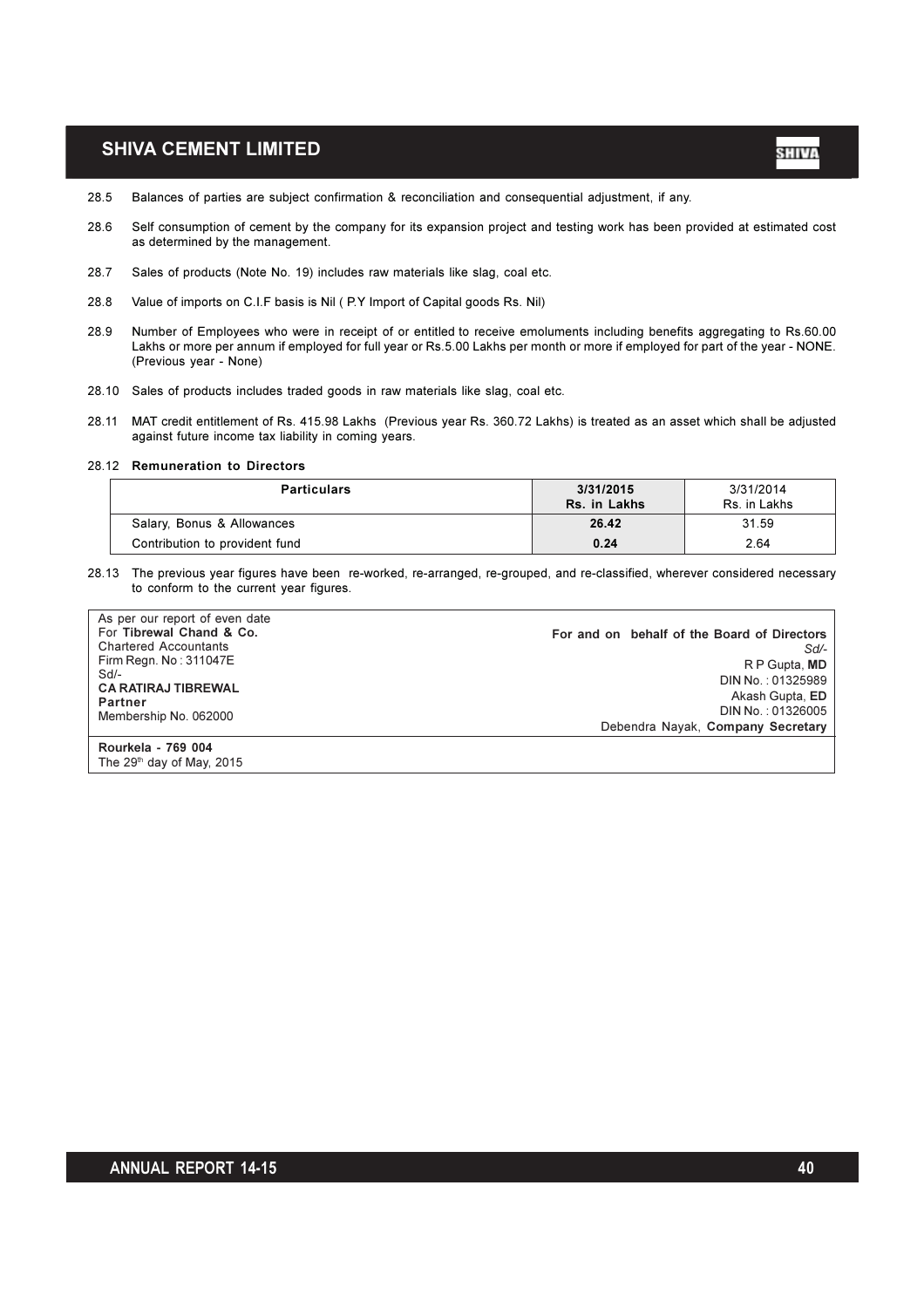28.5 Balances of parties are subject confirmation & reconciliation and consequential adjustment, if any.

28.6 Self consumption of cement by the company for its expansion project and testing work has been provided at estimated cost as determined by the management.

28.7 Sales of products (Note No. 19) includes raw materials like slag, coal etc.

28.8 Value of imports on C.I.F basis is Nil ( P.Y Import of Capital goods Rs. Nil)

28.9 Number of Employees who were in receipt of or entitled to receive emoluments including benefits aggregating to Rs.60.00 Lakhs or more per annum if employed for full year or Rs.5.00 Lakhs per month or more if employed for part of the year - NONE. (Previous year - None)

28.10 Sales of products includes traded goods in raw materials like slag, coal etc.

28.11 MAT credit entitlement of Rs. 415.98 Lakhs (Previous year Rs. 360.72 Lakhs) is treated as an asset which shall be adjusted against future income tax liability in coming years.

28.12 **Remuneration to Directors**

| Particulars | 3/31/2015 Rs. in Lakhs | 3/31/2014 Rs. in Lakhs |
|---|---|---|
| Salary, Bonus & Allowances | **26.42** | 31.59 |
| Contribution to provident fund | **0.24** | 2.64 |

28.13 The previous year figures have been re-worked, re-arranged, re-grouped, and re-classified, wherever considered necessary to conform to the current year figures.

As per our report of even date
For **Tibrewal Chand & Co.**
Chartered Accountants
Firm Regn. No : 311047E
Sd/-
**CA RATIRAJ TIBREWAL**
**Partner**
Membership No. 062000

**For and on behalf of the Board of Directors**
*Sd/-*
R P Gupta, **MD**
DIN No. : 01325989
Akash Gupta, **ED**
DIN No. : 01326005
Debendra Nayak, **Company Secretary**

**Rourkela - 769 004**
The 29th day of May, 2015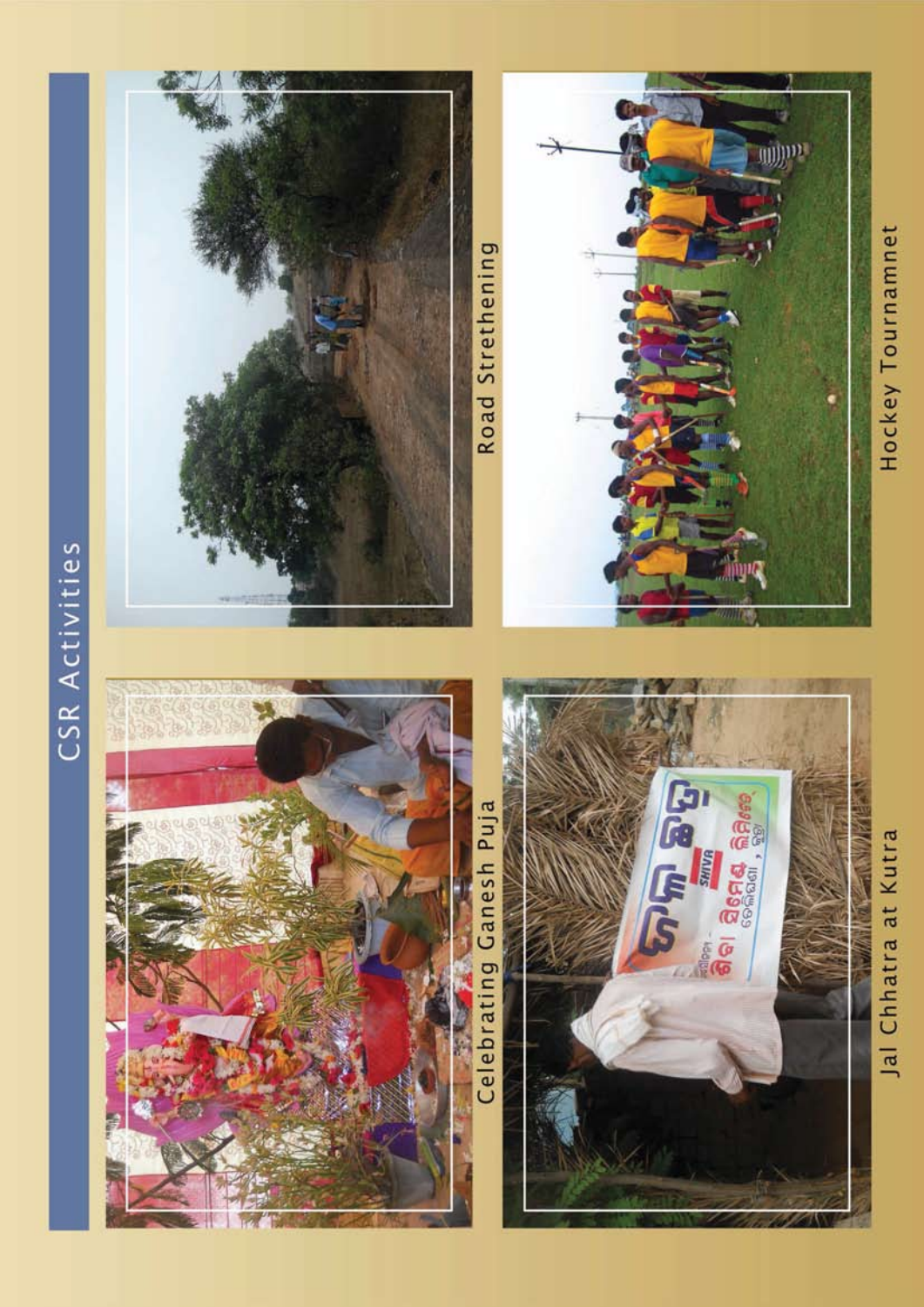# CSR Activities

Celebrating Ganesh Puja

Road Strethening

Jal Chhatra at Kutra

Hockey Tournamnet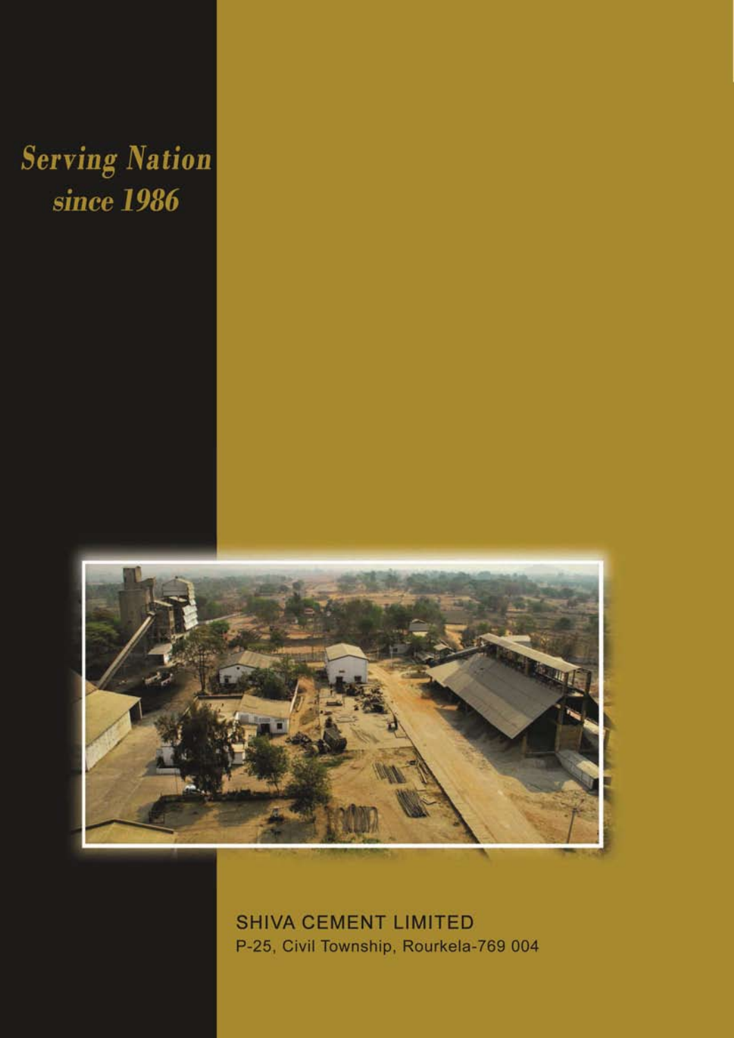*Serving Nation since 1986*

SHIVA CEMENT LIMITED

P-25, Civil Township, Rourkela-769 004